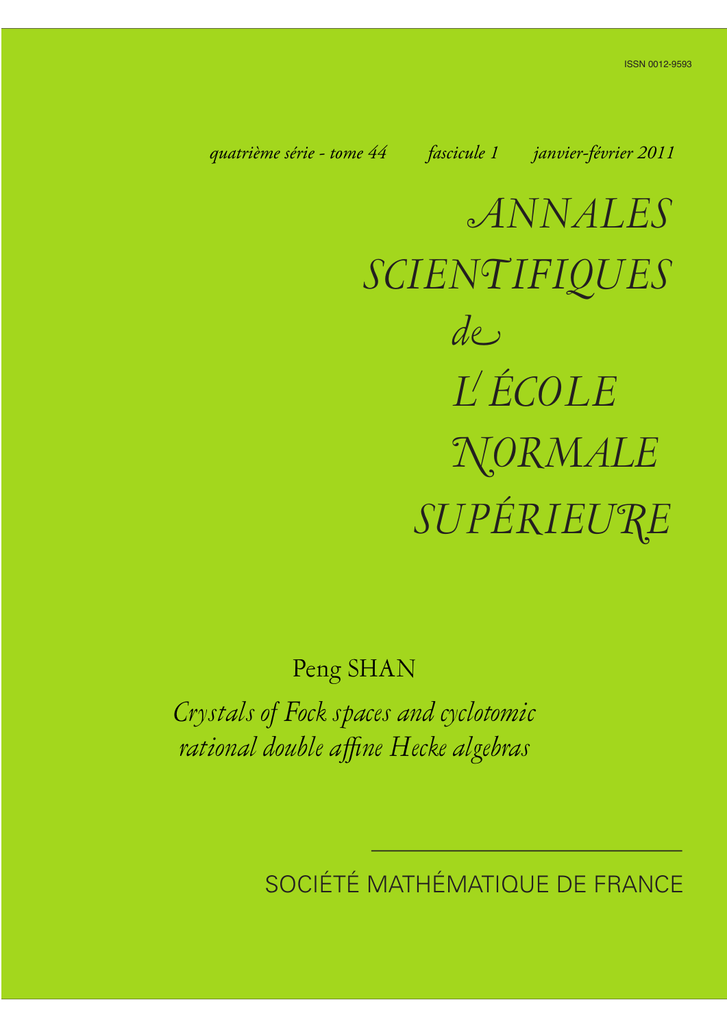ISSN 0012-9593

*quatrième série - tome 44 fascicule 1 janvier-février 2011*

# *ANNALES SCIENTIFIQUES de L'ÉCOLE NORMALE SUPÉRIEURE*

Peng SHAN

*Crystals of Fock spaces and cyclotomic rational double affine Hecke algebras*

SOCIÉTÉ MATHÉMATIQUE DE FRANCE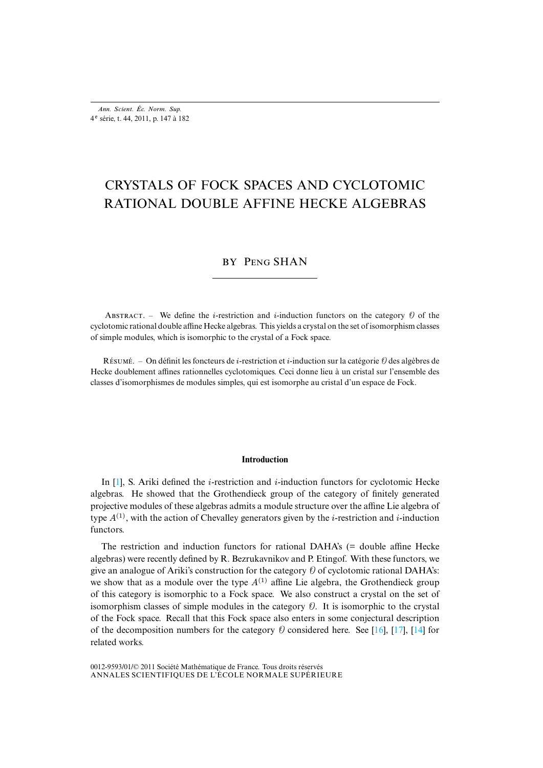# CRYSTALS OF FOCK SPACES AND CYCLOTOMIC RATIONAL DOUBLE AFFINE HECKE ALGEBRAS

BY PENG SHAN

ABSTRACT. – We define the $i$-restriction and $i$-induction functors on the category $\mathcal{O}$ of the cyclotomic rational double affine Hecke algebras. This yields a crystal on the set of isomorphism classes of simple modules, which is isomorphic to the crystal of a Fock space.

RÉSUMÉ. – On définit les foncteurs de $i$-restriction et $i$-induction sur la catégorie $\mathcal{O}$ des algèbres de Hecke doublement affines rationnelles cyclotomiques. Ceci donne lieu à un cristal sur l'ensemble des classes d'isomorphismes de modules simples, qui est isomorphe au cristal d'un espace de Fock.

## Introduction

In [1], S. Ariki defined the $i$-restriction and $i$-induction functors for cyclotomic Hecke algebras. He showed that the Grothendieck group of the category of finitely generated projective modules of these algebras admits a module structure over the affine Lie algebra of type $A^{(1)}$, with the action of Chevalley generators given by the $i$-restriction and $i$-induction functors.

The restriction and induction functors for rational DAHA's (= double affine Hecke algebras) were recently defined by R. Bezrukavnikov and P. Etingof. With these functors, we give an analogue of Ariki's construction for the category $\mathcal{O}$ of cyclotomic rational DAHA's: we show that as a module over the type $A^{(1)}$ affine Lie algebra, the Grothendieck group of this category is isomorphic to a Fock space. We also construct a crystal on the set of isomorphism classes of simple modules in the category $\mathcal{O}$. It is isomorphic to the crystal of the Fock space. Recall that this Fock space also enters in some conjectural description of the decomposition numbers for the category $\mathcal{O}$ considered here. See [16], [17], [14] for related works.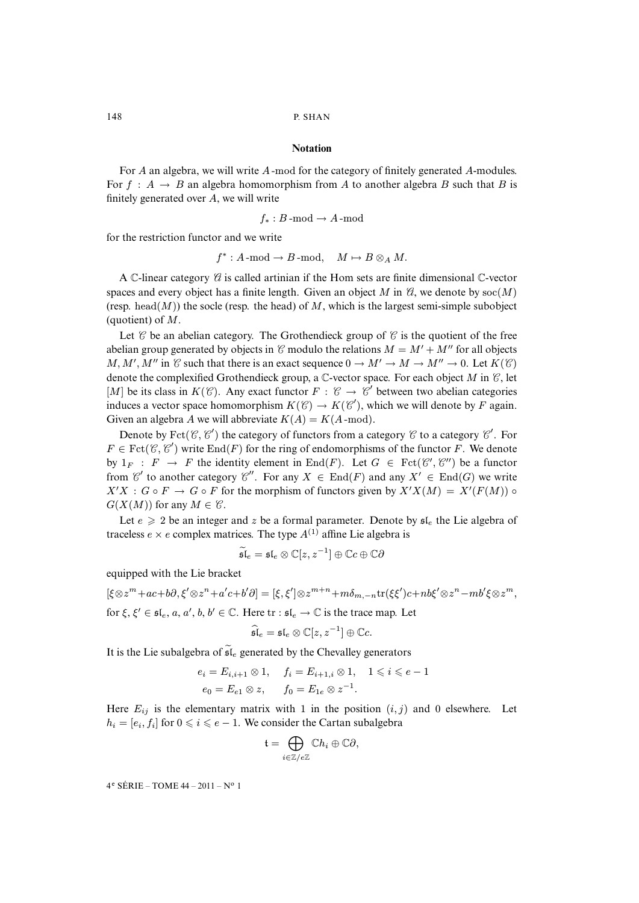## Notation

For $A$ an algebra, we will write $A$-mod for the category of finitely generated $A$-modules. For $f : A \to B$ an algebra homomorphism from $A$ to another algebra $B$ such that $B$ is finitely generated over $A$, we will write

$$f_* : B\text{-mod} \to A\text{-mod}$$

for the restriction functor and we write

$$f^* : A\text{-mod} \to B\text{-mod}, \quad M \mapsto B \otimes_A M.$$

A $\mathbb{C}$-linear category $\mathcal{A}$ is called artinian if the Hom sets are finite dimensional $\mathbb{C}$-vector spaces and every object has a finite length. Given an object $M$ in $\mathcal{A}$, we denote by $\mathrm{soc}(M)$ (resp. $\mathrm{head}(M)$) the socle (resp. the head) of $M$, which is the largest semi-simple subobject (quotient) of $M$.

Let $\mathcal{C}$ be an abelian category. The Grothendieck group of $\mathcal{C}$ is the quotient of the free abelian group generated by objects in $\mathcal{C}$ modulo the relations $M = M' + M''$ for all objects $M, M', M''$ in $\mathcal{C}$ such that there is an exact sequence $0 \to M' \to M \to M'' \to 0$. Let $K(\mathcal{C})$ denote the complexified Grothendieck group, a $\mathbb{C}$-vector space. For each object $M$ in $\mathcal{C}$, let $[M]$ be its class in $K(\mathcal{C})$. Any exact functor $F : \mathcal{C} \to \mathcal{C}'$ between two abelian categories induces a vector space homomorphism $K(\mathcal{C}) \to K(\mathcal{C}')$, which we will denote by $F$ again. Given an algebra $A$ we will abbreviate $K(A) = K(A\text{-mod})$.

Denote by $\mathrm{Fct}(\mathcal{C}, \mathcal{C}')$ the category of functors from a category $\mathcal{C}$ to a category $\mathcal{C}'$. For $F \in \mathrm{Fct}(\mathcal{C}, \mathcal{C}')$ write $\mathrm{End}(F)$ for the ring of endomorphisms of the functor $F$. We denote by $1_F : F \to F$ the identity element in $\mathrm{End}(F)$. Let $G \in \mathrm{Fct}(\mathcal{C}', \mathcal{C}'')$ be a functor from $\mathcal{C}'$ to another category $\mathcal{C}''$. For any $X \in \mathrm{End}(F)$ and any $X' \in \mathrm{End}(G)$ we write $X'X : G \circ F \to G \circ F$ for the morphism of functors given by $X'X(M) = X'(F(M)) \circ G(X(M))$ for any $M \in \mathcal{C}$.

Let $e \geqslant 2$ be an integer and $z$ be a formal parameter. Denote by $\mathfrak{sl}_e$ the Lie algebra of traceless $e \times e$ complex matrices. The type $A^{(1)}$ affine Lie algebra is

$$\widetilde{\mathfrak{sl}}_e = \mathfrak{sl}_e \otimes \mathbb{C}[z, z^{-1}] \oplus \mathbb{C}c \oplus \mathbb{C}\partial$$

equipped with the Lie bracket

$$[\xi \otimes z^m + ac + b\partial, \xi' \otimes z^n + a'c + b'\partial] = [\xi, \xi'] \otimes z^{m+n} + m\delta_{m,-n}\mathrm{tr}(\xi\xi')c + nb\xi' \otimes z^n - mb'\xi \otimes z^m,$$

for $\xi, \xi' \in \mathfrak{sl}_e$, $a, a', b, b' \in \mathbb{C}$. Here $\mathrm{tr} : \mathfrak{sl}_e \to \mathbb{C}$ is the trace map. Let

$$\widehat{\mathfrak{sl}}_e = \mathfrak{sl}_e \otimes \mathbb{C}[z, z^{-1}] \oplus \mathbb{C}c.$$

It is the Lie subalgebra of $\widetilde{\mathfrak{sl}}_e$ generated by the Chevalley generators

$$e_i = E_{i,i+1} \otimes 1, \quad f_i = E_{i+1,i} \otimes 1, \quad 1 \leqslant i \leqslant e-1$$
$$e_0 = E_{e1} \otimes z, \quad f_0 = E_{1e} \otimes z^{-1}.$$

Here $E_{ij}$ is the elementary matrix with 1 in the position $(i, j)$ and 0 elsewhere. Let $h_i = [e_i, f_i]$ for $0 \leqslant i \leqslant e-1$. We consider the Cartan subalgebra

$$\mathfrak{t} = \bigoplus_{i \in \mathbb{Z}/e\mathbb{Z}} \mathbb{C}h_i \oplus \mathbb{C}\partial,$$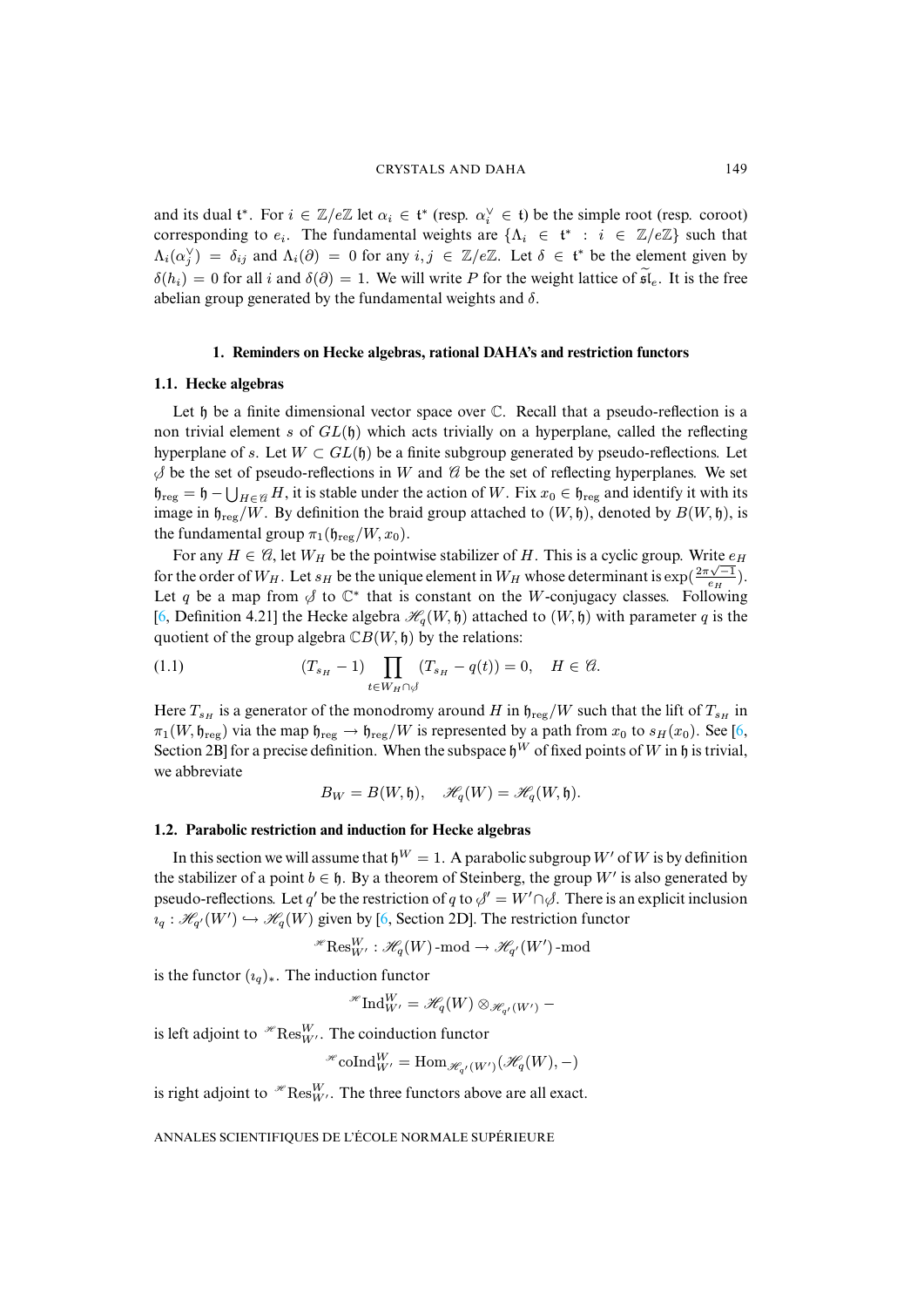and its dual $\mathfrak{t}^*$. For $i \in \mathbb{Z}/e\mathbb{Z}$ let $\alpha_i \in \mathfrak{t}^*$ (resp. $\alpha_i^\vee \in \mathfrak{t}$) be the simple root (resp. coroot) corresponding to $e_i$. The fundamental weights are $\{\Lambda_i \in \mathfrak{t}^* : i \in \mathbb{Z}/e\mathbb{Z}\}$ such that $\Lambda_i(\alpha_j^\vee) = \delta_{ij}$ and $\Lambda_i(\partial) = 0$ for any $i, j \in \mathbb{Z}/e\mathbb{Z}$. Let $\delta \in \mathfrak{t}^*$ be the element given by $\delta(h_i) = 0$ for all $i$ and $\delta(\partial) = 1$. We will write $P$ for the weight lattice of $\widetilde{\mathfrak{sl}}_e$. It is the free abelian group generated by the fundamental weights and $\delta$.

## 1. Reminders on Hecke algebras, rational DAHA's and restriction functors

### 1.1. Hecke algebras

Let $\mathfrak{h}$ be a finite dimensional vector space over $\mathbb{C}$. Recall that a pseudo-reflection is a non trivial element $s$ of $GL(\mathfrak{h})$ which acts trivially on a hyperplane, called the reflecting hyperplane of $s$. Let $W \subset GL(\mathfrak{h})$ be a finite subgroup generated by pseudo-reflections. Let $\mathcal{S}$ be the set of pseudo-reflections in $W$ and $\mathcal{A}$ be the set of reflecting hyperplanes. We set $\mathfrak{h}_{\mathrm{reg}} = \mathfrak{h} - \bigcup_{H \in \mathcal{A}} H$, it is stable under the action of $W$. Fix $x_0 \in \mathfrak{h}_{\mathrm{reg}}$ and identify it with its image in $\mathfrak{h}_{\mathrm{reg}}/W$. By definition the braid group attached to $(W, \mathfrak{h})$, denoted by $B(W, \mathfrak{h})$, is the fundamental group $\pi_1(\mathfrak{h}_{\mathrm{reg}}/W, x_0)$.

For any $H \in \mathcal{A}$, let $W_H$ be the pointwise stabilizer of $H$. This is a cyclic group. Write $e_H$ for the order of $W_H$. Let $s_H$ be the unique element in $W_H$ whose determinant is $\exp(\frac{2\pi\sqrt{-1}}{e_H})$. Let $q$ be a map from $\mathcal{S}$ to $\mathbb{C}^*$ that is constant on the $W$-conjugacy classes. Following [6, Definition 4.21] the Hecke algebra $\mathcal{H}_q(W, \mathfrak{h})$ attached to $(W, \mathfrak{h})$ with parameter $q$ is the quotient of the group algebra $\mathbb{C}B(W, \mathfrak{h})$ by the relations:

$$(1.1) \qquad (T_{s_H} - 1) \prod_{t \in W_H \cap \mathcal{S}} (T_{s_H} - q(t)) = 0, \quad H \in \mathcal{A}.$$

Here $T_{s_H}$ is a generator of the monodromy around $H$ in $\mathfrak{h}_{\mathrm{reg}}/W$ such that the lift of $T_{s_H}$ in $\pi_1(W, \mathfrak{h}_{\mathrm{reg}})$ via the map $\mathfrak{h}_{\mathrm{reg}} \to \mathfrak{h}_{\mathrm{reg}}/W$ is represented by a path from $x_0$ to $s_H(x_0)$. See [6, Section 2B] for a precise definition. When the subspace $\mathfrak{h}^W$ of fixed points of $W$ in $\mathfrak{h}$ is trivial, we abbreviate

$$B_W = B(W, \mathfrak{h}), \quad \mathcal{H}_q(W) = \mathcal{H}_q(W, \mathfrak{h}).$$

### 1.2. Parabolic restriction and induction for Hecke algebras

In this section we will assume that $\mathfrak{h}^W = 1$. A parabolic subgroup $W'$ of $W$ is by definition the stabilizer of a point $b \in \mathfrak{h}$. By a theorem of Steinberg, the group $W'$ is also generated by pseudo-reflections. Let $q'$ be the restriction of $q$ to $\mathcal{S}' = W' \cap \mathcal{S}$. There is an explicit inclusion $\imath_q : \mathcal{H}_{q'}(W') \hookrightarrow \mathcal{H}_q(W)$ given by [6, Section 2D]. The restriction functor

$$^{\mathcal{H}}\mathrm{Res}_{W'}^W : \mathcal{H}_q(W)\text{-mod} \to \mathcal{H}_{q'}(W')\text{-mod}$$

is the functor $(\imath_q)_*$. The induction functor

$$^{\mathcal{H}}\mathrm{Ind}_{W'}^W = \mathcal{H}_q(W) \otimes_{\mathcal{H}_{q'}(W')} -$$

is left adjoint to $^{\mathcal{H}}\mathrm{Res}_{W'}^W$. The coinduction functor

$$^{\mathcal{H}}\mathrm{coInd}_{W'}^W = \mathrm{Hom}_{\mathcal{H}_{q'}(W')}(\mathcal{H}_q(W), -)$$

is right adjoint to $^{\mathcal{H}}\mathrm{Res}_{W'}^W$. The three functors above are all exact.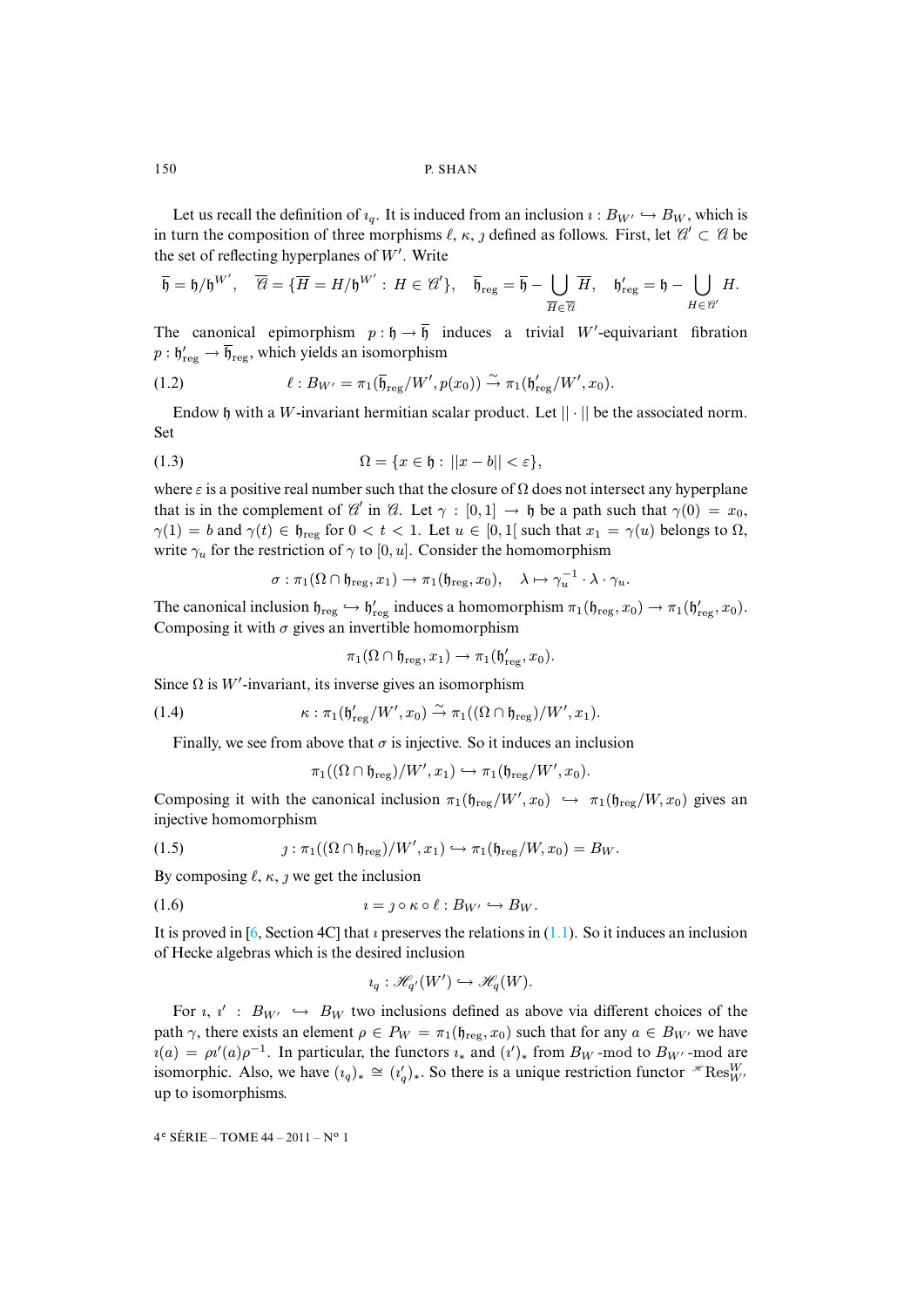Let us recall the definition of $\imath_q$. It is induced from an inclusion $\imath : B_{W'} \hookrightarrow B_W$, which is in turn the composition of three morphisms $\ell$, $\kappa$, $\jmath$ defined as follows. First, let $\mathcal{A}' \subset \mathcal{A}$ be the set of reflecting hyperplanes of $W'$. Write

$$\overline{\mathfrak{h}} = \mathfrak{h}/\mathfrak{h}^{W'}, \quad \overline{\mathcal{A}} = \{\overline{H} = H/\mathfrak{h}^{W'} : H \in \mathcal{A}'\}, \quad \overline{\mathfrak{h}}_{\mathrm{reg}} = \overline{\mathfrak{h}} - \bigcup_{\overline{H}\in\overline{\mathcal{A}}} \overline{H}, \quad \mathfrak{h}'_{\mathrm{reg}} = \mathfrak{h} - \bigcup_{H\in\mathcal{A}'} H.$$

The canonical epimorphism $p : \mathfrak{h} \to \overline{\mathfrak{h}}$ induces a trivial $W'$-equivariant fibration $p : \mathfrak{h}'_{\mathrm{reg}} \to \overline{\mathfrak{h}}_{\mathrm{reg}}$, which yields an isomorphism

$$\ell : B_{W'} = \pi_1(\overline{\mathfrak{h}}_{\mathrm{reg}}/W', p(x_0)) \xrightarrow{\sim} \pi_1(\mathfrak{h}'_{\mathrm{reg}}/W', x_0). \tag{1.2}$$

Endow $\mathfrak{h}$ with a $W$-invariant hermitian scalar product. Let $||\cdot||$ be the associated norm. Set

$$\Omega = \{x \in \mathfrak{h} : ||x - b|| < \varepsilon\}, \tag{1.3}$$

where $\varepsilon$ is a positive real number such that the closure of $\Omega$ does not intersect any hyperplane that is in the complement of $\mathcal{A}'$ in $\mathcal{A}$. Let $\gamma : [0,1] \to \mathfrak{h}$ be a path such that $\gamma(0) = x_0$, $\gamma(1) = b$ and $\gamma(t) \in \mathfrak{h}_{\mathrm{reg}}$ for $0 < t < 1$. Let $u \in [0,1[$ such that $x_1 = \gamma(u)$ belongs to $\Omega$, write $\gamma_u$ for the restriction of $\gamma$ to $[0,u]$. Consider the homomorphism

$$\sigma : \pi_1(\Omega \cap \mathfrak{h}_{\mathrm{reg}}, x_1) \to \pi_1(\mathfrak{h}_{\mathrm{reg}}, x_0), \quad \lambda \mapsto \gamma_u^{-1} \cdot \lambda \cdot \gamma_u.$$

The canonical inclusion $\mathfrak{h}_{\mathrm{reg}} \hookrightarrow \mathfrak{h}'_{\mathrm{reg}}$ induces a homomorphism $\pi_1(\mathfrak{h}_{\mathrm{reg}}, x_0) \to \pi_1(\mathfrak{h}'_{\mathrm{reg}}, x_0)$. Composing it with $\sigma$ gives an invertible homomorphism

$$\pi_1(\Omega \cap \mathfrak{h}_{\mathrm{reg}}, x_1) \to \pi_1(\mathfrak{h}'_{\mathrm{reg}}, x_0).$$

Since $\Omega$ is $W'$-invariant, its inverse gives an isomorphism

$$\kappa : \pi_1(\mathfrak{h}'_{\mathrm{reg}}/W', x_0) \xrightarrow{\sim} \pi_1((\Omega \cap \mathfrak{h}_{\mathrm{reg}})/W', x_1). \tag{1.4}$$

Finally, we see from above that $\sigma$ is injective. So it induces an inclusion

$$\pi_1((\Omega \cap \mathfrak{h}_{\mathrm{reg}})/W', x_1) \hookrightarrow \pi_1(\mathfrak{h}_{\mathrm{reg}}/W', x_0).$$

Composing it with the canonical inclusion $\pi_1(\mathfrak{h}_{\mathrm{reg}}/W', x_0) \hookrightarrow \pi_1(\mathfrak{h}_{\mathrm{reg}}/W, x_0)$ gives an injective homomorphism

$$\jmath : \pi_1((\Omega \cap \mathfrak{h}_{\mathrm{reg}})/W', x_1) \hookrightarrow \pi_1(\mathfrak{h}_{\mathrm{reg}}/W, x_0) = B_W. \tag{1.5}$$

By composing $\ell$, $\kappa$, $\jmath$ we get the inclusion

$$\imath = \jmath \circ \kappa \circ \ell : B_{W'} \hookrightarrow B_W. \tag{1.6}$$

It is proved in [6, Section 4C] that $\imath$ preserves the relations in (1.1). So it induces an inclusion of Hecke algebras which is the desired inclusion

$$\imath_q : \mathscr{H}_{q'}(W') \hookrightarrow \mathscr{H}_q(W).$$

For $\imath$, $\imath' : B_{W'} \hookrightarrow B_W$ two inclusions defined as above via different choices of the path $\gamma$, there exists an element $\rho \in P_W = \pi_1(\mathfrak{h}_{\mathrm{reg}}, x_0)$ such that for any $a \in B_{W'}$ we have $\imath(a) = \rho\imath'(a)\rho^{-1}$. In particular, the functors $\imath_*$ and $(\imath')_*$ from $B_W$-mod to $B_{W'}$-mod are isomorphic. Also, we have $(\imath_q)_* \cong (\imath'_q)_*$. So there is a unique restriction functor ${}^{\mathscr{H}}\mathrm{Res}^W_{W'}$ up to isomorphisms.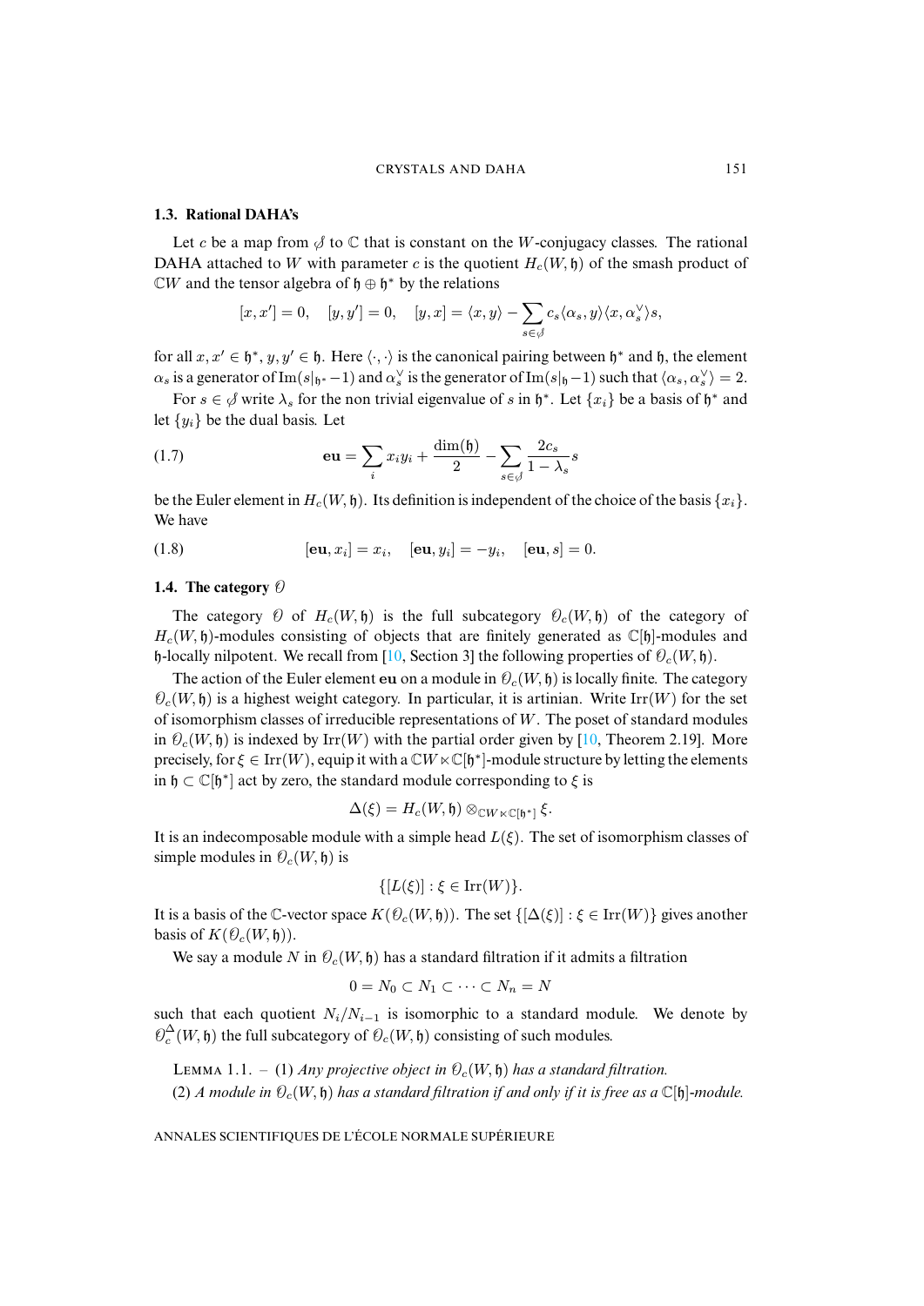### 1.3. Rational DAHA's

Let $c$ be a map from $\mathcal{S}$ to $\mathbb{C}$ that is constant on the $W$-conjugacy classes. The rational DAHA attached to $W$ with parameter $c$ is the quotient $H_c(W,\mathfrak{h})$ of the smash product of $\mathbb{C}W$ and the tensor algebra of $\mathfrak{h}\oplus\mathfrak{h}^*$ by the relations

$$[x,x']=0,\quad [y,y']=0,\quad [y,x]=\langle x,y\rangle-\sum_{s\in\mathcal{S}}c_s\langle\alpha_s,y\rangle\langle x,\alpha_s^\vee\rangle s,$$

for all $x,x'\in\mathfrak{h}^*$, $y,y'\in\mathfrak{h}$. Here $\langle\cdot,\cdot\rangle$ is the canonical pairing between $\mathfrak{h}^*$ and $\mathfrak{h}$, the element $\alpha_s$ is a generator of $\mathrm{Im}(s|_{\mathfrak{h}^*}-1)$ and $\alpha_s^\vee$ is the generator of $\mathrm{Im}(s|_{\mathfrak{h}}-1)$ such that $\langle\alpha_s,\alpha_s^\vee\rangle=2$.

For $s\in\mathcal{S}$ write $\lambda_s$ for the non trivial eigenvalue of $s$ in $\mathfrak{h}^*$. Let $\{x_i\}$ be a basis of $\mathfrak{h}^*$ and let $\{y_i\}$ be the dual basis. Let

$$\mathbf{eu}=\sum_i x_iy_i+\frac{\dim(\mathfrak{h})}{2}-\sum_{s\in\mathcal{S}}\frac{2c_s}{1-\lambda_s}s \tag{1.7}$$

be the Euler element in $H_c(W,\mathfrak{h})$. Its definition is independent of the choice of the basis $\{x_i\}$. We have

$$[\mathbf{eu},x_i]=x_i,\quad [\mathbf{eu},y_i]=-y_i,\quad [\mathbf{eu},s]=0. \tag{1.8}$$

### 1.4. The category $\mathcal{O}$

The category $\mathcal{O}$ of $H_c(W,\mathfrak{h})$ is the full subcategory $\mathcal{O}_c(W,\mathfrak{h})$ of the category of $H_c(W,\mathfrak{h})$-modules consisting of objects that are finitely generated as $\mathbb{C}[\mathfrak{h}]$-modules and $\mathfrak{h}$-locally nilpotent. We recall from [10, Section 3] the following properties of $\mathcal{O}_c(W,\mathfrak{h})$.

The action of the Euler element $\mathbf{eu}$ on a module in $\mathcal{O}_c(W,\mathfrak{h})$ is locally finite. The category $\mathcal{O}_c(W,\mathfrak{h})$ is a highest weight category. In particular, it is artinian. Write $\mathrm{Irr}(W)$ for the set of isomorphism classes of irreducible representations of $W$. The poset of standard modules in $\mathcal{O}_c(W,\mathfrak{h})$ is indexed by $\mathrm{Irr}(W)$ with the partial order given by [10, Theorem 2.19]. More precisely, for $\xi\in\mathrm{Irr}(W)$, equip it with a $\mathbb{C}W\ltimes\mathbb{C}[\mathfrak{h}^*]$-module structure by letting the elements in $\mathfrak{h}\subset\mathbb{C}[\mathfrak{h}^*]$ act by zero, the standard module corresponding to $\xi$ is

$$\Delta(\xi)=H_c(W,\mathfrak{h})\otimes_{\mathbb{C}W\ltimes\mathbb{C}[\mathfrak{h}^*]}\xi.$$

It is an indecomposable module with a simple head $L(\xi)$. The set of isomorphism classes of simple modules in $\mathcal{O}_c(W,\mathfrak{h})$ is

$$\{[L(\xi)]:\xi\in\mathrm{Irr}(W)\}.$$

It is a basis of the $\mathbb{C}$-vector space $K(\mathcal{O}_c(W,\mathfrak{h}))$. The set $\{[\Delta(\xi)]:\xi\in\mathrm{Irr}(W)\}$ gives another basis of $K(\mathcal{O}_c(W,\mathfrak{h}))$.

We say a module $N$ in $\mathcal{O}_c(W,\mathfrak{h})$ has a standard filtration if it admits a filtration

$$0=N_0\subset N_1\subset\cdots\subset N_n=N$$

such that each quotient $N_i/N_{i-1}$ is isomorphic to a standard module. We denote by $\mathcal{O}_c^{\Delta}(W,\mathfrak{h})$ the full subcategory of $\mathcal{O}_c(W,\mathfrak{h})$ consisting of such modules.

Lemma 1.1. – (1) *Any projective object in $\mathcal{O}_c(W,\mathfrak{h})$ has a standard filtration.*

(2) *A module in $\mathcal{O}_c(W,\mathfrak{h})$ has a standard filtration if and only if it is free as a $\mathbb{C}[\mathfrak{h}]$-module.*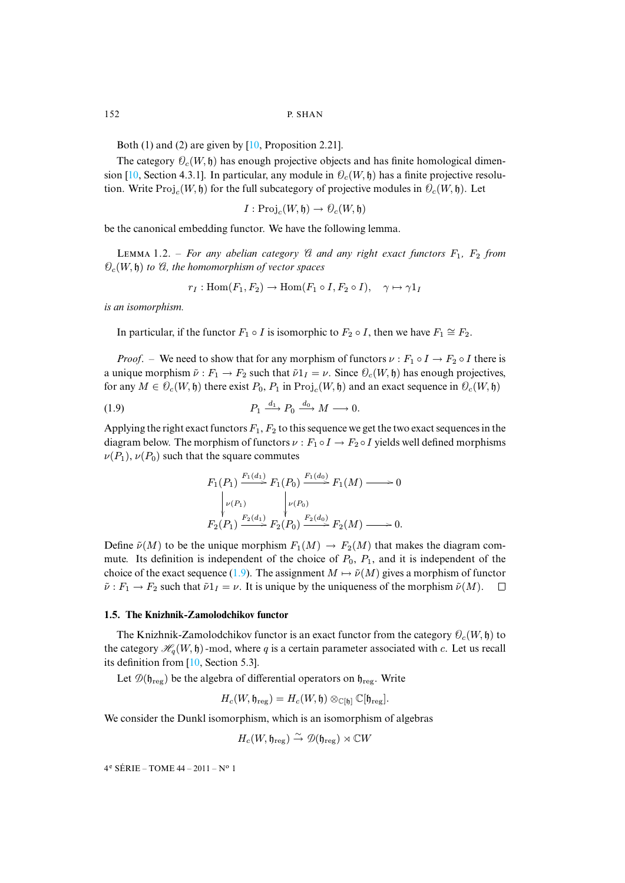Both (1) and (2) are given by [10, Proposition 2.21].

The category $\mathcal{O}_c(W,\mathfrak{h})$ has enough projective objects and has finite homological dimension [10, Section 4.3.1]. In particular, any module in $\mathcal{O}_c(W,\mathfrak{h})$ has a finite projective resolution. Write $\mathrm{Proj}_c(W,\mathfrak{h})$ for the full subcategory of projective modules in $\mathcal{O}_c(W,\mathfrak{h})$. Let

$$I : \mathrm{Proj}_c(W,\mathfrak{h}) \to \mathcal{O}_c(W,\mathfrak{h})$$

be the canonical embedding functor. We have the following lemma.

Lemma 1.2. – *For any abelian category $\mathcal{A}$ and any right exact functors $F_1$, $F_2$ from $\mathcal{O}_c(W,\mathfrak{h})$ to $\mathcal{A}$, the homomorphism of vector spaces*

$$r_I : \mathrm{Hom}(F_1, F_2) \to \mathrm{Hom}(F_1 \circ I, F_2 \circ I), \quad \gamma \mapsto \gamma 1_I$$

*is an isomorphism.*

In particular, if the functor $F_1 \circ I$ is isomorphic to $F_2 \circ I$, then we have $F_1 \cong F_2$.

*Proof*. – We need to show that for any morphism of functors $\nu : F_1 \circ I \to F_2 \circ I$ there is a unique morphism $\tilde{\nu} : F_1 \to F_2$ such that $\tilde{\nu} 1_I = \nu$. Since $\mathcal{O}_c(W,\mathfrak{h})$ has enough projectives, for any $M \in \mathcal{O}_c(W,\mathfrak{h})$ there exist $P_0$, $P_1$ in $\mathrm{Proj}_c(W,\mathfrak{h})$ and an exact sequence in $\mathcal{O}_c(W,\mathfrak{h})$

$$P_1 \xrightarrow{d_1} P_0 \xrightarrow{d_0} M \longrightarrow 0. \tag{1.9}$$

Applying the right exact functors $F_1$, $F_2$ to this sequence we get the two exact sequences in the diagram below. The morphism of functors $\nu : F_1 \circ I \to F_2 \circ I$ yields well defined morphisms $\nu(P_1)$, $\nu(P_0)$ such that the square commutes

$$\begin{array}{ccccccc}
F_1(P_1) & \xrightarrow{F_1(d_1)} & F_1(P_0) & \xrightarrow{F_1(d_0)} & F_1(M) & \longrightarrow & 0 \\
\big\downarrow{\scriptstyle \nu(P_1)} & & \big\downarrow{\scriptstyle \nu(P_0)} & & & & \\
F_2(P_1) & \xrightarrow{F_2(d_1)} & F_2(P_0) & \xrightarrow{F_2(d_0)} & F_2(M) & \longrightarrow & 0.
\end{array}$$

Define $\tilde{\nu}(M)$ to be the unique morphism $F_1(M) \to F_2(M)$ that makes the diagram commute. Its definition is independent of the choice of $P_0$, $P_1$, and it is independent of the choice of the exact sequence (1.9). The assignment $M \mapsto \tilde{\nu}(M)$ gives a morphism of functor $\tilde{\nu} : F_1 \to F_2$ such that $\tilde{\nu} 1_I = \nu$. It is unique by the uniqueness of the morphism $\tilde{\nu}(M)$. $\square$

### 1.5. The Knizhnik-Zamolodchikov functor

The Knizhnik-Zamolodchikov functor is an exact functor from the category $\mathcal{O}_c(W,\mathfrak{h})$ to the category $\mathscr{H}_q(W,\mathfrak{h})$-mod, where $q$ is a certain parameter associated with $c$. Let us recall its definition from [10, Section 5.3].

Let $\mathcal{D}(\mathfrak{h}_{\mathrm{reg}})$ be the algebra of differential operators on $\mathfrak{h}_{\mathrm{reg}}$. Write

$$H_c(W,\mathfrak{h}_{\mathrm{reg}}) = H_c(W,\mathfrak{h}) \otimes_{\mathbb{C}[\mathfrak{h}]} \mathbb{C}[\mathfrak{h}_{\mathrm{reg}}].$$

We consider the Dunkl isomorphism, which is an isomorphism of algebras

$$H_c(W,\mathfrak{h}_{\mathrm{reg}}) \xrightarrow{\sim} \mathcal{D}(\mathfrak{h}_{\mathrm{reg}}) \rtimes \mathbb{C}W$$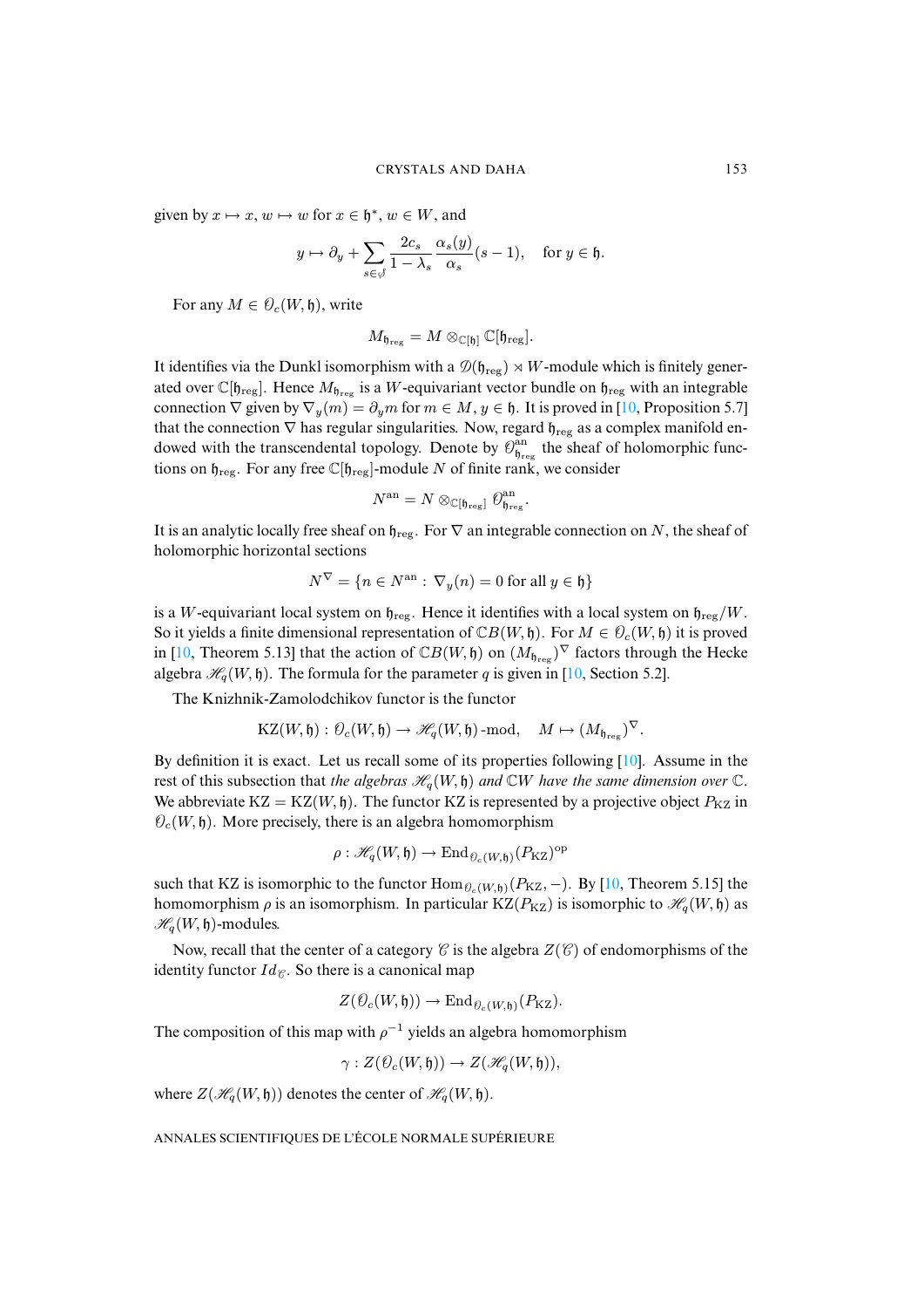given by $x \mapsto x$, $w \mapsto w$ for $x \in \mathfrak{h}^*$, $w \in W$, and

$$y \mapsto \partial_y + \sum_{s \in \mathcal{S}} \frac{2c_s}{1-\lambda_s} \frac{\alpha_s(y)}{\alpha_s}(s-1), \quad \text{for } y \in \mathfrak{h}.$$

For any $M \in \mathcal{O}_c(W, \mathfrak{h})$, write

$$M_{\mathfrak{h}_{\mathrm{reg}}} = M \otimes_{\mathbb{C}[\mathfrak{h}]} \mathbb{C}[\mathfrak{h}_{\mathrm{reg}}].$$

It identifies via the Dunkl isomorphism with a $\mathcal{D}(\mathfrak{h}_{\mathrm{reg}}) \rtimes W$-module which is finitely generated over $\mathbb{C}[\mathfrak{h}_{\mathrm{reg}}]$. Hence $M_{\mathfrak{h}_{\mathrm{reg}}}$ is a $W$-equivariant vector bundle on $\mathfrak{h}_{\mathrm{reg}}$ with an integrable connection $\nabla$ given by $\nabla_y(m) = \partial_y m$ for $m \in M$, $y \in \mathfrak{h}$. It is proved in [10, Proposition 5.7] that the connection $\nabla$ has regular singularities. Now, regard $\mathfrak{h}_{\mathrm{reg}}$ as a complex manifold endowed with the transcendental topology. Denote by $\mathcal{O}^{\mathrm{an}}_{\mathfrak{h}_{\mathrm{reg}}}$ the sheaf of holomorphic functions on $\mathfrak{h}_{\mathrm{reg}}$. For any free $\mathbb{C}[\mathfrak{h}_{\mathrm{reg}}]$-module $N$ of finite rank, we consider

$$N^{\mathrm{an}} = N \otimes_{\mathbb{C}[\mathfrak{h}_{\mathrm{reg}}]} \mathcal{O}^{\mathrm{an}}_{\mathfrak{h}_{\mathrm{reg}}}.$$

It is an analytic locally free sheaf on $\mathfrak{h}_{\mathrm{reg}}$. For $\nabla$ an integrable connection on $N$, the sheaf of holomorphic horizontal sections

$$N^{\nabla} = \{n \in N^{\mathrm{an}} : \nabla_y(n) = 0 \text{ for all } y \in \mathfrak{h}\}$$

is a $W$-equivariant local system on $\mathfrak{h}_{\mathrm{reg}}$. Hence it identifies with a local system on $\mathfrak{h}_{\mathrm{reg}}/W$. So it yields a finite dimensional representation of $\mathbb{C}B(W, \mathfrak{h})$. For $M \in \mathcal{O}_c(W, \mathfrak{h})$ it is proved in [10, Theorem 5.13] that the action of $\mathbb{C}B(W, \mathfrak{h})$ on $(M_{\mathfrak{h}_{\mathrm{reg}}})^{\nabla}$ factors through the Hecke algebra $\mathcal{H}_q(W, \mathfrak{h})$. The formula for the parameter $q$ is given in [10, Section 5.2].

The Knizhnik-Zamolodchikov functor is the functor

$$\mathrm{KZ}(W, \mathfrak{h}) : \mathcal{O}_c(W, \mathfrak{h}) \to \mathcal{H}_q(W, \mathfrak{h})\text{-mod}, \quad M \mapsto (M_{\mathfrak{h}_{\mathrm{reg}}})^{\nabla}.$$

By definition it is exact. Let us recall some of its properties following [10]. Assume in the rest of this subsection that *the algebras $\mathcal{H}_q(W, \mathfrak{h})$ and $\mathbb{C}W$ have the same dimension over $\mathbb{C}$*. We abbreviate $\mathrm{KZ} = \mathrm{KZ}(W, \mathfrak{h})$. The functor KZ is represented by a projective object $P_{\mathrm{KZ}}$ in $\mathcal{O}_c(W, \mathfrak{h})$. More precisely, there is an algebra homomorphism

$$\rho : \mathcal{H}_q(W, \mathfrak{h}) \to \mathrm{End}_{\mathcal{O}_c(W, \mathfrak{h})}(P_{\mathrm{KZ}})^{\mathrm{op}}$$

such that KZ is isomorphic to the functor $\mathrm{Hom}_{\mathcal{O}_c(W, \mathfrak{h})}(P_{\mathrm{KZ}}, -)$. By [10, Theorem 5.15] the homomorphism $\rho$ is an isomorphism. In particular $\mathrm{KZ}(P_{\mathrm{KZ}})$ is isomorphic to $\mathcal{H}_q(W, \mathfrak{h})$ as $\mathcal{H}_q(W, \mathfrak{h})$-modules.

Now, recall that the center of a category $\mathcal{C}$ is the algebra $Z(\mathcal{C})$ of endomorphisms of the identity functor $Id_{\mathcal{C}}$. So there is a canonical map

$$Z(\mathcal{O}_c(W, \mathfrak{h})) \to \mathrm{End}_{\mathcal{O}_c(W, \mathfrak{h})}(P_{\mathrm{KZ}}).$$

The composition of this map with $\rho^{-1}$ yields an algebra homomorphism

$$\gamma : Z(\mathcal{O}_c(W, \mathfrak{h})) \to Z(\mathcal{H}_q(W, \mathfrak{h})),$$

where $Z(\mathcal{H}_q(W, \mathfrak{h}))$ denotes the center of $\mathcal{H}_q(W, \mathfrak{h})$.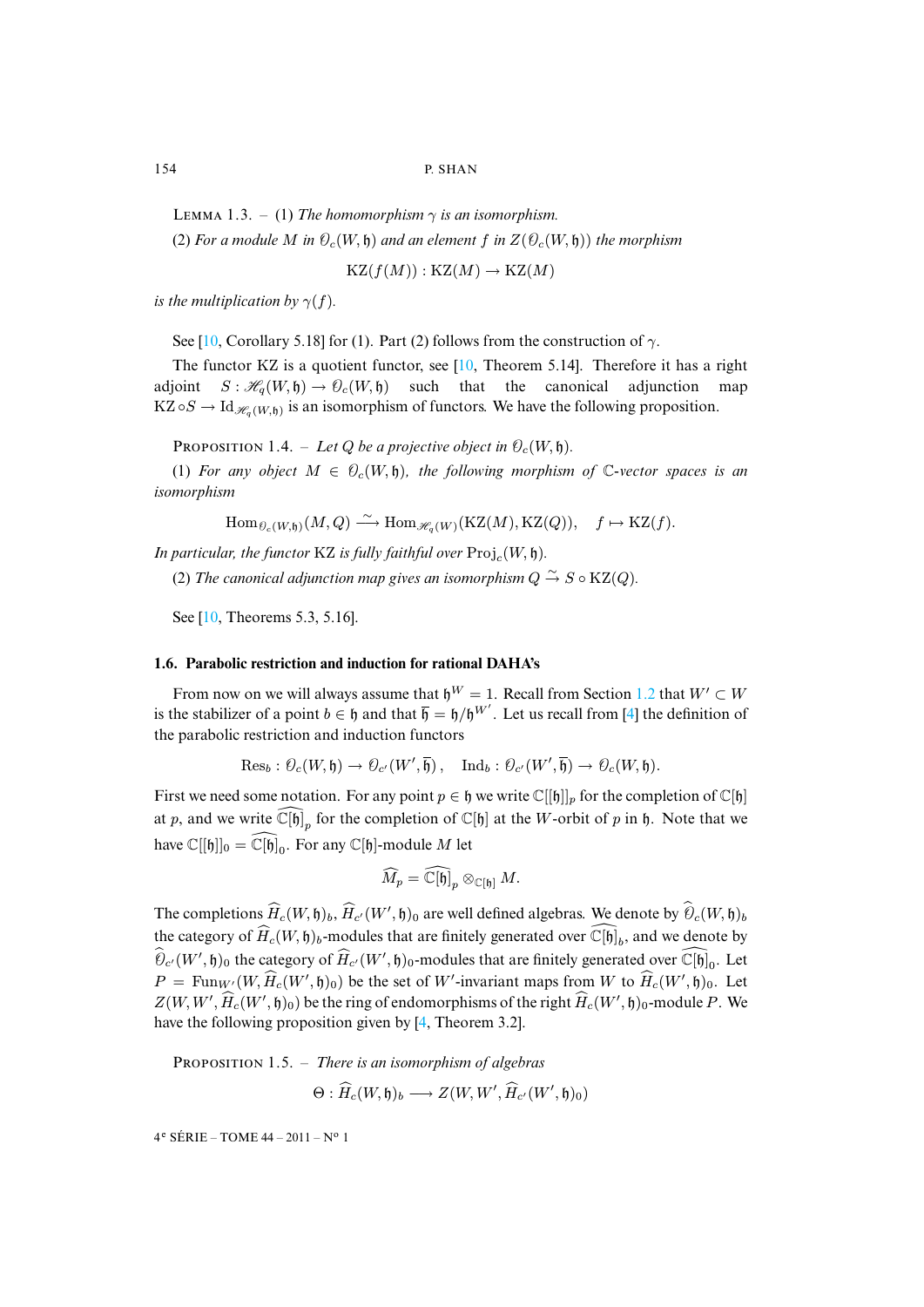LEMMA 1.3. – (1) *The homomorphism $\gamma$ is an isomorphism.*

(2) *For a module $M$ in $\mathcal{O}_c(W,\mathfrak{h})$ and an element $f$ in $Z(\mathcal{O}_c(W,\mathfrak{h}))$ the morphism*

$$\mathrm{KZ}(f(M)) : \mathrm{KZ}(M) \to \mathrm{KZ}(M)$$

*is the multiplication by $\gamma(f)$.*

See [10, Corollary 5.18] for (1). Part (2) follows from the construction of $\gamma$.

The functor KZ is a quotient functor, see [10, Theorem 5.14]. Therefore it has a right adjoint $S : \mathscr{H}_q(W,\mathfrak{h}) \to \mathcal{O}_c(W,\mathfrak{h})$ such that the canonical adjunction map $\mathrm{KZ} \circ S \to \mathrm{Id}_{\mathscr{H}_q(W,\mathfrak{h})}$ is an isomorphism of functors. We have the following proposition.

PROPOSITION 1.4. – *Let $Q$ be a projective object in $\mathcal{O}_c(W,\mathfrak{h})$.*

(1) *For any object $M \in \mathcal{O}_c(W,\mathfrak{h})$, the following morphism of $\mathbb{C}$-vector spaces is an isomorphism*

$$\mathrm{Hom}_{\mathcal{O}_c(W,\mathfrak{h})}(M,Q) \xrightarrow{\sim} \mathrm{Hom}_{\mathscr{H}_q(W)}(\mathrm{KZ}(M),\mathrm{KZ}(Q)), \quad f \mapsto \mathrm{KZ}(f).$$

*In particular, the functor KZ is fully faithful over $\mathrm{Proj}_c(W,\mathfrak{h})$.*

(2) *The canonical adjunction map gives an isomorphism $Q \xrightarrow{\sim} S \circ \mathrm{KZ}(Q)$.*

See [10, Theorems 5.3, 5.16].

### 1.6. Parabolic restriction and induction for rational DAHA's

From now on we will always assume that $\mathfrak{h}^W = 1$. Recall from Section 1.2 that $W' \subset W$ is the stabilizer of a point $b \in \mathfrak{h}$ and that $\overline{\mathfrak{h}} = \mathfrak{h}/\mathfrak{h}^{W'}$. Let us recall from [4] the definition of the parabolic restriction and induction functors

$$\mathrm{Res}_b : \mathcal{O}_c(W,\mathfrak{h}) \to \mathcal{O}_{c'}(W',\overline{\mathfrak{h}}), \quad \mathrm{Ind}_b : \mathcal{O}_{c'}(W',\overline{\mathfrak{h}}) \to \mathcal{O}_c(W,\mathfrak{h}).$$

First we need some notation. For any point $p \in \mathfrak{h}$ we write $\mathbb{C}[[\mathfrak{h}]]_p$ for the completion of $\mathbb{C}[\mathfrak{h}]$ at $p$, and we write $\widehat{\mathbb{C}[\mathfrak{h}]}_p$ for the completion of $\mathbb{C}[\mathfrak{h}]$ at the $W$-orbit of $p$ in $\mathfrak{h}$. Note that we have $\mathbb{C}[[\mathfrak{h}]]_0 = \widehat{\mathbb{C}[\mathfrak{h}]}_0$. For any $\mathbb{C}[\mathfrak{h}]$-module $M$ let

$$\widehat{M}_p = \widehat{\mathbb{C}[\mathfrak{h}]}_p \otimes_{\mathbb{C}[\mathfrak{h}]} M.$$

The completions $\widehat{H}_c(W,\mathfrak{h})_b$, $\widehat{H}_{c'}(W',\mathfrak{h})_0$ are well defined algebras. We denote by $\widehat{\mathcal{O}}_c(W,\mathfrak{h})_b$ the category of $\widehat{H}_c(W,\mathfrak{h})_b$-modules that are finitely generated over $\widehat{\mathbb{C}[\mathfrak{h}]}_b$, and we denote by $\widehat{\mathcal{O}}_{c'}(W',\mathfrak{h})_0$ the category of $\widehat{H}_{c'}(W',\mathfrak{h})_0$-modules that are finitely generated over $\widehat{\mathbb{C}[\mathfrak{h}]}_0$. Let $P = \mathrm{Fun}_{W'}(W,\widehat{H}_c(W',\mathfrak{h})_0)$ be the set of $W'$-invariant maps from $W$ to $\widehat{H}_c(W',\mathfrak{h})_0$. Let $Z(W,W',\widehat{H}_c(W',\mathfrak{h})_0)$ be the ring of endomorphisms of the right $\widehat{H}_c(W',\mathfrak{h})_0$-module $P$. We have the following proposition given by [4, Theorem 3.2].

PROPOSITION 1.5. – *There is an isomorphism of algebras*

$$\Theta : \widehat{H}_c(W,\mathfrak{h})_b \longrightarrow Z(W,W',\widehat{H}_{c'}(W',\mathfrak{h})_0)$$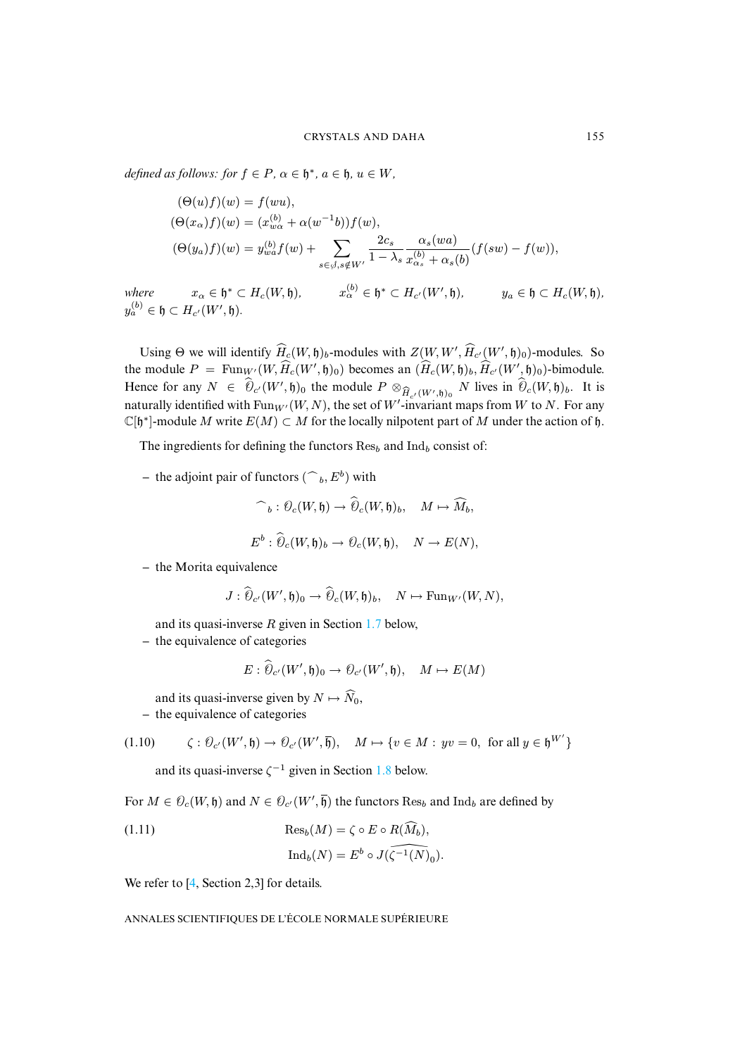*defined as follows: for* $f \in P$, $\alpha \in \mathfrak{h}^*$, $a \in \mathfrak{h}$, $u \in W$,

$$
\begin{aligned}
(\Theta(u)f)(w) &= f(wu),\\
(\Theta(x_\alpha)f)(w) &= (x^{(b)}_{w\alpha} + \alpha(w^{-1}b))f(w),\\
(\Theta(y_a)f)(w) &= y^{(b)}_{wa}f(w) + \sum_{s\in \mathcal{S}, s\notin W'} \frac{2c_s}{1-\lambda_s}\frac{\alpha_s(wa)}{x^{(b)}_{\alpha_s}+\alpha_s(b)}(f(sw)-f(w)),
\end{aligned}
$$

*where* $x_\alpha \in \mathfrak{h}^* \subset H_c(W,\mathfrak{h})$, $x^{(b)}_\alpha \in \mathfrak{h}^* \subset H_{c'}(W',\mathfrak{h})$, $y_a \in \mathfrak{h} \subset H_c(W,\mathfrak{h})$, $y^{(b)}_a \in \mathfrak{h} \subset H_{c'}(W',\mathfrak{h})$.

Using $\Theta$ we will identify $\widehat{H}_c(W,\mathfrak{h})_b$-modules with $Z(W,W',\widehat{H}_{c'}(W',\mathfrak{h})_0)$-modules. So the module $P = \mathrm{Fun}_{W'}(W,\widehat{H}_c(W',\mathfrak{h})_0)$ becomes an $(\widehat{H}_c(W,\mathfrak{h})_b, \widehat{H}_{c'}(W',\mathfrak{h})_0)$-bimodule. Hence for any $N \in \widehat{\mathcal{O}}_{c'}(W',\mathfrak{h})_0$ the module $P \otimes_{\widehat{H}_{c'}(W',\mathfrak{h})_0} N$ lives in $\widehat{\mathcal{O}}_c(W,\mathfrak{h})_b$. It is naturally identified with $\mathrm{Fun}_{W'}(W,N)$, the set of $W'$-invariant maps from $W$ to $N$. For any $\mathbb{C}[\mathfrak{h}^*]$-module $M$ write $E(M) \subset M$ for the locally nilpotent part of $M$ under the action of $\mathfrak{h}$.

The ingredients for defining the functors $\mathrm{Res}_b$ and $\mathrm{Ind}_b$ consist of:

- the adjoint pair of functors $(\widehat{\ }_b, E^b)$ with

$$\widehat{\ }_b : \mathcal{O}_c(W,\mathfrak{h}) \to \widehat{\mathcal{O}}_c(W,\mathfrak{h})_b, \quad M \mapsto \widehat{M}_b,$$

$$E^b : \widehat{\mathcal{O}}_c(W,\mathfrak{h})_b \to \mathcal{O}_c(W,\mathfrak{h}), \quad N \to E(N),$$

- the Morita equivalence

$$J : \widehat{\mathcal{O}}_{c'}(W',\mathfrak{h})_0 \to \widehat{\mathcal{O}}_c(W,\mathfrak{h})_b, \quad N \mapsto \mathrm{Fun}_{W'}(W,N),$$

  and its quasi-inverse $R$ given in Section 1.7 below,
- the equivalence of categories

$$E : \widehat{\mathcal{O}}_{c'}(W',\mathfrak{h})_0 \to \mathcal{O}_{c'}(W',\mathfrak{h}), \quad M \mapsto E(M)$$

  and its quasi-inverse given by $N \mapsto \widehat{N}_0$,
- the equivalence of categories

$$\zeta : \mathcal{O}_{c'}(W',\mathfrak{h}) \to \mathcal{O}_{c'}(W',\overline{\mathfrak{h}}), \quad M \mapsto \{v \in M : yv = 0, \text{ for all } y \in \mathfrak{h}^{W'}\} \tag{1.10}$$

  and its quasi-inverse $\zeta^{-1}$ given in Section 1.8 below.

For $M \in \mathcal{O}_c(W,\mathfrak{h})$ and $N \in \mathcal{O}_{c'}(W',\overline{\mathfrak{h}})$ the functors $\mathrm{Res}_b$ and $\mathrm{Ind}_b$ are defined by

$$
\begin{aligned}
\mathrm{Res}_b(M) &= \zeta \circ E \circ R(\widehat{M}_b),\\
\mathrm{Ind}_b(N) &= E^b \circ J(\widehat{\zeta^{-1}(N)}_0).
\end{aligned} \tag{1.11}
$$

We refer to [4, Section 2,3] for details.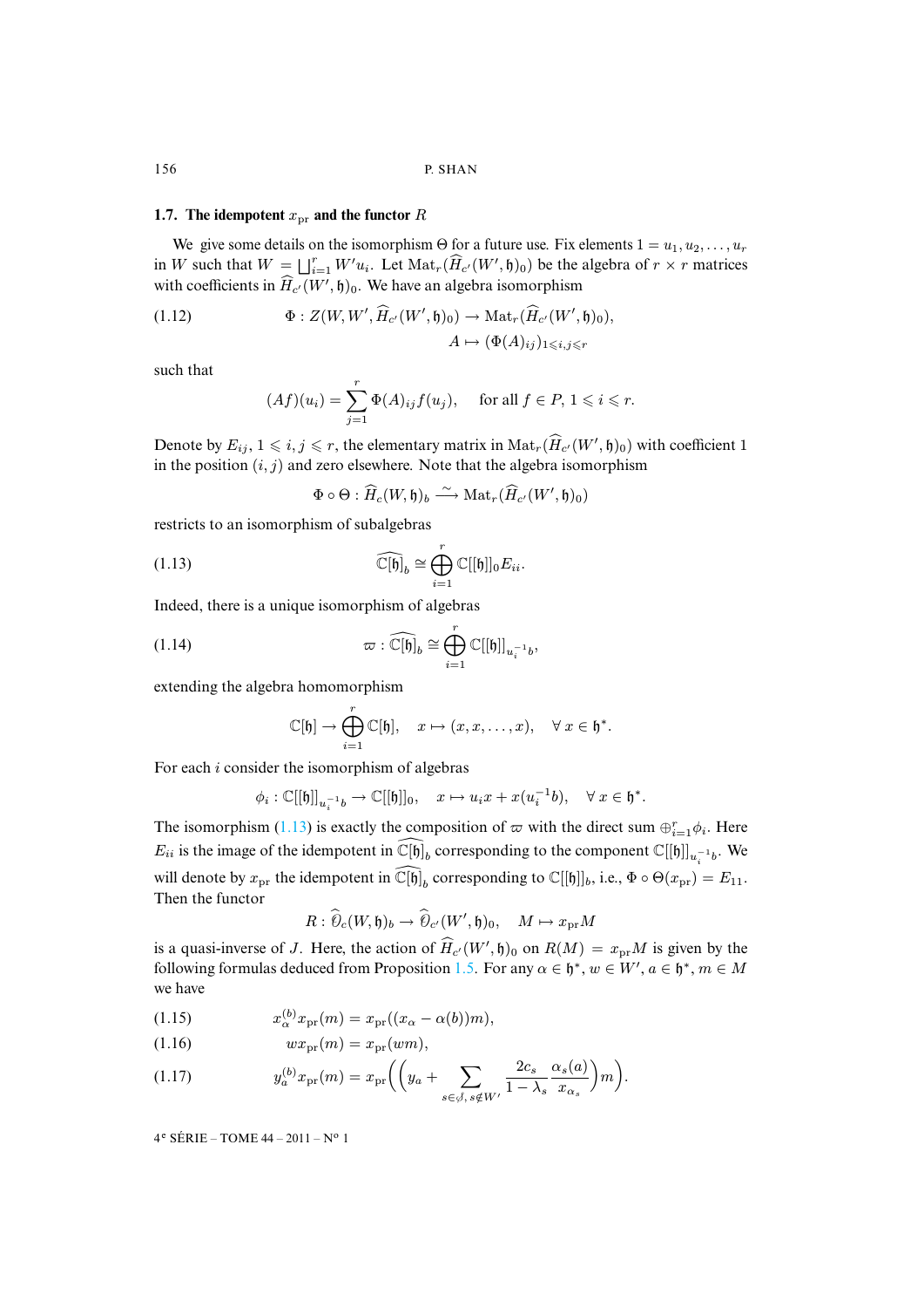### 1.7. The idempotent $x_{\mathrm{pr}}$ and the functor $R$

We give some details on the isomorphism $\Theta$ for a future use. Fix elements $1 = u_1, u_2, \ldots, u_r$ in $W$ such that $W = \bigsqcup_{i=1}^r W' u_i$. Let $\mathrm{Mat}_r(\widehat{H}_{c'}(W', \mathfrak{h})_0)$ be the algebra of $r \times r$ matrices with coefficients in $\widehat{H}_{c'}(W', \mathfrak{h})_0$. We have an algebra isomorphism

$$
\begin{aligned}
\Phi : Z(W, W', \widehat{H}_{c'}(W', \mathfrak{h})_0) &\to \mathrm{Mat}_r(\widehat{H}_{c'}(W', \mathfrak{h})_0), \\
A &\mapsto (\Phi(A)_{ij})_{1 \leqslant i,j \leqslant r}
\end{aligned}
\tag{1.12}
$$

such that

$$
(Af)(u_i) = \sum_{j=1}^r \Phi(A)_{ij} f(u_j), \quad \text{for all } f \in P,\ 1 \leqslant i \leqslant r.
$$

Denote by $E_{ij}$, $1 \leqslant i, j \leqslant r$, the elementary matrix in $\mathrm{Mat}_r(\widehat{H}_{c'}(W', \mathfrak{h})_0)$ with coefficient 1 in the position $(i, j)$ and zero elsewhere. Note that the algebra isomorphism

$$
\Phi \circ \Theta : \widehat{H}_c(W, \mathfrak{h})_b \xrightarrow{\sim} \mathrm{Mat}_r(\widehat{H}_{c'}(W', \mathfrak{h})_0)
$$

restricts to an isomorphism of subalgebras

$$
\widehat{\mathbb{C}[\mathfrak{h}]}_b \cong \bigoplus_{i=1}^r \mathbb{C}[[\mathfrak{h}]]_0 E_{ii}.
\tag{1.13}
$$

Indeed, there is a unique isomorphism of algebras

$$
\varpi : \widehat{\mathbb{C}[\mathfrak{h}]}_b \cong \bigoplus_{i=1}^r \mathbb{C}[[\mathfrak{h}]]_{u_i^{-1}b},
\tag{1.14}
$$

extending the algebra homomorphism

$$
\mathbb{C}[\mathfrak{h}] \to \bigoplus_{i=1}^r \mathbb{C}[\mathfrak{h}], \quad x \mapsto (x, x, \ldots, x), \quad \forall\, x \in \mathfrak{h}^*.
$$

For each $i$ consider the isomorphism of algebras

$$
\phi_i : \mathbb{C}[[\mathfrak{h}]]_{u_i^{-1}b} \to \mathbb{C}[[\mathfrak{h}]]_0, \quad x \mapsto u_i x + x(u_i^{-1}b), \quad \forall\, x \in \mathfrak{h}^*.
$$

The isomorphism (1.13) is exactly the composition of $\varpi$ with the direct sum $\oplus_{i=1}^r \phi_i$. Here $E_{ii}$ is the image of the idempotent in $\widehat{\mathbb{C}[\mathfrak{h}]}_b$ corresponding to the component $\mathbb{C}[[\mathfrak{h}]]_{u_i^{-1}b}$. We will denote by $x_{\mathrm{pr}}$ the idempotent in $\widehat{\mathbb{C}[\mathfrak{h}]}_b$ corresponding to $\mathbb{C}[[\mathfrak{h}]]_b$, i.e., $\Phi \circ \Theta(x_{\mathrm{pr}}) = E_{11}$. Then the functor

$$
R : \widehat{\mathscr{O}}_c(W, \mathfrak{h})_b \to \widehat{\mathscr{O}}_{c'}(W', \mathfrak{h})_0, \quad M \mapsto x_{\mathrm{pr}} M
$$

is a quasi-inverse of $J$. Here, the action of $\widehat{H}_{c'}(W', \mathfrak{h})_0$ on $R(M) = x_{\mathrm{pr}} M$ is given by the following formulas deduced from Proposition 1.5. For any $\alpha \in \mathfrak{h}^*$, $w \in W'$, $a \in \mathfrak{h}^*$, $m \in M$ we have

$$
x_\alpha^{(b)} x_{\mathrm{pr}}(m) = x_{\mathrm{pr}}((x_\alpha - \alpha(b))m),
\tag{1.15}
$$

$$
w x_{\mathrm{pr}}(m) = x_{\mathrm{pr}}(wm),
\tag{1.16}
$$

$$
y_a^{(b)} x_{\mathrm{pr}}(m) = x_{\mathrm{pr}}\Big(\Big(y_a + \sum_{s \in \mathcal{S},\, s \notin W'} \frac{2c_s}{1 - \lambda_s} \frac{\alpha_s(a)}{x_{\alpha_s}}\Big) m\Big).
\tag{1.17}
$$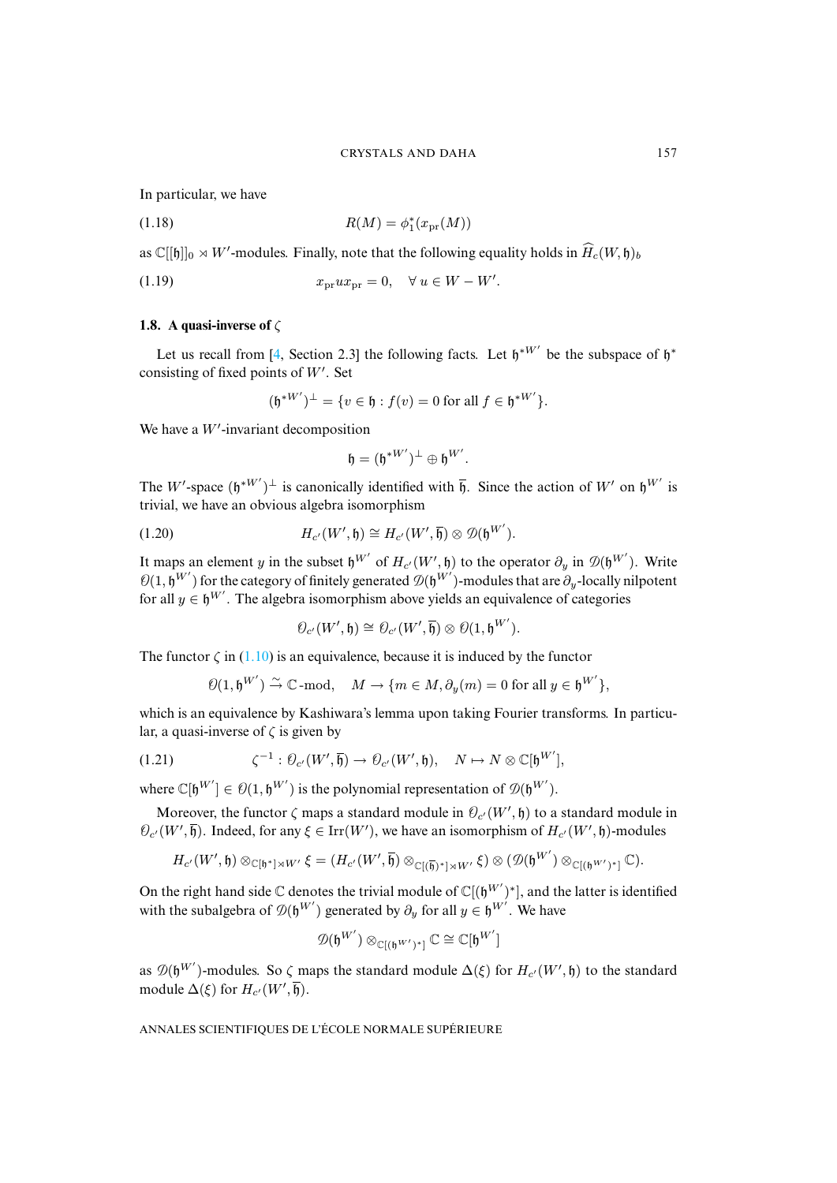In particular, we have

$$R(M) = \phi_1^*(x_{\mathrm{pr}}(M)) \tag{1.18}$$

as $\mathbb{C}[[\mathfrak{h}]]_0 \rtimes W'$-modules. Finally, note that the following equality holds in $\widehat{H}_c(W,\mathfrak{h})_b$

$$x_{\mathrm{pr}} u x_{\mathrm{pr}} = 0, \quad \forall\, u \in W - W'. \tag{1.19}$$

### 1.8. A quasi-inverse of $\zeta$

Let us recall from [4, Section 2.3] the following facts. Let $\mathfrak{h}^{*W'}$ be the subspace of $\mathfrak{h}^*$ consisting of fixed points of $W'$. Set

$$(\mathfrak{h}^{*W'})^\perp = \{v \in \mathfrak{h} : f(v) = 0 \text{ for all } f \in \mathfrak{h}^{*W'}\}.$$

We have a $W'$-invariant decomposition

$$\mathfrak{h} = (\mathfrak{h}^{*W'})^\perp \oplus \mathfrak{h}^{W'}.$$

The $W'$-space $(\mathfrak{h}^{*W'})^\perp$ is canonically identified with $\overline{\mathfrak{h}}$. Since the action of $W'$ on $\mathfrak{h}^{W'}$ is trivial, we have an obvious algebra isomorphism

$$H_{c'}(W',\mathfrak{h}) \cong H_{c'}(W',\overline{\mathfrak{h}}) \otimes \mathscr{D}(\mathfrak{h}^{W'}). \tag{1.20}$$

It maps an element $y$ in the subset $\mathfrak{h}^{W'}$ of $H_{c'}(W',\mathfrak{h})$ to the operator $\partial_y$ in $\mathscr{D}(\mathfrak{h}^{W'})$. Write $\mathscr{O}(1,\mathfrak{h}^{W'})$ for the category of finitely generated $\mathscr{D}(\mathfrak{h}^{W'})$-modules that are $\partial_y$-locally nilpotent for all $y \in \mathfrak{h}^{W'}$. The algebra isomorphism above yields an equivalence of categories

$$\mathscr{O}_{c'}(W',\mathfrak{h}) \cong \mathscr{O}_{c'}(W',\overline{\mathfrak{h}}) \otimes \mathscr{O}(1,\mathfrak{h}^{W'}).$$

The functor $\zeta$ in (1.10) is an equivalence, because it is induced by the functor

$$\mathscr{O}(1,\mathfrak{h}^{W'}) \xrightarrow{\sim} \mathbb{C}\text{-mod}, \quad M \to \{m \in M, \partial_y(m) = 0 \text{ for all } y \in \mathfrak{h}^{W'}\},$$

which is an equivalence by Kashiwara's lemma upon taking Fourier transforms. In particular, a quasi-inverse of $\zeta$ is given by

$$\zeta^{-1} : \mathscr{O}_{c'}(W',\overline{\mathfrak{h}}) \to \mathscr{O}_{c'}(W',\mathfrak{h}), \quad N \mapsto N \otimes \mathbb{C}[\mathfrak{h}^{W'}], \tag{1.21}$$

where $\mathbb{C}[\mathfrak{h}^{W'}] \in \mathscr{O}(1,\mathfrak{h}^{W'})$ is the polynomial representation of $\mathscr{D}(\mathfrak{h}^{W'})$.

Moreover, the functor $\zeta$ maps a standard module in $\mathscr{O}_{c'}(W',\mathfrak{h})$ to a standard module in $\mathscr{O}_{c'}(W',\overline{\mathfrak{h}})$. Indeed, for any $\xi \in \mathrm{Irr}(W')$, we have an isomorphism of $H_{c'}(W',\mathfrak{h})$-modules

$$H_{c'}(W',\mathfrak{h}) \otimes_{\mathbb{C}[\mathfrak{h}^*]\rtimes W'} \xi = (H_{c'}(W',\overline{\mathfrak{h}}) \otimes_{\mathbb{C}[(\overline{\mathfrak{h}})^*]\rtimes W'} \xi) \otimes (\mathscr{D}(\mathfrak{h}^{W'}) \otimes_{\mathbb{C}[(\mathfrak{h}^{W'})^*]} \mathbb{C}).$$

On the right hand side $\mathbb{C}$ denotes the trivial module of $\mathbb{C}[(\mathfrak{h}^{W'})^*]$, and the latter is identified with the subalgebra of $\mathscr{D}(\mathfrak{h}^{W'})$ generated by $\partial_y$ for all $y \in \mathfrak{h}^{W'}$. We have

$$\mathscr{D}(\mathfrak{h}^{W'}) \otimes_{\mathbb{C}[(\mathfrak{h}^{W'})^*]} \mathbb{C} \cong \mathbb{C}[\mathfrak{h}^{W'}]$$

as $\mathscr{D}(\mathfrak{h}^{W'})$-modules. So $\zeta$ maps the standard module $\Delta(\xi)$ for $H_{c'}(W',\mathfrak{h})$ to the standard module $\Delta(\xi)$ for $H_{c'}(W',\overline{\mathfrak{h}})$.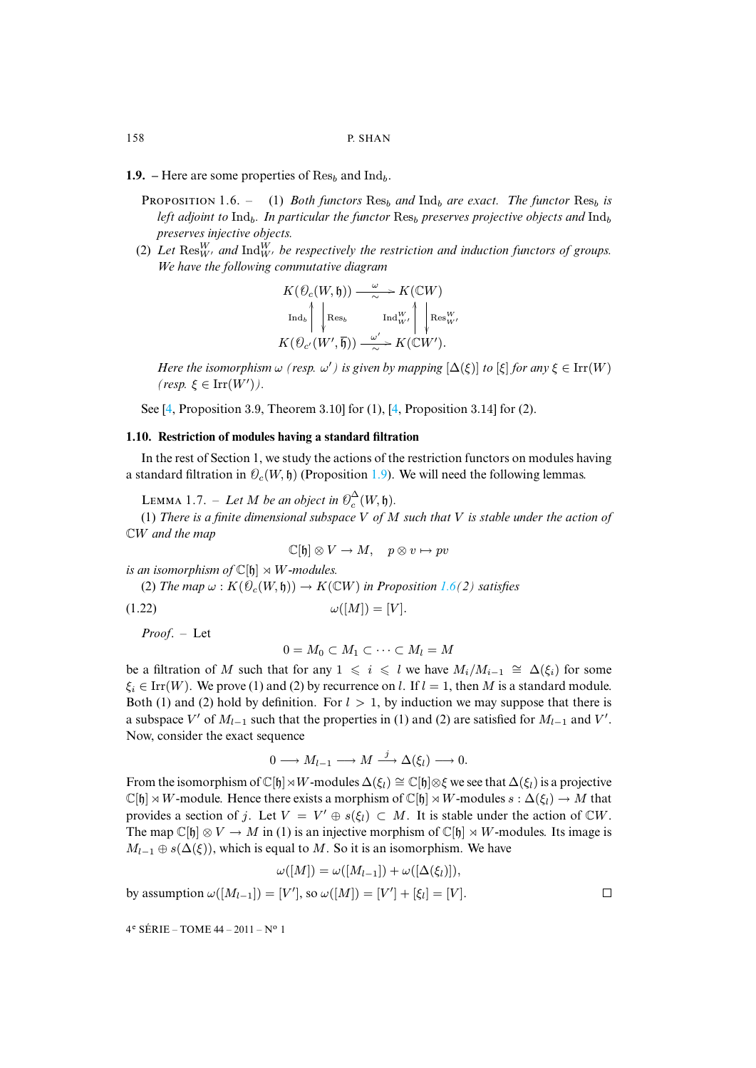**1.9.** – Here are some properties of $\mathrm{Res}_b$ and $\mathrm{Ind}_b$.

Proposition 1.6. – (1) *Both functors* $\mathrm{Res}_b$ *and* $\mathrm{Ind}_b$ *are exact. The functor* $\mathrm{Res}_b$ *is left adjoint to* $\mathrm{Ind}_b$*. In particular the functor* $\mathrm{Res}_b$ *preserves projective objects and* $\mathrm{Ind}_b$ *preserves injective objects.*

(2) *Let* $\mathrm{Res}^W_{W'}$ *and* $\mathrm{Ind}^W_{W'}$ *be respectively the restriction and induction functors of groups. We have the following commutative diagram*

$$\begin{array}{ccc} K(\mathcal{O}_c(W,\mathfrak{h})) & \xrightarrow[\sim]{\ \omega\ } & K(\mathbb{C}W) \\ {\scriptstyle \mathrm{Ind}_b}\uparrow\ \downarrow{\scriptstyle \mathrm{Res}_b} & & {\scriptstyle \mathrm{Ind}^W_{W'}}\uparrow\ \downarrow{\scriptstyle \mathrm{Res}^W_{W'}} \\ K(\mathcal{O}_{c'}(W',\overline{\mathfrak{h}})) & \xrightarrow[\sim]{\ \omega'\ } & K(\mathbb{C}W'). \end{array}$$

*Here the isomorphism* $\omega$ *(resp.* $\omega'$*) is given by mapping* $[\Delta(\xi)]$ *to* $[\xi]$ *for any* $\xi \in \mathrm{Irr}(W)$ *(resp.* $\xi \in \mathrm{Irr}(W')$*).*

See [4, Proposition 3.9, Theorem 3.10] for (1), [4, Proposition 3.14] for (2).

### 1.10. Restriction of modules having a standard filtration

In the rest of Section 1, we study the actions of the restriction functors on modules having a standard filtration in $\mathcal{O}_c(W,\mathfrak{h})$ (Proposition 1.9). We will need the following lemmas.

Lemma 1.7. – *Let* $M$ *be an object in* $\mathcal{O}^\Delta_c(W,\mathfrak{h})$.

(1) *There is a finite dimensional subspace* $V$ *of* $M$ *such that* $V$ *is stable under the action of* $\mathbb{C}W$ *and the map*

$$\mathbb{C}[\mathfrak{h}]\otimes V\to M,\quad p\otimes v\mapsto pv$$

*is an isomorphism of* $\mathbb{C}[\mathfrak{h}]\rtimes W$*-modules.*

(2) *The map* $\omega: K(\mathcal{O}_c(W,\mathfrak{h}))\to K(\mathbb{C}W)$ *in Proposition 1.6(2) satisfies*

$$\omega([M])=[V]. \tag{1.22}$$

*Proof*. – Let

$$0=M_0\subset M_1\subset\cdots\subset M_l=M$$

be a filtration of $M$ such that for any $1\leqslant i\leqslant l$ we have $M_i/M_{i-1}\cong\Delta(\xi_i)$ for some $\xi_i\in\mathrm{Irr}(W)$. We prove (1) and (2) by recurrence on $l$. If $l=1$, then $M$ is a standard module. Both (1) and (2) hold by definition. For $l>1$, by induction we may suppose that there is a subspace $V'$ of $M_{l-1}$ such that the properties in (1) and (2) are satisfied for $M_{l-1}$ and $V'$. Now, consider the exact sequence

$$0\longrightarrow M_{l-1}\longrightarrow M\stackrel{j}{\longrightarrow}\Delta(\xi_l)\longrightarrow 0.$$

From the isomorphism of $\mathbb{C}[\mathfrak{h}]\rtimes W$-modules $\Delta(\xi_l)\cong\mathbb{C}[\mathfrak{h}]\otimes\xi_l$ we see that $\Delta(\xi_l)$ is a projective $\mathbb{C}[\mathfrak{h}]\rtimes W$-module. Hence there exists a morphism of $\mathbb{C}[\mathfrak{h}]\rtimes W$-modules $s:\Delta(\xi_l)\to M$ that provides a section of $j$. Let $V=V'\oplus s(\xi_l)\subset M$. It is stable under the action of $\mathbb{C}W$. The map $\mathbb{C}[\mathfrak{h}]\otimes V\to M$ in (1) is an injective morphism of $\mathbb{C}[\mathfrak{h}]\rtimes W$-modules. Its image is $M_{l-1}\oplus s(\Delta(\xi))$, which is equal to $M$. So it is an isomorphism. We have

$$\omega([M])=\omega([M_{l-1}])+\omega([\Delta(\xi_l)]),$$

by assumption $\omega([M_{l-1}])=[V']$, so $\omega([M])=[V']+[\xi_l]=[V]$. □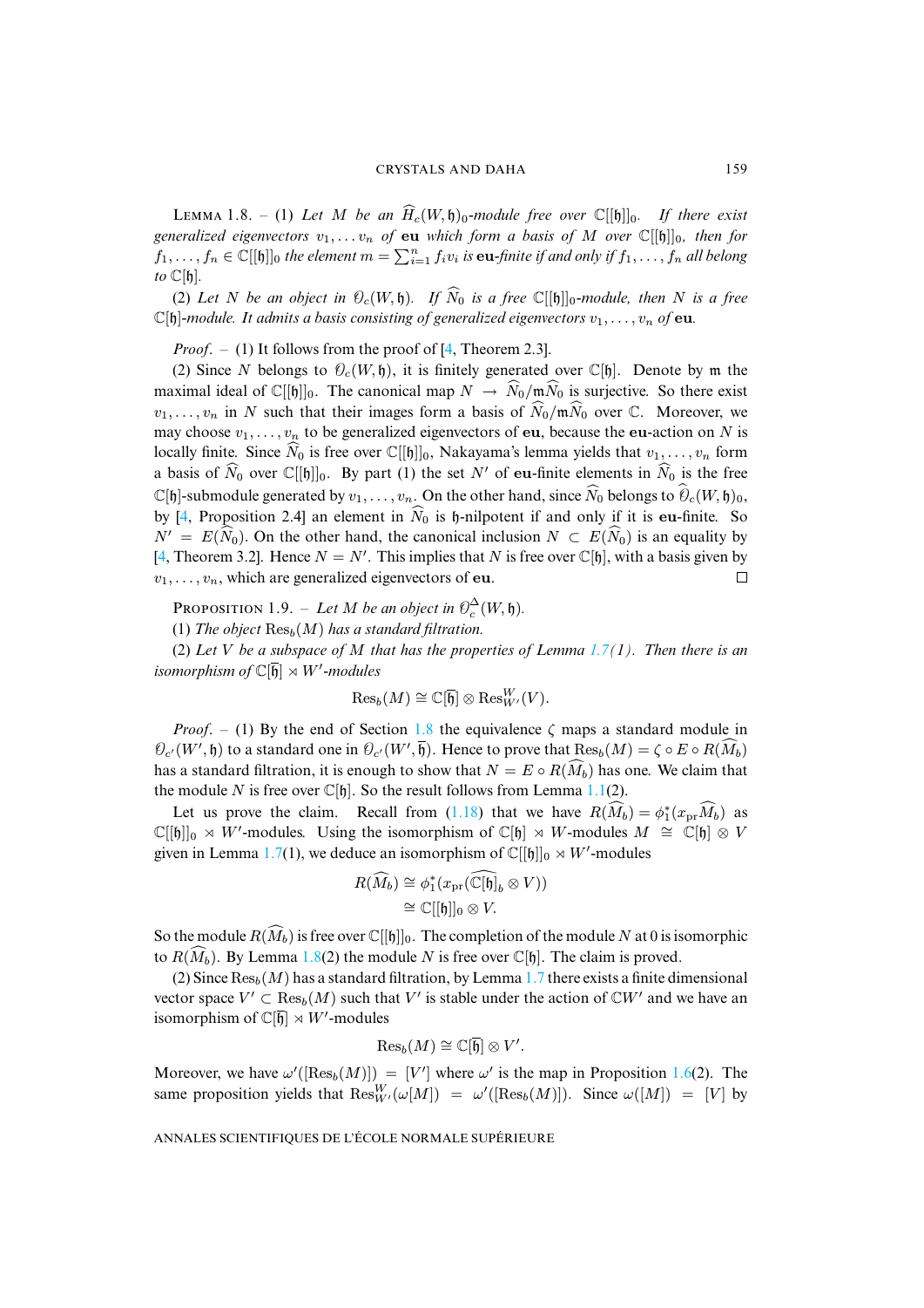LEMMA 1.8. – (1) *Let $M$ be an $\widehat{H}_c(W,\mathfrak{h})_0$-module free over $\mathbb{C}[[\mathfrak{h}]]_0$. If there exist generalized eigenvectors $v_1,\dots v_n$ of* **eu** *which form a basis of $M$ over $\mathbb{C}[[\mathfrak{h}]]_0$, then for $f_1,\dots,f_n\in\mathbb{C}[[\mathfrak{h}]]_0$ the element $m=\sum_{i=1}^n f_iv_i$ is* **eu***-finite if and only if $f_1,\dots,f_n$ all belong to $\mathbb{C}[\mathfrak{h}]$.*

(2) *Let $N$ be an object in $\mathcal{O}_c(W,\mathfrak{h})$. If $\widehat{N}_0$ is a free $\mathbb{C}[[\mathfrak{h}]]_0$-module, then $N$ is a free $\mathbb{C}[\mathfrak{h}]$-module. It admits a basis consisting of generalized eigenvectors $v_1,\dots,v_n$ of* **eu**.

*Proof.* – (1) It follows from the proof of [4, Theorem 2.3].

(2) Since $N$ belongs to $\mathcal{O}_c(W,\mathfrak{h})$, it is finitely generated over $\mathbb{C}[\mathfrak{h}]$. Denote by $\mathfrak{m}$ the maximal ideal of $\mathbb{C}[[\mathfrak{h}]]_0$. The canonical map $N\to\widehat{N}_0/\mathfrak{m}\widehat{N}_0$ is surjective. So there exist $v_1,\dots,v_n$ in $N$ such that their images form a basis of $\widehat{N}_0/\mathfrak{m}\widehat{N}_0$ over $\mathbb{C}$. Moreover, we may choose $v_1,\dots,v_n$ to be generalized eigenvectors of **eu**, because the **eu**-action on $N$ is locally finite. Since $\widehat{N}_0$ is free over $\mathbb{C}[[\mathfrak{h}]]_0$, Nakayama's lemma yields that $v_1,\dots,v_n$ form a basis of $\widehat{N}_0$ over $\mathbb{C}[[\mathfrak{h}]]_0$. By part (1) the set $N'$ of **eu**-finite elements in $\widehat{N}_0$ is the free $\mathbb{C}[\mathfrak{h}]$-submodule generated by $v_1,\dots,v_n$. On the other hand, since $\widehat{N}_0$ belongs to $\widehat{\mathcal{O}}_c(W,\mathfrak{h})_0$, by [4, Proposition 2.4] an element in $\widehat{N}_0$ is $\mathfrak{h}$-nilpotent if and only if it is **eu**-finite. So $N'=E(\widehat{N}_0)$. On the other hand, the canonical inclusion $N\subset E(\widehat{N}_0)$ is an equality by [4, Theorem 3.2]. Hence $N=N'$. This implies that $N$ is free over $\mathbb{C}[\mathfrak{h}]$, with a basis given by $v_1,\dots,v_n$, which are generalized eigenvectors of **eu**. □

PROPOSITION 1.9. – *Let $M$ be an object in $\mathcal{O}_c^{\Delta}(W,\mathfrak{h})$.*

(1) *The object $\mathrm{Res}_b(M)$ has a standard filtration.*

(2) *Let $V$ be a subspace of $M$ that has the properties of Lemma 1.7(1). Then there is an isomorphism of $\mathbb{C}[\overline{\mathfrak{h}}]\rtimes W'$-modules*

$$\mathrm{Res}_b(M)\cong\mathbb{C}[\overline{\mathfrak{h}}]\otimes\mathrm{Res}^W_{W'}(V).$$

*Proof.* – (1) By the end of Section 1.8 the equivalence $\zeta$ maps a standard module in $\mathcal{O}_{c'}(W',\mathfrak{h})$ to a standard one in $\mathcal{O}_{c'}(W',\overline{\mathfrak{h}})$. Hence to prove that $\mathrm{Res}_b(M)=\zeta\circ E\circ R(\widehat{M}_b)$ has a standard filtration, it is enough to show that $N=E\circ R(\widehat{M}_b)$ has one. We claim that the module $N$ is free over $\mathbb{C}[\mathfrak{h}]$. So the result follows from Lemma 1.1(2).

Let us prove the claim. Recall from (1.18) that we have $R(\widehat{M}_b)=\phi_1^*(x_{\mathrm{pr}}\widehat{M}_b)$ as $\mathbb{C}[[\mathfrak{h}]]_0\rtimes W'$-modules. Using the isomorphism of $\mathbb{C}[\mathfrak{h}]\rtimes W$-modules $M\cong\mathbb{C}[\mathfrak{h}]\otimes V$ given in Lemma 1.7(1), we deduce an isomorphism of $\mathbb{C}[[\mathfrak{h}]]_0\rtimes W'$-modules

$$\begin{aligned}R(\widehat{M}_b)&\cong\phi_1^*(x_{\mathrm{pr}}(\widehat{\mathbb{C}[\mathfrak{h}]}_b\otimes V))\\&\cong\mathbb{C}[[\mathfrak{h}]]_0\otimes V.\end{aligned}$$

So the module $R(\widehat{M}_b)$ is free over $\mathbb{C}[[\mathfrak{h}]]_0$. The completion of the module $N$ at 0 is isomorphic to $R(\widehat{M}_b)$. By Lemma 1.8(2) the module $N$ is free over $\mathbb{C}[\mathfrak{h}]$. The claim is proved.

(2) Since $\mathrm{Res}_b(M)$ has a standard filtration, by Lemma 1.7 there exists a finite dimensional vector space $V'\subset\mathrm{Res}_b(M)$ such that $V'$ is stable under the action of $\mathbb{C}W'$ and we have an isomorphism of $\mathbb{C}[\overline{\mathfrak{h}}]\rtimes W'$-modules

$$\mathrm{Res}_b(M)\cong\mathbb{C}[\overline{\mathfrak{h}}]\otimes V'.$$

Moreover, we have $\omega'([\mathrm{Res}_b(M)])=[V']$ where $\omega'$ is the map in Proposition 1.6(2). The same proposition yields that $\mathrm{Res}^W_{W'}(\omega[M])=\omega'([\mathrm{Res}_b(M)])$. Since $\omega([M])=[V]$ by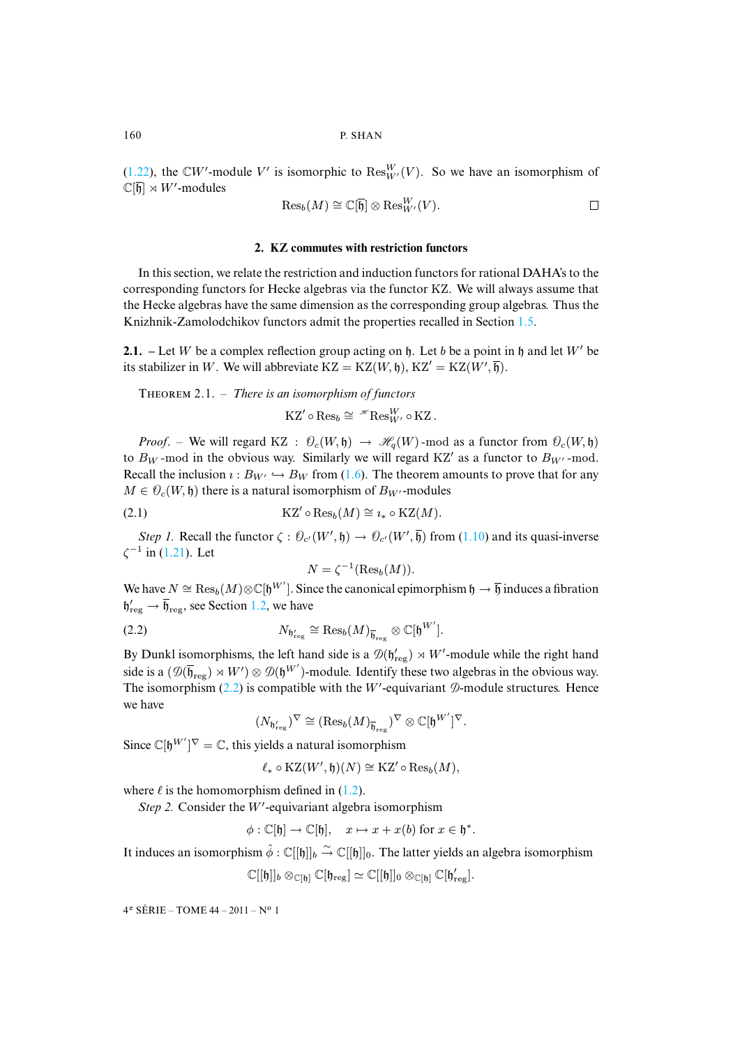(1.22), the $\mathbb{C}W'$-module $V'$ is isomorphic to $\mathrm{Res}^W_{W'}(V)$. So we have an isomorphism of $\mathbb{C}[\overline{\mathfrak{h}}] \rtimes W'$-modules

$$\mathrm{Res}_b(M) \cong \mathbb{C}[\overline{\mathfrak{h}}] \otimes \mathrm{Res}^W_{W'}(V). \qquad \square$$

## 2. KZ commutes with restriction functors

In this section, we relate the restriction and induction functors for rational DAHA's to the corresponding functors for Hecke algebras via the functor KZ. We will always assume that the Hecke algebras have the same dimension as the corresponding group algebras. Thus the Knizhnik-Zamolodchikov functors admit the properties recalled in Section 1.5.

**2.1.** – Let $W$ be a complex reflection group acting on $\mathfrak{h}$. Let $b$ be a point in $\mathfrak{h}$ and let $W'$ be its stabilizer in $W$. We will abbreviate $\mathrm{KZ} = \mathrm{KZ}(W, \mathfrak{h})$, $\mathrm{KZ}' = \mathrm{KZ}(W', \overline{\mathfrak{h}})$.

Theorem 2.1. – *There is an isomorphism of functors*

$$\mathrm{KZ}' \circ \mathrm{Res}_b \cong {}^{\mathscr{H}}\mathrm{Res}^W_{W'} \circ \mathrm{KZ}.$$

*Proof*. – We will regard $\mathrm{KZ} : \mathcal{O}_c(W, \mathfrak{h}) \to \mathscr{H}_q(W)\text{-mod}$ as a functor from $\mathcal{O}_c(W, \mathfrak{h})$ to $B_W$-mod in the obvious way. Similarly we will regard $\mathrm{KZ}'$ as a functor to $B_{W'}$-mod. Recall the inclusion $\imath : B_{W'} \hookrightarrow B_W$ from (1.6). The theorem amounts to prove that for any $M \in \mathcal{O}_c(W, \mathfrak{h})$ there is a natural isomorphism of $B_{W'}$-modules

$$\mathrm{KZ}' \circ \mathrm{Res}_b(M) \cong \imath_* \circ \mathrm{KZ}(M). \tag{2.1}$$

*Step 1.* Recall the functor $\zeta : \mathcal{O}_{c'}(W', \mathfrak{h}) \to \mathcal{O}_{c'}(W', \overline{\mathfrak{h}})$ from (1.10) and its quasi-inverse $\zeta^{-1}$ in (1.21). Let

$$N = \zeta^{-1}(\mathrm{Res}_b(M)).$$

We have $N \cong \mathrm{Res}_b(M) \otimes \mathbb{C}[\mathfrak{h}^{W'}]$. Since the canonical epimorphism $\mathfrak{h} \to \overline{\mathfrak{h}}$ induces a fibration $\mathfrak{h}'_{\mathrm{reg}} \to \overline{\mathfrak{h}}_{\mathrm{reg}}$, see Section 1.2, we have

$$N_{\mathfrak{h}'_{\mathrm{reg}}} \cong \mathrm{Res}_b(M)_{\overline{\mathfrak{h}}_{\mathrm{reg}}} \otimes \mathbb{C}[\mathfrak{h}^{W'}]. \tag{2.2}$$

By Dunkl isomorphisms, the left hand side is a $\mathscr{D}(\mathfrak{h}'_{\mathrm{reg}}) \rtimes W'$-module while the right hand side is a $(\mathscr{D}(\overline{\mathfrak{h}}_{\mathrm{reg}}) \rtimes W') \otimes \mathscr{D}(\mathfrak{h}^{W'})$-module. Identify these two algebras in the obvious way. The isomorphism (2.2) is compatible with the $W'$-equivariant $\mathscr{D}$-module structures. Hence we have

$$(N_{\mathfrak{h}'_{\mathrm{reg}}})^{\nabla} \cong (\mathrm{Res}_b(M)_{\overline{\mathfrak{h}}_{\mathrm{reg}}})^{\nabla} \otimes \mathbb{C}[\mathfrak{h}^{W'}]^{\nabla}.$$

Since $\mathbb{C}[\mathfrak{h}^{W'}]^{\nabla} = \mathbb{C}$, this yields a natural isomorphism

$$\ell_* \circ \mathrm{KZ}(W', \mathfrak{h})(N) \cong \mathrm{KZ}' \circ \mathrm{Res}_b(M),$$

where $\ell$ is the homomorphism defined in (1.2).

*Step 2.* Consider the $W'$-equivariant algebra isomorphism

$$\phi : \mathbb{C}[\mathfrak{h}] \to \mathbb{C}[\mathfrak{h}], \quad x \mapsto x + x(b) \text{ for } x \in \mathfrak{h}^*.$$

It induces an isomorphism $\hat{\phi} : \mathbb{C}[[\mathfrak{h}]]_b \xrightarrow{\sim} \mathbb{C}[[\mathfrak{h}]]_0$. The latter yields an algebra isomorphism

$$\mathbb{C}[[\mathfrak{h}]]_b \otimes_{\mathbb{C}[\mathfrak{h}]} \mathbb{C}[\mathfrak{h}_{\mathrm{reg}}] \simeq \mathbb{C}[[\mathfrak{h}]]_0 \otimes_{\mathbb{C}[\mathfrak{h}]} \mathbb{C}[\mathfrak{h}'_{\mathrm{reg}}].$$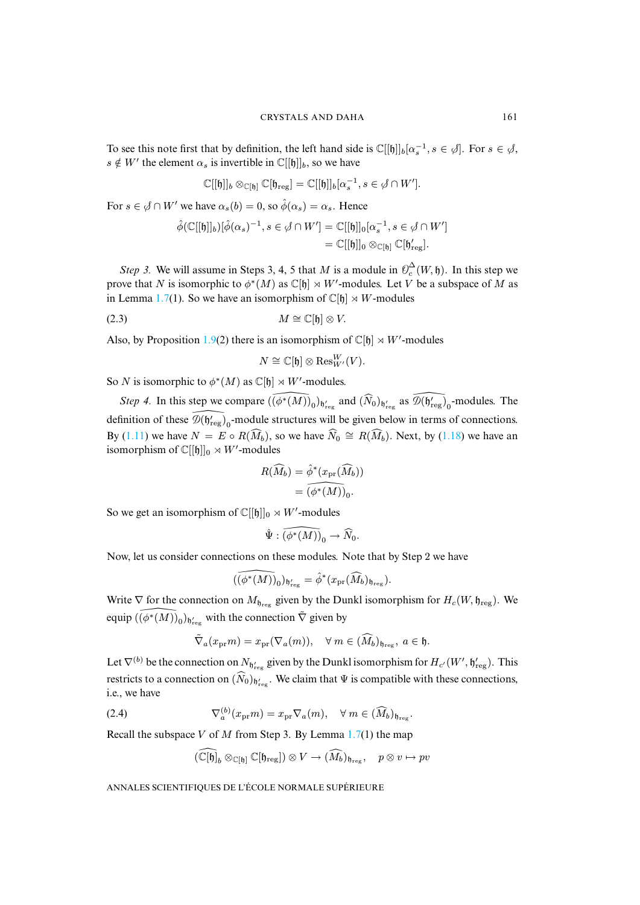To see this note first that by definition, the left hand side is $\mathbb{C}[[\mathfrak{h}]]_b[\alpha_s^{-1}, s \in \mathcal{S}]$. For $s \in \mathcal{S}$, $s \notin W'$ the element $\alpha_s$ is invertible in $\mathbb{C}[[\mathfrak{h}]]_b$, so we have

$$\mathbb{C}[[\mathfrak{h}]]_b \otimes_{\mathbb{C}[\mathfrak{h}]} \mathbb{C}[\mathfrak{h}_{\mathrm{reg}}] = \mathbb{C}[[\mathfrak{h}]]_b[\alpha_s^{-1}, s \in \mathcal{S} \cap W'].$$

For $s \in \mathcal{S} \cap W'$ we have $\alpha_s(b) = 0$, so $\hat{\phi}(\alpha_s) = \alpha_s$. Hence

$$\begin{aligned}\hat{\phi}(\mathbb{C}[[\mathfrak{h}]]_b)[\hat{\phi}(\alpha_s)^{-1}, s \in \mathcal{S} \cap W'] &= \mathbb{C}[[\mathfrak{h}]]_0[\alpha_s^{-1}, s \in \mathcal{S} \cap W'] \\ &= \mathbb{C}[[\mathfrak{h}]]_0 \otimes_{\mathbb{C}[\mathfrak{h}]} \mathbb{C}[\mathfrak{h}'_{\mathrm{reg}}].\end{aligned}$$

*Step 3.* We will assume in Steps 3, 4, 5 that $M$ is a module in $\mathcal{O}_c^{\Delta}(W, \mathfrak{h})$. In this step we prove that $N$ is isomorphic to $\phi^*(M)$ as $\mathbb{C}[\mathfrak{h}] \rtimes W'$-modules. Let $V$ be a subspace of $M$ as in Lemma 1.7(1). So we have an isomorphism of $\mathbb{C}[\mathfrak{h}] \rtimes W$-modules

$$M \cong \mathbb{C}[\mathfrak{h}] \otimes V. \tag{2.3}$$

Also, by Proposition 1.9(2) there is an isomorphism of $\mathbb{C}[\mathfrak{h}] \rtimes W'$-modules

$$N \cong \mathbb{C}[\mathfrak{h}] \otimes \mathrm{Res}_{W'}^{W}(V).$$

So $N$ is isomorphic to $\phi^*(M)$ as $\mathbb{C}[\mathfrak{h}] \rtimes W'$-modules.

*Step 4.* In this step we compare $(\widehat{(\phi^*(M))_0})_{\mathfrak{h}'_{\mathrm{reg}}}$ and $(\widehat{N}_0)_{\mathfrak{h}'_{\mathrm{reg}}}$ as $\widehat{\mathcal{D}(\mathfrak{h}'_{\mathrm{reg}})_0}$-modules. The definition of these $\widehat{\mathcal{D}(\mathfrak{h}'_{\mathrm{reg}})_0}$-module structures will be given below in terms of connections. By (1.11) we have $N = E \circ R(\widehat{M}_b)$, so we have $\widehat{N}_0 \cong R(\widehat{M}_b)$. Next, by (1.18) we have an isomorphism of $\mathbb{C}[[\mathfrak{h}]]_0 \rtimes W'$-modules

$$\begin{aligned}R(\widehat{M}_b) &= \hat{\phi}^*(x_{\mathrm{pr}}(\widehat{M}_b)) \\ &= \widehat{(\phi^*(M))_0}.\end{aligned}$$

So we get an isomorphism of $\mathbb{C}[[\mathfrak{h}]]_0 \rtimes W'$-modules

$$\hat{\Psi} : \widehat{(\phi^*(M))_0} \to \widehat{N}_0.$$

Now, let us consider connections on these modules. Note that by Step 2 we have

$$(\widehat{(\phi^*(M))_0})_{\mathfrak{h}'_{\mathrm{reg}}} = \hat{\phi}^*(x_{\mathrm{pr}}(\widehat{M}_b)_{\mathfrak{h}_{\mathrm{reg}}}).$$

Write $\nabla$ for the connection on $M_{\mathfrak{h}_{\mathrm{reg}}}$ given by the Dunkl isomorphism for $H_c(W, \mathfrak{h}_{\mathrm{reg}})$. We equip $(\widehat{(\phi^*(M))_0})_{\mathfrak{h}'_{\mathrm{reg}}}$ with the connection $\tilde{\nabla}$ given by

$$\tilde{\nabla}_a(x_{\mathrm{pr}} m) = x_{\mathrm{pr}}(\nabla_a(m)), \quad \forall\, m \in (\widehat{M}_b)_{\mathfrak{h}_{\mathrm{reg}}},\ a \in \mathfrak{h}.$$

Let $\nabla^{(b)}$ be the connection on $N_{\mathfrak{h}'_{\mathrm{reg}}}$ given by the Dunkl isomorphism for $H_{c'}(W', \mathfrak{h}'_{\mathrm{reg}})$. This restricts to a connection on $(\widehat{N}_0)_{\mathfrak{h}'_{\mathrm{reg}}}$. We claim that $\Psi$ is compatible with these connections, i.e., we have

$$\nabla_a^{(b)}(x_{\mathrm{pr}} m) = x_{\mathrm{pr}} \nabla_a(m), \quad \forall\, m \in (\widehat{M}_b)_{\mathfrak{h}_{\mathrm{reg}}}. \tag{2.4}$$

Recall the subspace $V$ of $M$ from Step 3. By Lemma 1.7(1) the map

$$(\widehat{\mathbb{C}[\mathfrak{h}]}_b \otimes_{\mathbb{C}[\mathfrak{h}]} \mathbb{C}[\mathfrak{h}_{\mathrm{reg}}]) \otimes V \to (\widehat{M}_b)_{\mathfrak{h}_{\mathrm{reg}}}, \quad p \otimes v \mapsto pv$$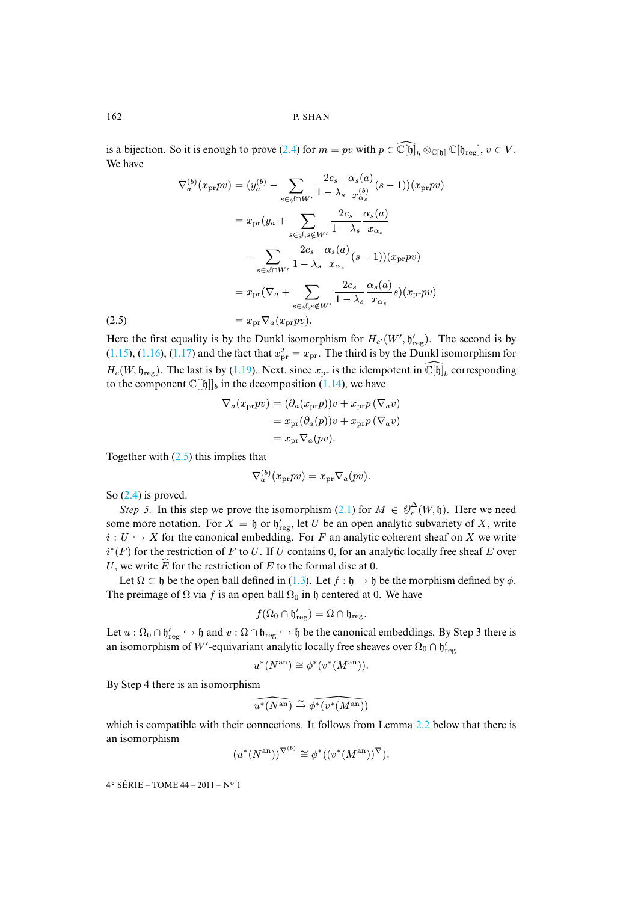is a bijection. So it is enough to prove (2.4) for $m = pv$ with $p \in \widehat{\mathbb{C}[\mathfrak{h}]}_b \otimes_{\mathbb{C}[\mathfrak{h}]} \mathbb{C}[\mathfrak{h}_{\mathrm{reg}}]$, $v \in V$. We have

$$
\begin{aligned}
\nabla^{(b)}_a(x_{\mathrm{pr}}pv) &= (y^{(b)}_a - \sum_{s \in \mathcal{S} \cap W'} \frac{2c_s}{1-\lambda_s} \frac{\alpha_s(a)}{x^{(b)}_{\alpha_s}}(s-1))(x_{\mathrm{pr}}pv) \\
&= x_{\mathrm{pr}}(y_a + \sum_{s \in \mathcal{S}, s \notin W'} \frac{2c_s}{1-\lambda_s} \frac{\alpha_s(a)}{x_{\alpha_s}} \\
&\quad - \sum_{s \in \mathcal{S} \cap W'} \frac{2c_s}{1-\lambda_s} \frac{\alpha_s(a)}{x_{\alpha_s}}(s-1))(x_{\mathrm{pr}}pv) \\
&= x_{\mathrm{pr}}(\nabla_a + \sum_{s \in \mathcal{S}, s \notin W'} \frac{2c_s}{1-\lambda_s} \frac{\alpha_s(a)}{x_{\alpha_s}} s)(x_{\mathrm{pr}}pv) \\
&= x_{\mathrm{pr}} \nabla_a (x_{\mathrm{pr}}pv). \qquad (2.5)
\end{aligned}
$$

Here the first equality is by the Dunkl isomorphism for $H_{c'}(W', \mathfrak{h}'_{\mathrm{reg}})$. The second is by (1.15), (1.16), (1.17) and the fact that $x^2_{\mathrm{pr}} = x_{\mathrm{pr}}$. The third is by the Dunkl isomorphism for $H_c(W, \mathfrak{h}_{\mathrm{reg}})$. The last is by (1.19). Next, since $x_{\mathrm{pr}}$ is the idempotent in $\widehat{\mathbb{C}[\mathfrak{h}]}_b$ corresponding to the component $\mathbb{C}[[\mathfrak{h}]]_b$ in the decomposition (1.14), we have

$$
\begin{aligned}
\nabla_a(x_{\mathrm{pr}}pv) &= (\partial_a(x_{\mathrm{pr}}p))v + x_{\mathrm{pr}}p\,(\nabla_a v) \\
&= x_{\mathrm{pr}}(\partial_a(p))v + x_{\mathrm{pr}}p\,(\nabla_a v) \\
&= x_{\mathrm{pr}}\nabla_a(pv).
\end{aligned}
$$

Together with (2.5) this implies that

$$
\nabla^{(b)}_a(x_{\mathrm{pr}}pv) = x_{\mathrm{pr}}\nabla_a(pv).
$$

So (2.4) is proved.

*Step 5.* In this step we prove the isomorphism (2.1) for $M \in \mathcal{O}^{\Delta}_c(W, \mathfrak{h})$. Here we need some more notation. For $X = \mathfrak{h}$ or $\mathfrak{h}'_{\mathrm{reg}}$, let $U$ be an open analytic subvariety of $X$, write $i : U \hookrightarrow X$ for the canonical embedding. For $F$ an analytic coherent sheaf on $X$ we write $i^*(F)$ for the restriction of $F$ to $U$. If $U$ contains 0, for an analytic locally free sheaf $E$ over $U$, we write $\widehat{E}$ for the restriction of $E$ to the formal disc at 0.

Let $\Omega \subset \mathfrak{h}$ be the open ball defined in (1.3). Let $f : \mathfrak{h} \to \mathfrak{h}$ be the morphism defined by $\phi$. The preimage of $\Omega$ via $f$ is an open ball $\Omega_0$ in $\mathfrak{h}$ centered at 0. We have

$$
f(\Omega_0 \cap \mathfrak{h}'_{\mathrm{reg}}) = \Omega \cap \mathfrak{h}_{\mathrm{reg}}.
$$

Let $u : \Omega_0 \cap \mathfrak{h}'_{\mathrm{reg}} \hookrightarrow \mathfrak{h}$ and $v : \Omega \cap \mathfrak{h}_{\mathrm{reg}} \hookrightarrow \mathfrak{h}$ be the canonical embeddings. By Step 3 there is an isomorphism of $W'$-equivariant analytic locally free sheaves over $\Omega_0 \cap \mathfrak{h}'_{\mathrm{reg}}$

$$
u^*(N^{\mathrm{an}}) \cong \phi^*(v^*(M^{\mathrm{an}})).
$$

By Step 4 there is an isomorphism

$$
\widehat{u^*(N^{\mathrm{an}})} \xrightarrow{\sim} \widehat{\phi^*(v^*(M^{\mathrm{an}}))}
$$

which is compatible with their connections. It follows from Lemma 2.2 below that there is an isomorphism

$$
(u^*(N^{\mathrm{an}}))^{\nabla^{(b)}} \cong \phi^*((v^*(M^{\mathrm{an}}))^{\nabla}).
$$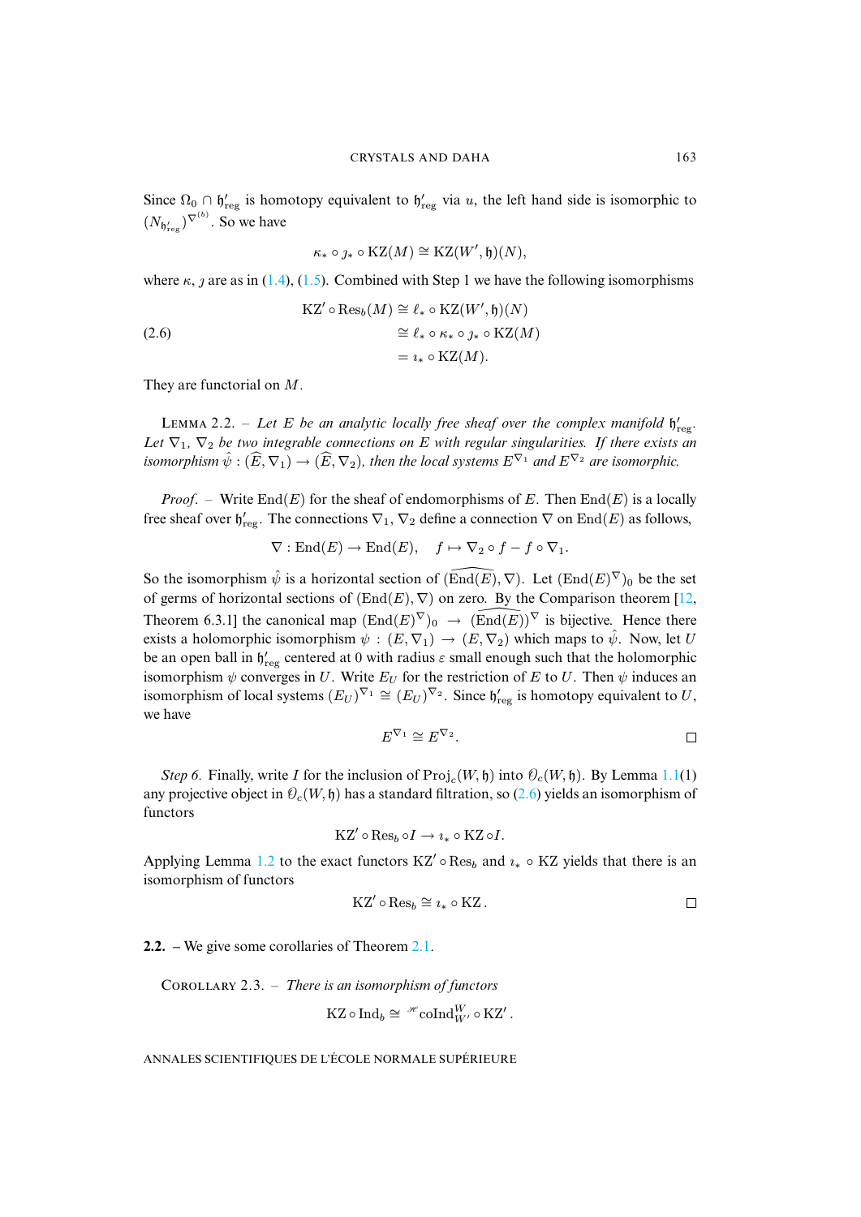Since $\Omega_0 \cap \mathfrak{h}'_{\mathrm{reg}}$ is homotopy equivalent to $\mathfrak{h}'_{\mathrm{reg}}$ via $u$, the left hand side is isomorphic to $(N_{\mathfrak{h}'_{\mathrm{reg}}})^{\nabla^{(b)}}$. So we have

$$\kappa_* \circ \jmath_* \circ \mathrm{KZ}(M) \cong \mathrm{KZ}(W', \mathfrak{h})(N),$$

where $\kappa$, $\jmath$ are as in (1.4), (1.5). Combined with Step 1 we have the following isomorphisms

$$\begin{aligned} \mathrm{KZ}' \circ \mathrm{Res}_b(M) &\cong \ell_* \circ \mathrm{KZ}(W', \mathfrak{h})(N) \\ &\cong \ell_* \circ \kappa_* \circ \jmath_* \circ \mathrm{KZ}(M) \qquad (2.6) \\ &= \imath_* \circ \mathrm{KZ}(M). \end{aligned}$$

They are functorial on $M$.

Lemma 2.2. – *Let $E$ be an analytic locally free sheaf over the complex manifold $\mathfrak{h}'_{\mathrm{reg}}$. Let $\nabla_1$, $\nabla_2$ be two integrable connections on $E$ with regular singularities. If there exists an isomorphism $\hat{\psi} : (\widehat{E}, \nabla_1) \to (\widehat{E}, \nabla_2)$, then the local systems $E^{\nabla_1}$ and $E^{\nabla_2}$ are isomorphic.*

*Proof*. – Write $\mathrm{End}(E)$ for the sheaf of endomorphisms of $E$. Then $\mathrm{End}(E)$ is a locally free sheaf over $\mathfrak{h}'_{\mathrm{reg}}$. The connections $\nabla_1$, $\nabla_2$ define a connection $\nabla$ on $\mathrm{End}(E)$ as follows,

$$\nabla : \mathrm{End}(E) \to \mathrm{End}(E), \quad f \mapsto \nabla_2 \circ f - f \circ \nabla_1.$$

So the isomorphism $\hat{\psi}$ is a horizontal section of $(\widehat{\mathrm{End}(E)}, \nabla)$. Let $(\mathrm{End}(E)^{\nabla})_0$ be the set of germs of horizontal sections of $(\mathrm{End}(E), \nabla)$ on zero. By the Comparison theorem [12, Theorem 6.3.1] the canonical map $(\mathrm{End}(E)^{\nabla})_0 \to (\widehat{\mathrm{End}(E)})^{\nabla}$ is bijective. Hence there exists a holomorphic isomorphism $\psi : (E, \nabla_1) \to (E, \nabla_2)$ which maps to $\hat{\psi}$. Now, let $U$ be an open ball in $\mathfrak{h}'_{\mathrm{reg}}$ centered at 0 with radius $\varepsilon$ small enough such that the holomorphic isomorphism $\psi$ converges in $U$. Write $E_U$ for the restriction of $E$ to $U$. Then $\psi$ induces an isomorphism of local systems $(E_U)^{\nabla_1} \cong (E_U)^{\nabla_2}$. Since $\mathfrak{h}'_{\mathrm{reg}}$ is homotopy equivalent to $U$, we have

$$E^{\nabla_1} \cong E^{\nabla_2}. \qquad \square$$

*Step 6.* Finally, write $I$ for the inclusion of $\mathrm{Proj}_c(W, \mathfrak{h})$ into $\mathcal{O}_c(W, \mathfrak{h})$. By Lemma 1.1(1) any projective object in $\mathcal{O}_c(W, \mathfrak{h})$ has a standard filtration, so (2.6) yields an isomorphism of functors

$$\mathrm{KZ}' \circ \mathrm{Res}_b \circ I \to \imath_* \circ \mathrm{KZ} \circ I.$$

Applying Lemma 1.2 to the exact functors $\mathrm{KZ}' \circ \mathrm{Res}_b$ and $\imath_* \circ \mathrm{KZ}$ yields that there is an isomorphism of functors

$$\mathrm{KZ}' \circ \mathrm{Res}_b \cong \imath_* \circ \mathrm{KZ}. \qquad \square$$

**2.2.** – We give some corollaries of Theorem 2.1.

Corollary 2.3. – *There is an isomorphism of functors*

$$\mathrm{KZ} \circ \mathrm{Ind}_b \cong {}^{\mathscr{H}}\mathrm{coInd}_{W'}^{W} \circ \mathrm{KZ}'.$$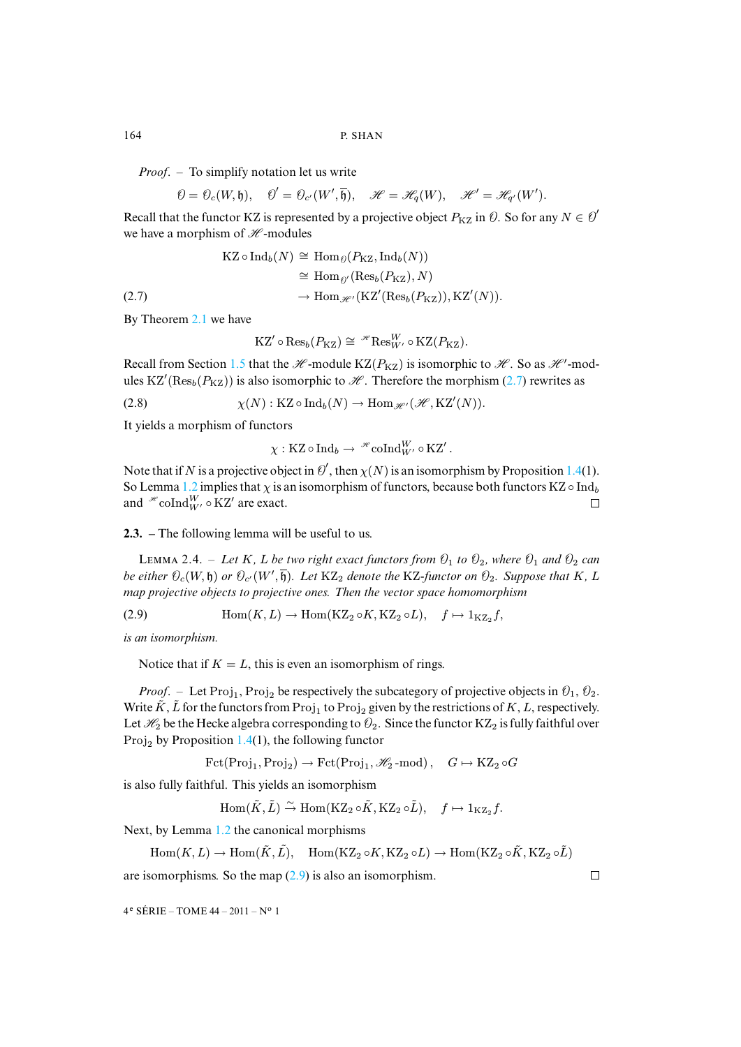*Proof*. – To simplify notation let us write

$$\mathcal{O} = \mathcal{O}_c(W, \mathfrak{h}), \quad \mathcal{O}' = \mathcal{O}_{c'}(W', \overline{\mathfrak{h}}), \quad \mathscr{H} = \mathscr{H}_q(W), \quad \mathscr{H}' = \mathscr{H}_{q'}(W').$$

Recall that the functor KZ is represented by a projective object $P_{\mathrm{KZ}}$ in $\mathcal{O}$. So for any $N \in \mathcal{O}'$ we have a morphism of $\mathscr{H}$-modules

$$\begin{aligned} \mathrm{KZ} \circ \mathrm{Ind}_b(N) &\cong \mathrm{Hom}_{\mathcal{O}}(P_{\mathrm{KZ}}, \mathrm{Ind}_b(N)) \\ &\cong \mathrm{Hom}_{\mathcal{O}'}(\mathrm{Res}_b(P_{\mathrm{KZ}}), N) \\ &\to \mathrm{Hom}_{\mathscr{H}'}(\mathrm{KZ}'(\mathrm{Res}_b(P_{\mathrm{KZ}})), \mathrm{KZ}'(N)). \end{aligned} \tag{2.7}$$

By Theorem 2.1 we have

$$\mathrm{KZ}' \circ \mathrm{Res}_b(P_{\mathrm{KZ}}) \cong {}^{\mathscr{H}}\mathrm{Res}^W_{W'} \circ \mathrm{KZ}(P_{\mathrm{KZ}}).$$

Recall from Section 1.5 that the $\mathscr{H}$-module $\mathrm{KZ}(P_{\mathrm{KZ}})$ is isomorphic to $\mathscr{H}$. So as $\mathscr{H}'$-modules $\mathrm{KZ}'(\mathrm{Res}_b(P_{\mathrm{KZ}}))$ is also isomorphic to $\mathscr{H}$. Therefore the morphism (2.7) rewrites as

$$\chi(N) : \mathrm{KZ} \circ \mathrm{Ind}_b(N) \to \mathrm{Hom}_{\mathscr{H}'}(\mathscr{H}, \mathrm{KZ}'(N)). \tag{2.8}$$

It yields a morphism of functors

$$\chi : \mathrm{KZ} \circ \mathrm{Ind}_b \to {}^{\mathscr{H}}\mathrm{coInd}^W_{W'} \circ \mathrm{KZ}'.$$

Note that if $N$ is a projective object in $\mathcal{O}'$, then $\chi(N)$ is an isomorphism by Proposition 1.4(1). So Lemma 1.2 implies that $\chi$ is an isomorphism of functors, because both functors $\mathrm{KZ} \circ \mathrm{Ind}_b$ and ${}^{\mathscr{H}}\mathrm{coInd}^W_{W'} \circ \mathrm{KZ}'$ are exact. □

**2.3.** – The following lemma will be useful to us.

Lemma 2.4. – *Let $K$, $L$ be two right exact functors from $\mathcal{O}_1$ to $\mathcal{O}_2$, where $\mathcal{O}_1$ and $\mathcal{O}_2$ can be either $\mathcal{O}_c(W, \mathfrak{h})$ or $\mathcal{O}_{c'}(W', \overline{\mathfrak{h}})$. Let $\mathrm{KZ}_2$ denote the KZ-functor on $\mathcal{O}_2$. Suppose that $K$, $L$ map projective objects to projective ones. Then the vector space homomorphism*

$$\mathrm{Hom}(K, L) \to \mathrm{Hom}(\mathrm{KZ}_2 \circ K, \mathrm{KZ}_2 \circ L), \quad f \mapsto 1_{\mathrm{KZ}_2} f, \tag{2.9}$$

*is an isomorphism.*

Notice that if $K = L$, this is even an isomorphism of rings.

*Proof*. – Let $\mathrm{Proj}_1$, $\mathrm{Proj}_2$ be respectively the subcategory of projective objects in $\mathcal{O}_1$, $\mathcal{O}_2$. Write $\tilde{K}$, $\tilde{L}$ for the functors from $\mathrm{Proj}_1$ to $\mathrm{Proj}_2$ given by the restrictions of $K$, $L$, respectively. Let $\mathscr{H}_2$ be the Hecke algebra corresponding to $\mathcal{O}_2$. Since the functor $\mathrm{KZ}_2$ is fully faithful over $\mathrm{Proj}_2$ by Proposition 1.4(1), the following functor

$$\mathrm{Fct}(\mathrm{Proj}_1, \mathrm{Proj}_2) \to \mathrm{Fct}(\mathrm{Proj}_1, \mathscr{H}_2\text{-mod}), \quad G \mapsto \mathrm{KZ}_2 \circ G$$

is also fully faithful. This yields an isomorphism

$$\mathrm{Hom}(\tilde{K}, \tilde{L}) \xrightarrow{\sim} \mathrm{Hom}(\mathrm{KZ}_2 \circ \tilde{K}, \mathrm{KZ}_2 \circ \tilde{L}), \quad f \mapsto 1_{\mathrm{KZ}_2} f.$$

Next, by Lemma 1.2 the canonical morphisms

$$\mathrm{Hom}(K, L) \to \mathrm{Hom}(\tilde{K}, \tilde{L}), \quad \mathrm{Hom}(\mathrm{KZ}_2 \circ K, \mathrm{KZ}_2 \circ L) \to \mathrm{Hom}(\mathrm{KZ}_2 \circ \tilde{K}, \mathrm{KZ}_2 \circ \tilde{L})$$

are isomorphisms. So the map (2.9) is also an isomorphism. □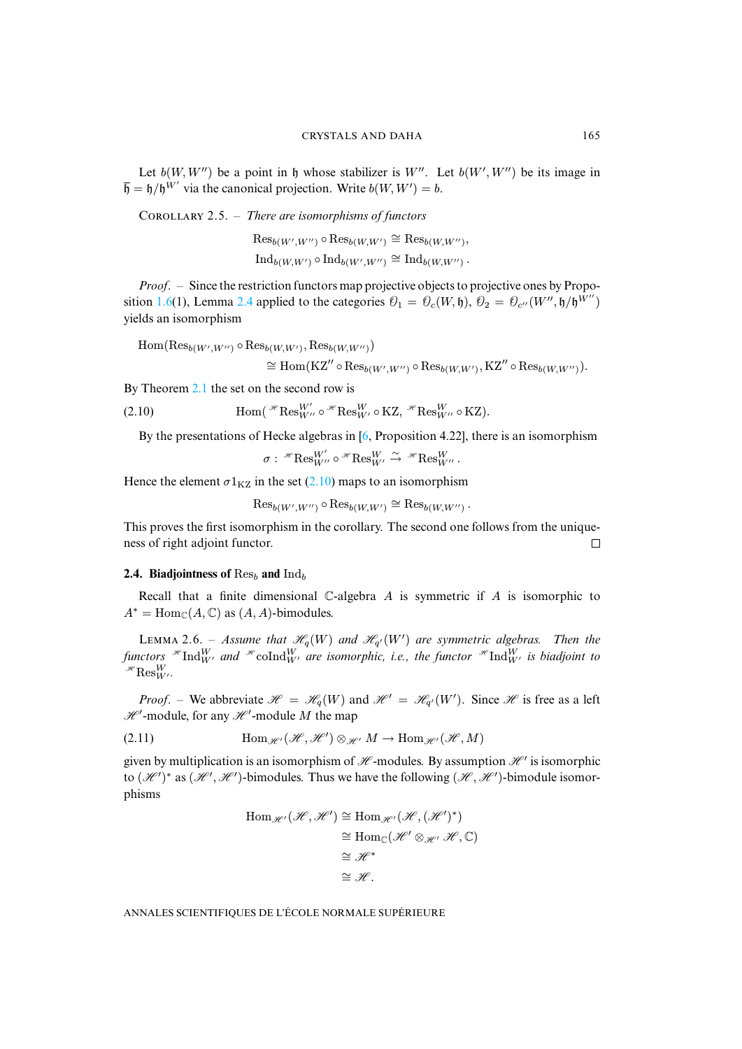Let $b(W, W'')$ be a point in $\mathfrak{h}$ whose stabilizer is $W''$. Let $b(W', W'')$ be its image in $\overline{\mathfrak{h}} = \mathfrak{h}/\mathfrak{h}^{W'}$ via the canonical projection. Write $b(W, W') = b$.

Corollary 2.5. – *There are isomorphisms of functors*

$$\mathrm{Res}_{b(W',W'')} \circ \mathrm{Res}_{b(W,W')} \cong \mathrm{Res}_{b(W,W'')},$$
$$\mathrm{Ind}_{b(W,W')} \circ \mathrm{Ind}_{b(W',W'')} \cong \mathrm{Ind}_{b(W,W'')}\,.$$

*Proof*. – Since the restriction functors map projective objects to projective ones by Proposition 1.6(1), Lemma 2.4 applied to the categories $\mathcal{O}_1 = \mathcal{O}_c(W, \mathfrak{h})$, $\mathcal{O}_2 = \mathcal{O}_{c''}(W'', \mathfrak{h}/\mathfrak{h}^{W''})$ yields an isomorphism

$$\begin{aligned}
&\mathrm{Hom}(\mathrm{Res}_{b(W',W'')} \circ \mathrm{Res}_{b(W,W')}, \mathrm{Res}_{b(W,W'')}) \\
&\qquad\qquad \cong \mathrm{Hom}(\mathrm{KZ}'' \circ \mathrm{Res}_{b(W',W'')} \circ \mathrm{Res}_{b(W,W')}, \mathrm{KZ}'' \circ \mathrm{Res}_{b(W,W'')}).
\end{aligned}$$

By Theorem 2.1 the set on the second row is

$$\mathrm{Hom}({}^{\mathscr{H}}\mathrm{Res}^{W'}_{W''} \circ {}^{\mathscr{H}}\mathrm{Res}^{W}_{W'} \circ \mathrm{KZ},\ {}^{\mathscr{H}}\mathrm{Res}^{W}_{W''} \circ \mathrm{KZ}). \tag{2.10}$$

By the presentations of Hecke algebras in [6, Proposition 4.22], there is an isomorphism

$$\sigma : {}^{\mathscr{H}}\mathrm{Res}^{W'}_{W''} \circ {}^{\mathscr{H}}\mathrm{Res}^{W}_{W'} \xrightarrow{\sim} {}^{\mathscr{H}}\mathrm{Res}^{W}_{W''}\,.$$

Hence the element $\sigma 1_{\mathrm{KZ}}$ in the set (2.10) maps to an isomorphism

$$\mathrm{Res}_{b(W',W'')} \circ \mathrm{Res}_{b(W,W')} \cong \mathrm{Res}_{b(W,W'')}\,.$$

This proves the first isomorphism in the corollary. The second one follows from the uniqueness of right adjoint functor. $\square$

### 2.4. Biadjointness of $\mathrm{Res}_b$ and $\mathrm{Ind}_b$

Recall that a finite dimensional $\mathbb{C}$-algebra $A$ is symmetric if $A$ is isomorphic to $A^* = \mathrm{Hom}_{\mathbb{C}}(A, \mathbb{C})$ as $(A, A)$-bimodules.

Lemma 2.6. – *Assume that $\mathscr{H}_q(W)$ and $\mathscr{H}_{q'}(W')$ are symmetric algebras. Then the functors ${}^{\mathscr{H}}\mathrm{Ind}^{W}_{W'}$ and ${}^{\mathscr{H}}\mathrm{coInd}^{W}_{W'}$ are isomorphic, i.e., the functor ${}^{\mathscr{H}}\mathrm{Ind}^{W}_{W'}$ is biadjoint to ${}^{\mathscr{H}}\mathrm{Res}^{W}_{W'}$.*

*Proof*. – We abbreviate $\mathscr{H} = \mathscr{H}_q(W)$ and $\mathscr{H}' = \mathscr{H}_{q'}(W')$. Since $\mathscr{H}$ is free as a left $\mathscr{H}'$-module, for any $\mathscr{H}'$-module $M$ the map

$$\mathrm{Hom}_{\mathscr{H}'}(\mathscr{H}, \mathscr{H}') \otimes_{\mathscr{H}'} M \to \mathrm{Hom}_{\mathscr{H}'}(\mathscr{H}, M) \tag{2.11}$$

given by multiplication is an isomorphism of $\mathscr{H}$-modules. By assumption $\mathscr{H}'$ is isomorphic to $(\mathscr{H}')^*$ as $(\mathscr{H}', \mathscr{H}')$-bimodules. Thus we have the following $(\mathscr{H}, \mathscr{H}')$-bimodule isomorphisms

$$\begin{aligned}
\mathrm{Hom}_{\mathscr{H}'}(\mathscr{H}, \mathscr{H}') &\cong \mathrm{Hom}_{\mathscr{H}'}(\mathscr{H}, (\mathscr{H}')^*) \\
&\cong \mathrm{Hom}_{\mathbb{C}}(\mathscr{H}' \otimes_{\mathscr{H}'} \mathscr{H}, \mathbb{C}) \\
&\cong \mathscr{H}^* \\
&\cong \mathscr{H}.
\end{aligned}$$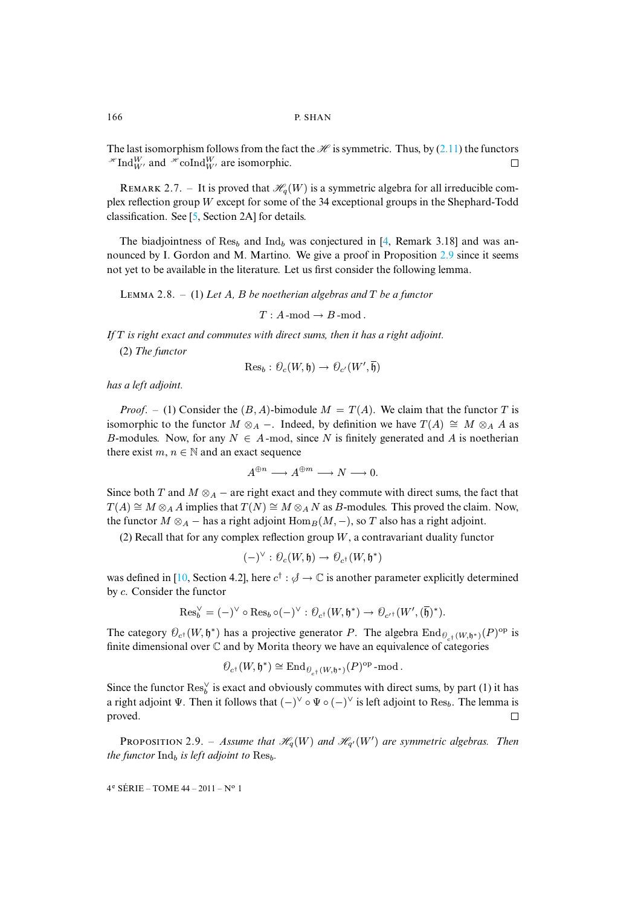The last isomorphism follows from the fact the $\mathscr{H}$ is symmetric. Thus, by (2.11) the functors ${}^{\mathscr{H}}\mathrm{Ind}_{W'}^{W}$ and ${}^{\mathscr{H}}\mathrm{coInd}_{W'}^{W}$ are isomorphic. $\square$

REMARK 2.7. – It is proved that $\mathscr{H}_q(W)$ is a symmetric algebra for all irreducible complex reflection group $W$ except for some of the 34 exceptional groups in the Shephard-Todd classification. See [5, Section 2A] for details.

The biadjointness of $\mathrm{Res}_b$ and $\mathrm{Ind}_b$ was conjectured in [4, Remark 3.18] and was announced by I. Gordon and M. Martino. We give a proof in Proposition 2.9 since it seems not yet to be available in the literature. Let us first consider the following lemma.

LEMMA 2.8. – (1) *Let $A$, $B$ be noetherian algebras and $T$ be a functor*

$$T : A\text{-mod} \to B\text{-mod}\,.$$

*If $T$ is right exact and commutes with direct sums, then it has a right adjoint.*

(2) *The functor*

$$\mathrm{Res}_b : \mathcal{O}_c(W,\mathfrak{h}) \to \mathcal{O}_{c'}(W',\overline{\mathfrak{h}})$$

*has a left adjoint.*

*Proof.* – (1) Consider the $(B,A)$-bimodule $M = T(A)$. We claim that the functor $T$ is isomorphic to the functor $M \otimes_A -$. Indeed, by definition we have $T(A) \cong M \otimes_A A$ as $B$-modules. Now, for any $N \in A\text{-mod}$, since $N$ is finitely generated and $A$ is noetherian there exist $m, n \in \mathbb{N}$ and an exact sequence

$$A^{\oplus n} \longrightarrow A^{\oplus m} \longrightarrow N \longrightarrow 0.$$

Since both $T$ and $M \otimes_A -$ are right exact and they commute with direct sums, the fact that $T(A) \cong M \otimes_A A$ implies that $T(N) \cong M \otimes_A N$ as $B$-modules. This proved the claim. Now, the functor $M \otimes_A -$ has a right adjoint $\mathrm{Hom}_B(M,-)$, so $T$ also has a right adjoint.

(2) Recall that for any complex reflection group $W$, a contravariant duality functor

$$(-)^{\vee} : \mathcal{O}_c(W,\mathfrak{h}) \to \mathcal{O}_{c^{\dagger}}(W,\mathfrak{h}^*)$$

was defined in [10, Section 4.2], here $c^{\dagger} : \mathcal{S} \to \mathbb{C}$ is another parameter explicitly determined by $c$. Consider the functor

$$\mathrm{Res}_b^{\vee} = (-)^{\vee} \circ \mathrm{Res}_b \circ (-)^{\vee} : \mathcal{O}_{c^{\dagger}}(W,\mathfrak{h}^*) \to \mathcal{O}_{c'^{\dagger}}(W',(\overline{\mathfrak{h}})^*).$$

The category $\mathcal{O}_{c^{\dagger}}(W,\mathfrak{h}^*)$ has a projective generator $P$. The algebra $\mathrm{End}_{\mathcal{O}_{c^{\dagger}}(W,\mathfrak{h}^*)}(P)^{\mathrm{op}}$ is finite dimensional over $\mathbb{C}$ and by Morita theory we have an equivalence of categories

$$\mathcal{O}_{c^{\dagger}}(W,\mathfrak{h}^*) \cong \mathrm{End}_{\mathcal{O}_{c^{\dagger}}(W,\mathfrak{h}^*)}(P)^{\mathrm{op}}\text{-mod}\,.$$

Since the functor $\mathrm{Res}_b^{\vee}$ is exact and obviously commutes with direct sums, by part (1) it has a right adjoint $\Psi$. Then it follows that $(-)^{\vee} \circ \Psi \circ (-)^{\vee}$ is left adjoint to $\mathrm{Res}_b$. The lemma is proved. $\square$

PROPOSITION 2.9. – *Assume that $\mathscr{H}_q(W)$ and $\mathscr{H}_{q'}(W')$ are symmetric algebras. Then the functor $\mathrm{Ind}_b$ is left adjoint to $\mathrm{Res}_b$.*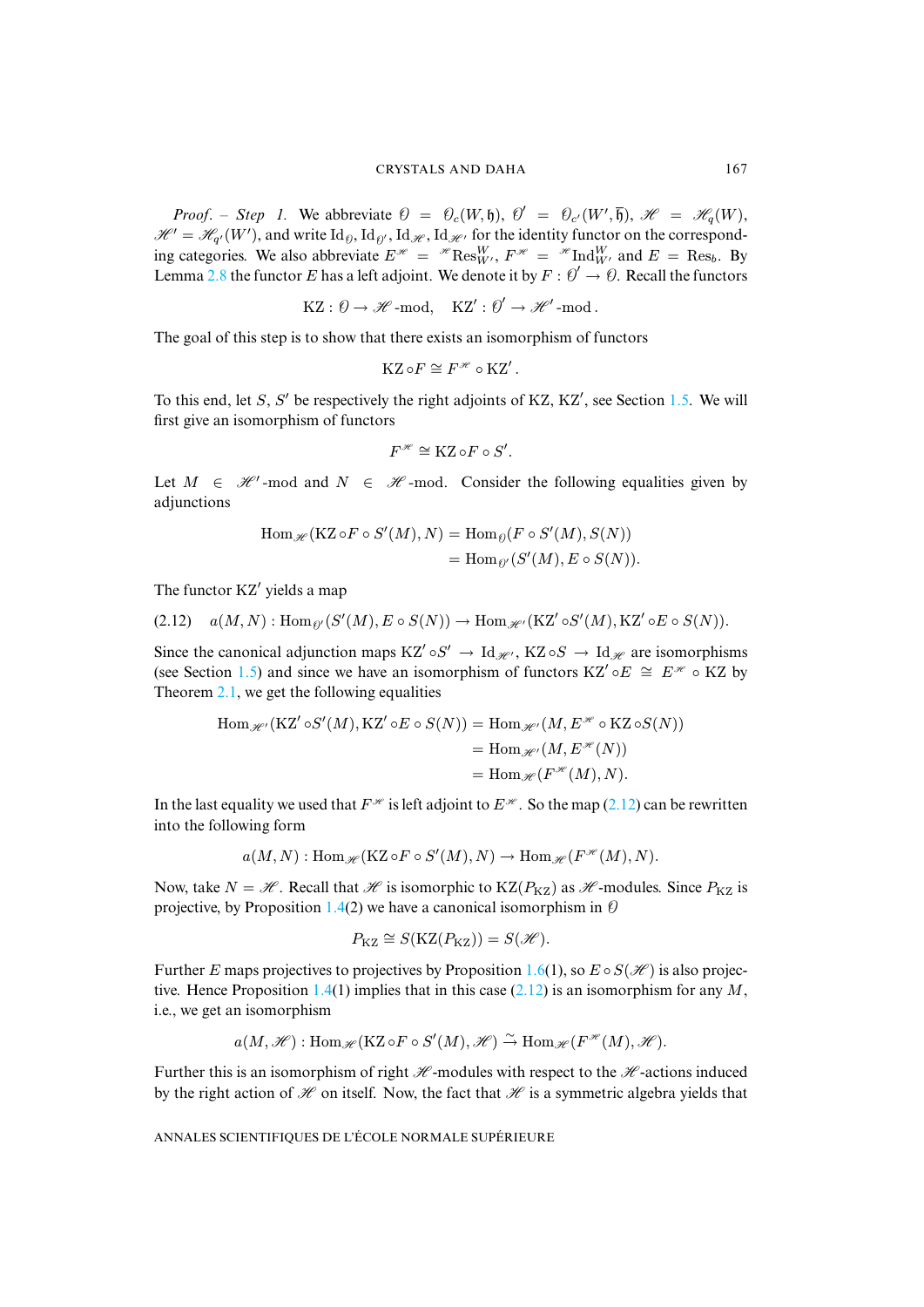*Proof.* – *Step 1.* We abbreviate $\mathcal{O} = \mathcal{O}_c(W,\mathfrak{h})$, $\mathcal{O}' = \mathcal{O}_{c'}(W',\overline{\mathfrak{h}})$, $\mathscr{H} = \mathscr{H}_q(W)$, $\mathscr{H}' = \mathscr{H}_{q'}(W')$, and write $\mathrm{Id}_{\mathcal{O}}, \mathrm{Id}_{\mathcal{O}'}, \mathrm{Id}_{\mathscr{H}}, \mathrm{Id}_{\mathscr{H}'}$ for the identity functor on the corresponding categories. We also abbreviate $E^{\mathscr{H}} = {}^{\mathscr{H}}\mathrm{Res}^W_{W'}$, $F^{\mathscr{H}} = {}^{\mathscr{H}}\mathrm{Ind}^W_{W'}$ and $E = \mathrm{Res}_b$. By Lemma 2.8 the functor $E$ has a left adjoint. We denote it by $F : \mathcal{O}' \to \mathcal{O}$. Recall the functors

$$\mathrm{KZ} : \mathcal{O} \to \mathscr{H}\text{-mod}, \quad \mathrm{KZ}' : \mathcal{O}' \to \mathscr{H}'\text{-mod}\,.$$

The goal of this step is to show that there exists an isomorphism of functors

$$\mathrm{KZ} \circ F \cong F^{\mathscr{H}} \circ \mathrm{KZ}'\,.$$

To this end, let $S$, $S'$ be respectively the right adjoints of KZ, KZ$'$, see Section 1.5. We will first give an isomorphism of functors

$$F^{\mathscr{H}} \cong \mathrm{KZ} \circ F \circ S'.$$

Let $M \in \mathscr{H}'$-mod and $N \in \mathscr{H}$-mod. Consider the following equalities given by adjunctions

$$\begin{aligned}\mathrm{Hom}_{\mathscr{H}}(\mathrm{KZ} \circ F \circ S'(M), N) &= \mathrm{Hom}_{\mathcal{O}}(F \circ S'(M), S(N))\\ &= \mathrm{Hom}_{\mathcal{O}'}(S'(M), E \circ S(N)).\end{aligned}$$

The functor KZ$'$ yields a map

$$a(M,N) : \mathrm{Hom}_{\mathcal{O}'}(S'(M), E \circ S(N)) \to \mathrm{Hom}_{\mathscr{H}'}(\mathrm{KZ}' \circ S'(M), \mathrm{KZ}' \circ E \circ S(N)). \tag{2.12}$$

Since the canonical adjunction maps $\mathrm{KZ}' \circ S' \to \mathrm{Id}_{\mathscr{H}'}$, $\mathrm{KZ} \circ S \to \mathrm{Id}_{\mathscr{H}}$ are isomorphisms (see Section 1.5) and since we have an isomorphism of functors $\mathrm{KZ}' \circ E \cong E^{\mathscr{H}} \circ \mathrm{KZ}$ by Theorem 2.1, we get the following equalities

$$\begin{aligned}\mathrm{Hom}_{\mathscr{H}'}(\mathrm{KZ}' \circ S'(M), \mathrm{KZ}' \circ E \circ S(N)) &= \mathrm{Hom}_{\mathscr{H}'}(M, E^{\mathscr{H}} \circ \mathrm{KZ} \circ S(N))\\ &= \mathrm{Hom}_{\mathscr{H}'}(M, E^{\mathscr{H}}(N))\\ &= \mathrm{Hom}_{\mathscr{H}}(F^{\mathscr{H}}(M), N).\end{aligned}$$

In the last equality we used that $F^{\mathscr{H}}$ is left adjoint to $E^{\mathscr{H}}$. So the map (2.12) can be rewritten into the following form

$$a(M,N) : \mathrm{Hom}_{\mathscr{H}}(\mathrm{KZ} \circ F \circ S'(M), N) \to \mathrm{Hom}_{\mathscr{H}}(F^{\mathscr{H}}(M), N).$$

Now, take $N = \mathscr{H}$. Recall that $\mathscr{H}$ is isomorphic to $\mathrm{KZ}(P_{\mathrm{KZ}})$ as $\mathscr{H}$-modules. Since $P_{\mathrm{KZ}}$ is projective, by Proposition 1.4(2) we have a canonical isomorphism in $\mathcal{O}$

$$P_{\mathrm{KZ}} \cong S(\mathrm{KZ}(P_{\mathrm{KZ}})) = S(\mathscr{H}).$$

Further $E$ maps projectives to projectives by Proposition 1.6(1), so $E \circ S(\mathscr{H})$ is also projective. Hence Proposition 1.4(1) implies that in this case (2.12) is an isomorphism for any $M$, i.e., we get an isomorphism

$$a(M,\mathscr{H}) : \mathrm{Hom}_{\mathscr{H}}(\mathrm{KZ} \circ F \circ S'(M), \mathscr{H}) \xrightarrow{\sim} \mathrm{Hom}_{\mathscr{H}}(F^{\mathscr{H}}(M), \mathscr{H}).$$

Further this is an isomorphism of right $\mathscr{H}$-modules with respect to the $\mathscr{H}$-actions induced by the right action of $\mathscr{H}$ on itself. Now, the fact that $\mathscr{H}$ is a symmetric algebra yields that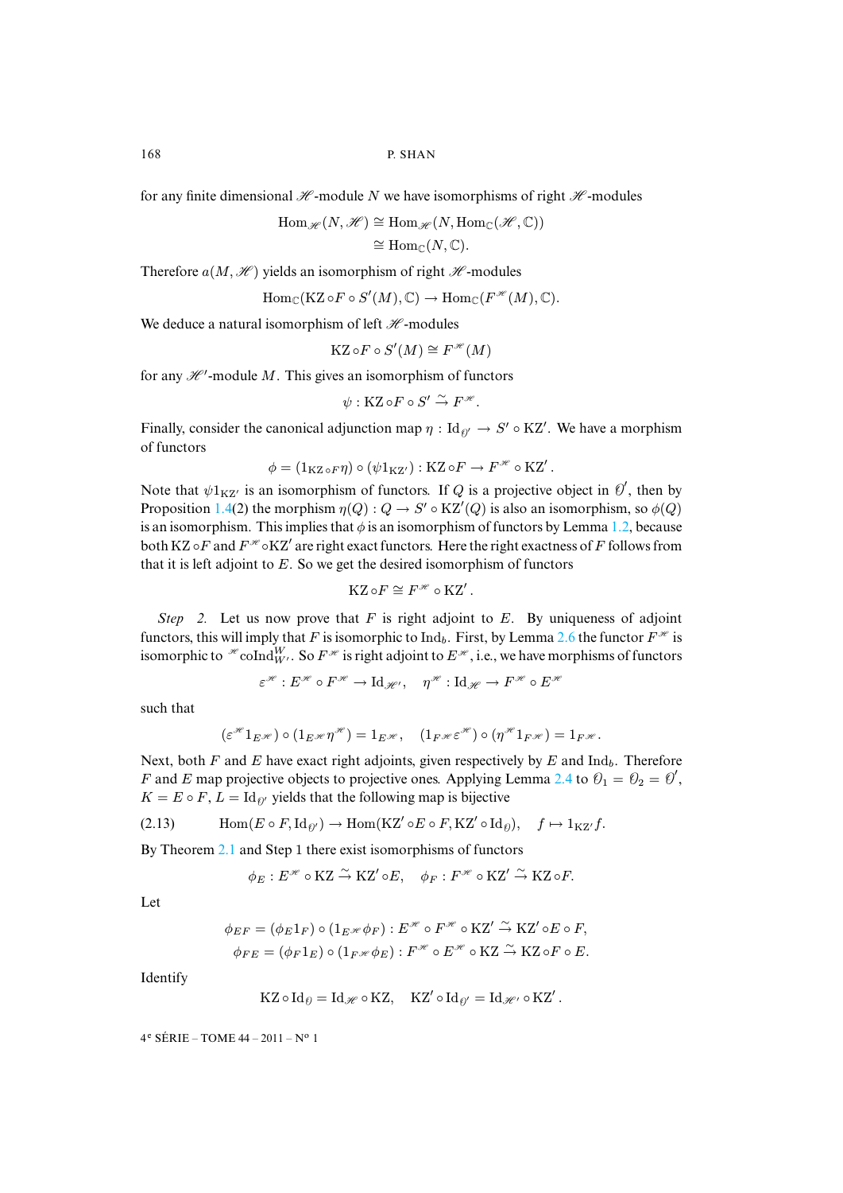for any finite dimensional $\mathscr{H}$-module $N$ we have isomorphisms of right $\mathscr{H}$-modules

$$\begin{aligned}\mathrm{Hom}_{\mathscr{H}}(N,\mathscr{H}) &\cong \mathrm{Hom}_{\mathscr{H}}(N,\mathrm{Hom}_{\mathbb{C}}(\mathscr{H},\mathbb{C}))\\ &\cong \mathrm{Hom}_{\mathbb{C}}(N,\mathbb{C}).\end{aligned}$$

Therefore $a(M,\mathscr{H})$ yields an isomorphism of right $\mathscr{H}$-modules

$$\mathrm{Hom}_{\mathbb{C}}(\mathrm{KZ}\circ F\circ S'(M),\mathbb{C})\to \mathrm{Hom}_{\mathbb{C}}(F^{\mathscr{H}}(M),\mathbb{C}).$$

We deduce a natural isomorphism of left $\mathscr{H}$-modules

$$\mathrm{KZ}\circ F\circ S'(M)\cong F^{\mathscr{H}}(M)$$

for any $\mathscr{H}'$-module $M$. This gives an isomorphism of functors

$$\psi:\mathrm{KZ}\circ F\circ S'\xrightarrow{\sim} F^{\mathscr{H}}.$$

Finally, consider the canonical adjunction map $\eta:\mathrm{Id}_{\mathscr{O}'}\to S'\circ\mathrm{KZ}'$. We have a morphism of functors

$$\phi=(1_{\mathrm{KZ}\circ F}\eta)\circ(\psi 1_{\mathrm{KZ}'}):\mathrm{KZ}\circ F\to F^{\mathscr{H}}\circ\mathrm{KZ}'.$$

Note that $\psi 1_{\mathrm{KZ}'}$ is an isomorphism of functors. If $Q$ is a projective object in $\mathscr{O}'$, then by Proposition 1.4(2) the morphism $\eta(Q):Q\to S'\circ\mathrm{KZ}'(Q)$ is also an isomorphism, so $\phi(Q)$ is an isomorphism. This implies that $\phi$ is an isomorphism of functors by Lemma 1.2, because both $\mathrm{KZ}\circ F$ and $F^{\mathscr{H}}\circ\mathrm{KZ}'$ are right exact functors. Here the right exactness of $F$ follows from that it is left adjoint to $E$. So we get the desired isomorphism of functors

$$\mathrm{KZ}\circ F\cong F^{\mathscr{H}}\circ\mathrm{KZ}'.$$

*Step 2.* Let us now prove that $F$ is right adjoint to $E$. By uniqueness of adjoint functors, this will imply that $F$ is isomorphic to $\mathrm{Ind}_b$. First, by Lemma 2.6 the functor $F^{\mathscr{H}}$ is isomorphic to ${}^{\mathscr{H}}\mathrm{coInd}_{W'}^{W}$. So $F^{\mathscr{H}}$ is right adjoint to $E^{\mathscr{H}}$, i.e., we have morphisms of functors

$$\varepsilon^{\mathscr{H}}:E^{\mathscr{H}}\circ F^{\mathscr{H}}\to\mathrm{Id}_{\mathscr{H}'},\quad \eta^{\mathscr{H}}:\mathrm{Id}_{\mathscr{H}}\to F^{\mathscr{H}}\circ E^{\mathscr{H}}$$

such that

$$(\varepsilon^{\mathscr{H}}1_{E^{\mathscr{H}}})\circ(1_{E^{\mathscr{H}}}\eta^{\mathscr{H}})=1_{E^{\mathscr{H}}},\quad (1_{F^{\mathscr{H}}}\varepsilon^{\mathscr{H}})\circ(\eta^{\mathscr{H}}1_{F^{\mathscr{H}}})=1_{F^{\mathscr{H}}}.$$

Next, both $F$ and $E$ have exact right adjoints, given respectively by $E$ and $\mathrm{Ind}_b$. Therefore $F$ and $E$ map projective objects to projective ones. Applying Lemma 2.4 to $\mathscr{O}_1=\mathscr{O}_2=\mathscr{O}'$, $K=E\circ F$, $L=\mathrm{Id}_{\mathscr{O}'}$ yields that the following map is bijective

$$\mathrm{Hom}(E\circ F,\mathrm{Id}_{\mathscr{O}'})\to\mathrm{Hom}(\mathrm{KZ}'\circ E\circ F,\mathrm{KZ}'\circ\mathrm{Id}_{\mathscr{O}}),\quad f\mapsto 1_{\mathrm{KZ}'}f. \tag{2.13}$$

By Theorem 2.1 and Step 1 there exist isomorphisms of functors

$$\phi_E:E^{\mathscr{H}}\circ\mathrm{KZ}\xrightarrow{\sim}\mathrm{KZ}'\circ E,\quad \phi_F:F^{\mathscr{H}}\circ\mathrm{KZ}'\xrightarrow{\sim}\mathrm{KZ}\circ F.$$

Let

$$\begin{aligned}\phi_{EF}&=(\phi_E 1_F)\circ(1_{E^{\mathscr{H}}}\phi_F):E^{\mathscr{H}}\circ F^{\mathscr{H}}\circ\mathrm{KZ}'\xrightarrow{\sim}\mathrm{KZ}'\circ E\circ F,\\ \phi_{FE}&=(\phi_F 1_E)\circ(1_{F^{\mathscr{H}}}\phi_E):F^{\mathscr{H}}\circ E^{\mathscr{H}}\circ\mathrm{KZ}\xrightarrow{\sim}\mathrm{KZ}\circ F\circ E.\end{aligned}$$

Identify

$$\mathrm{KZ}\circ\mathrm{Id}_{\mathscr{O}}=\mathrm{Id}_{\mathscr{H}}\circ\mathrm{KZ},\quad \mathrm{KZ}'\circ\mathrm{Id}_{\mathscr{O}'}=\mathrm{Id}_{\mathscr{H}'}\circ\mathrm{KZ}'.$$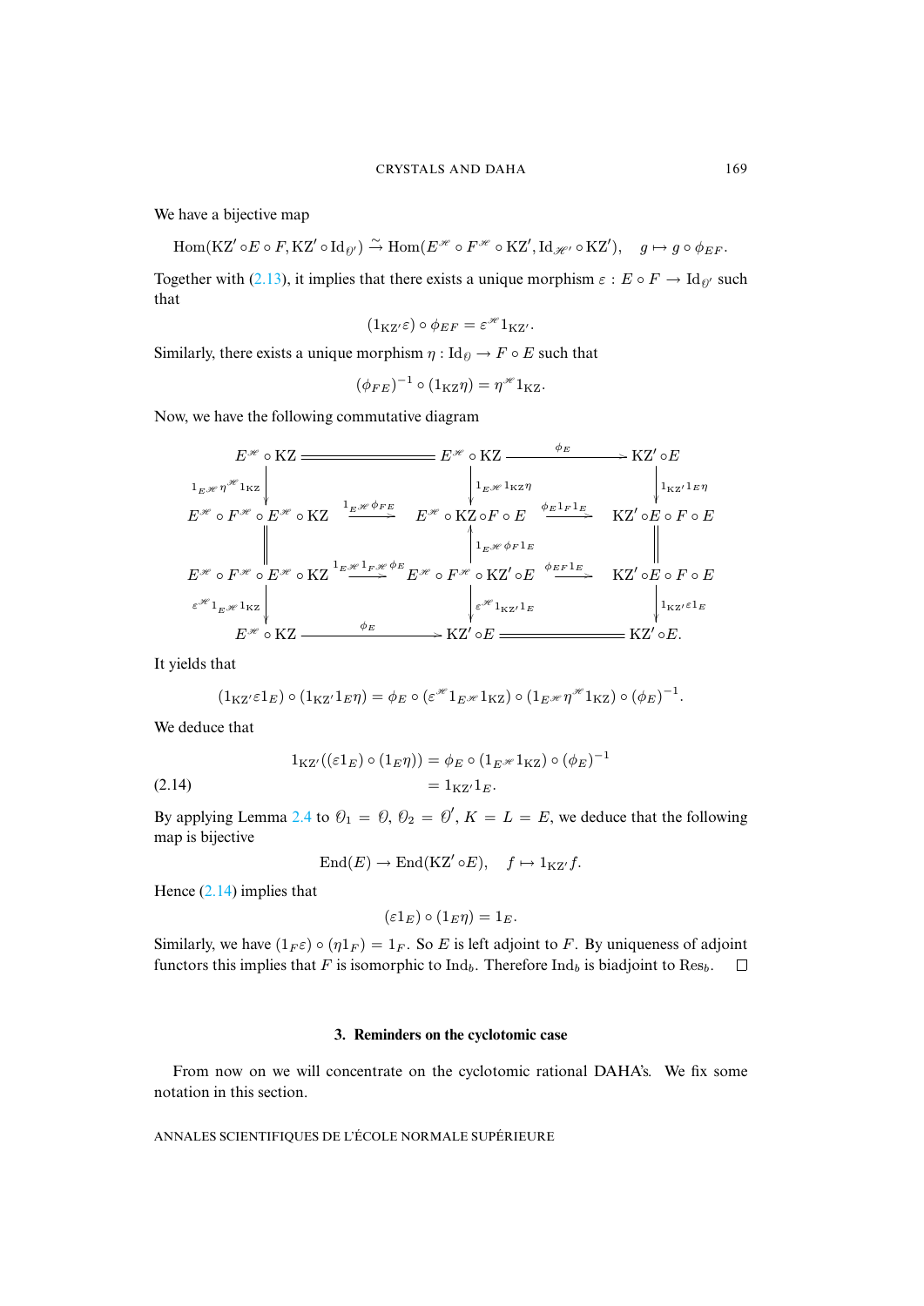We have a bijective map

$$\mathrm{Hom}(\mathrm{KZ}' \circ E \circ F, \mathrm{KZ}' \circ \mathrm{Id}_{\mathcal{O}'}) \xrightarrow{\sim} \mathrm{Hom}(E^{\mathscr{H}} \circ F^{\mathscr{H}} \circ \mathrm{KZ}', \mathrm{Id}_{\mathscr{H}'} \circ \mathrm{KZ}'), \quad g \mapsto g \circ \phi_{EF}.$$

Together with (2.13), it implies that there exists a unique morphism $\varepsilon : E \circ F \to \mathrm{Id}_{\mathcal{O}'}$ such that

$$(1_{\mathrm{KZ}'}\varepsilon) \circ \phi_{EF} = \varepsilon^{\mathscr{H}} 1_{\mathrm{KZ}'}.$$

Similarly, there exists a unique morphism $\eta : \mathrm{Id}_{\mathcal{O}} \to F \circ E$ such that

$$(\phi_{FE})^{-1} \circ (1_{\mathrm{KZ}}\eta) = \eta^{\mathscr{H}} 1_{\mathrm{KZ}}.$$

Now, we have the following commutative diagram

$$\begin{array}{ccccc}
E^{\mathscr{H}} \circ \mathrm{KZ} & = & E^{\mathscr{H}} \circ \mathrm{KZ} & \xrightarrow{\phi_E} & \mathrm{KZ}' \circ E \\
\downarrow {\scriptstyle 1_{E^{\mathscr{H}}}\eta^{\mathscr{H}}1_{\mathrm{KZ}}} & & \downarrow {\scriptstyle 1_{E^{\mathscr{H}}}1_{\mathrm{KZ}}\eta} & & \downarrow {\scriptstyle 1_{\mathrm{KZ}'}1_E\eta} \\
E^{\mathscr{H}} \circ F^{\mathscr{H}} \circ E^{\mathscr{H}} \circ \mathrm{KZ} & \xrightarrow{1_{E^{\mathscr{H}}}\phi_{FE}} & E^{\mathscr{H}} \circ \mathrm{KZ} \circ F \circ E & \xrightarrow{\phi_E 1_F 1_E} & \mathrm{KZ}' \circ E \circ F \circ E \\
\| & & \uparrow {\scriptstyle 1_{E^{\mathscr{H}}}\phi_F 1_E} & & \| \\
E^{\mathscr{H}} \circ F^{\mathscr{H}} \circ E^{\mathscr{H}} \circ \mathrm{KZ} & \xrightarrow{1_{E^{\mathscr{H}}}1_{F^{\mathscr{H}}}\phi_E} & E^{\mathscr{H}} \circ F^{\mathscr{H}} \circ \mathrm{KZ}' \circ E & \xrightarrow{\phi_{EF}1_E} & \mathrm{KZ}' \circ E \circ F \circ E \\
\downarrow {\scriptstyle \varepsilon^{\mathscr{H}}1_{E^{\mathscr{H}}}1_{\mathrm{KZ}}} & & \downarrow {\scriptstyle \varepsilon^{\mathscr{H}}1_{\mathrm{KZ}'}1_E} & & \downarrow {\scriptstyle 1_{\mathrm{KZ}'}\varepsilon 1_E} \\
E^{\mathscr{H}} \circ \mathrm{KZ} & \xrightarrow{\phi_E} & \mathrm{KZ}' \circ E & = & \mathrm{KZ}' \circ E.
\end{array}$$

It yields that

$$(1_{\mathrm{KZ}'}\varepsilon 1_E) \circ (1_{\mathrm{KZ}'}1_E\eta) = \phi_E \circ (\varepsilon^{\mathscr{H}} 1_{E^{\mathscr{H}}} 1_{\mathrm{KZ}}) \circ (1_{E^{\mathscr{H}}}\eta^{\mathscr{H}} 1_{\mathrm{KZ}}) \circ (\phi_E)^{-1}.$$

We deduce that

$$\begin{aligned}
1_{\mathrm{KZ}'}((\varepsilon 1_E) \circ (1_E\eta)) &= \phi_E \circ (1_{E^{\mathscr{H}}} 1_{\mathrm{KZ}}) \circ (\phi_E)^{-1} \\
&= 1_{\mathrm{KZ}'} 1_E.
\end{aligned} \tag{2.14}$$

By applying Lemma 2.4 to $\mathcal{O}_1 = \mathcal{O}$, $\mathcal{O}_2 = \mathcal{O}'$, $K = L = E$, we deduce that the following map is bijective

$$\mathrm{End}(E) \to \mathrm{End}(\mathrm{KZ}' \circ E), \quad f \mapsto 1_{\mathrm{KZ}'} f.$$

Hence (2.14) implies that

$$(\varepsilon 1_E) \circ (1_E \eta) = 1_E.$$

Similarly, we have $(1_F \varepsilon) \circ (\eta 1_F) = 1_F$. So $E$ is left adjoint to $F$. By uniqueness of adjoint functors this implies that $F$ is isomorphic to $\mathrm{Ind}_b$. Therefore $\mathrm{Ind}_b$ is biadjoint to $\mathrm{Res}_b$. □

## 3. Reminders on the cyclotomic case

From now on we will concentrate on the cyclotomic rational DAHA's. We fix some notation in this section.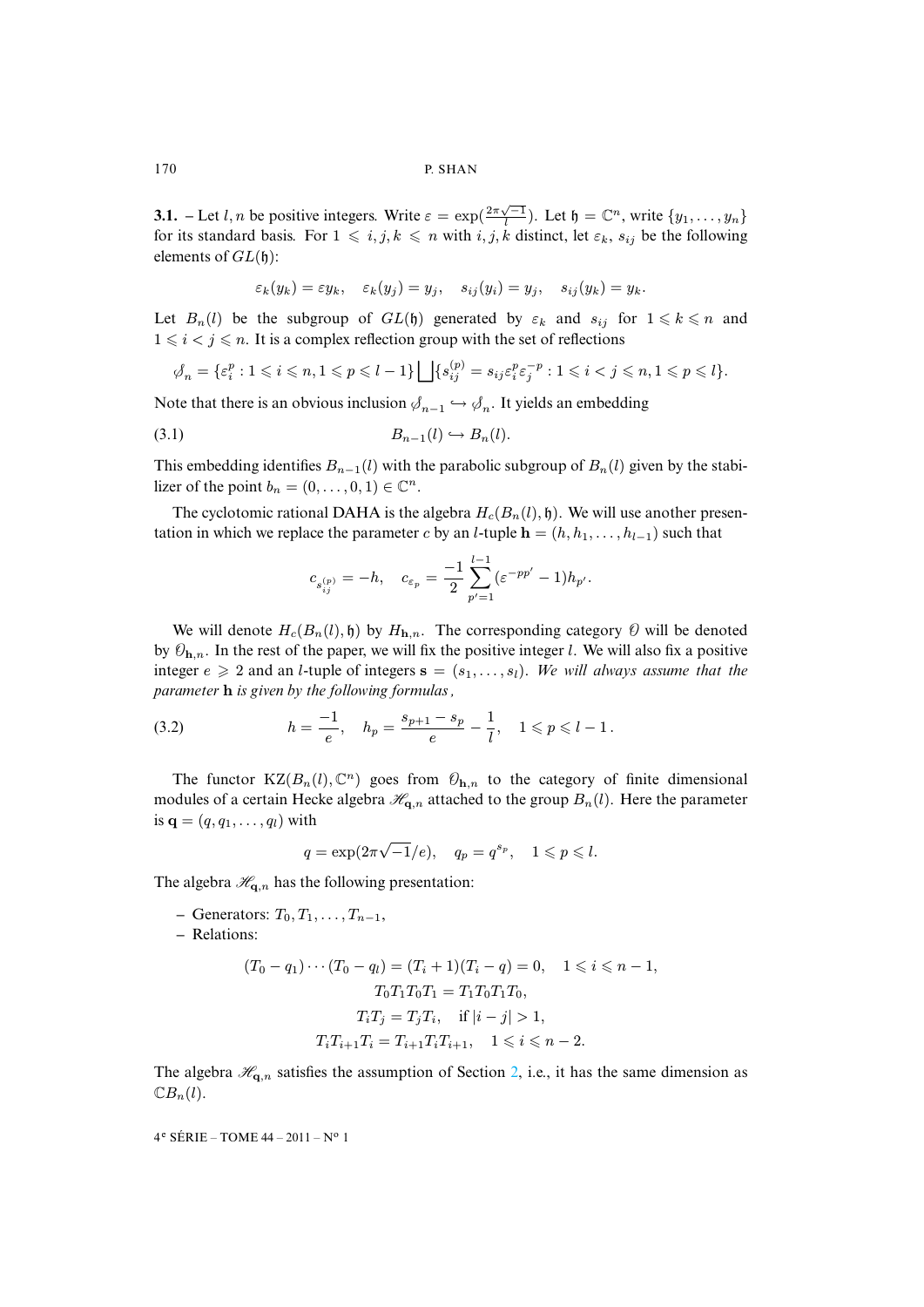**3.1.** – Let $l, n$ be positive integers. Write $\varepsilon = \exp(\frac{2\pi\sqrt{-1}}{l})$. Let $\mathfrak{h} = \mathbb{C}^n$, write $\{y_1, \ldots, y_n\}$ for its standard basis. For $1 \leqslant i, j, k \leqslant n$ with $i, j, k$ distinct, let $\varepsilon_k$, $s_{ij}$ be the following elements of $GL(\mathfrak{h})$:

$$\varepsilon_k(y_k) = \varepsilon y_k, \quad \varepsilon_k(y_j) = y_j, \quad s_{ij}(y_i) = y_j, \quad s_{ij}(y_k) = y_k.$$

Let $B_n(l)$ be the subgroup of $GL(\mathfrak{h})$ generated by $\varepsilon_k$ and $s_{ij}$ for $1 \leqslant k \leqslant n$ and $1 \leqslant i < j \leqslant n$. It is a complex reflection group with the set of reflections

$$\mathcal{S}_n = \{\varepsilon_i^p : 1 \leqslant i \leqslant n, 1 \leqslant p \leqslant l-1\} \bigsqcup \{s_{ij}^{(p)} = s_{ij}\varepsilon_i^p \varepsilon_j^{-p} : 1 \leqslant i < j \leqslant n, 1 \leqslant p \leqslant l\}.$$

Note that there is an obvious inclusion $\mathcal{S}_{n-1} \hookrightarrow \mathcal{S}_n$. It yields an embedding

$$B_{n-1}(l) \hookrightarrow B_n(l). \tag{3.1}$$

This embedding identifies $B_{n-1}(l)$ with the parabolic subgroup of $B_n(l)$ given by the stabilizer of the point $b_n = (0, \ldots, 0, 1) \in \mathbb{C}^n$.

The cyclotomic rational DAHA is the algebra $H_c(B_n(l), \mathfrak{h})$. We will use another presentation in which we replace the parameter $c$ by an $l$-tuple $\mathbf{h} = (h, h_1, \ldots, h_{l-1})$ such that

$$c_{s_{ij}^{(p)}} = -h, \quad c_{\varepsilon_p} = \frac{-1}{2}\sum_{p'=1}^{l-1}(\varepsilon^{-pp'} - 1)h_{p'}.$$

We will denote $H_c(B_n(l), \mathfrak{h})$ by $H_{\mathbf{h},n}$. The corresponding category $\mathcal{O}$ will be denoted by $\mathcal{O}_{\mathbf{h},n}$. In the rest of the paper, we will fix the positive integer $l$. We will also fix a positive integer $e \geqslant 2$ and an $l$-tuple of integers $\mathbf{s} = (s_1, \ldots, s_l)$. *We will always assume that the parameter* $\mathbf{h}$ *is given by the following formulas*,

$$h = \frac{-1}{e}, \quad h_p = \frac{s_{p+1} - s_p}{e} - \frac{1}{l}, \quad 1 \leqslant p \leqslant l-1\,. \tag{3.2}$$

The functor $\mathrm{KZ}(B_n(l), \mathbb{C}^n)$ goes from $\mathcal{O}_{\mathbf{h},n}$ to the category of finite dimensional modules of a certain Hecke algebra $\mathscr{H}_{\mathbf{q},n}$ attached to the group $B_n(l)$. Here the parameter is $\mathbf{q} = (q, q_1, \ldots, q_l)$ with

$$q = \exp(2\pi\sqrt{-1}/e), \quad q_p = q^{s_p}, \quad 1 \leqslant p \leqslant l.$$

The algebra $\mathscr{H}_{\mathbf{q},n}$ has the following presentation:

- Generators: $T_0, T_1, \ldots, T_{n-1}$,
- Relations:

$$(T_0 - q_1)\cdots(T_0 - q_l) = (T_i + 1)(T_i - q) = 0, \quad 1 \leqslant i \leqslant n-1,$$
$$T_0T_1T_0T_1 = T_1T_0T_1T_0,$$
$$T_iT_j = T_jT_i, \quad \text{if } |i-j| > 1,$$
$$T_iT_{i+1}T_i = T_{i+1}T_iT_{i+1}, \quad 1 \leqslant i \leqslant n-2.$$

The algebra $\mathscr{H}_{\mathbf{q},n}$ satisfies the assumption of Section 2, i.e., it has the same dimension as $\mathbb{C}B_n(l)$.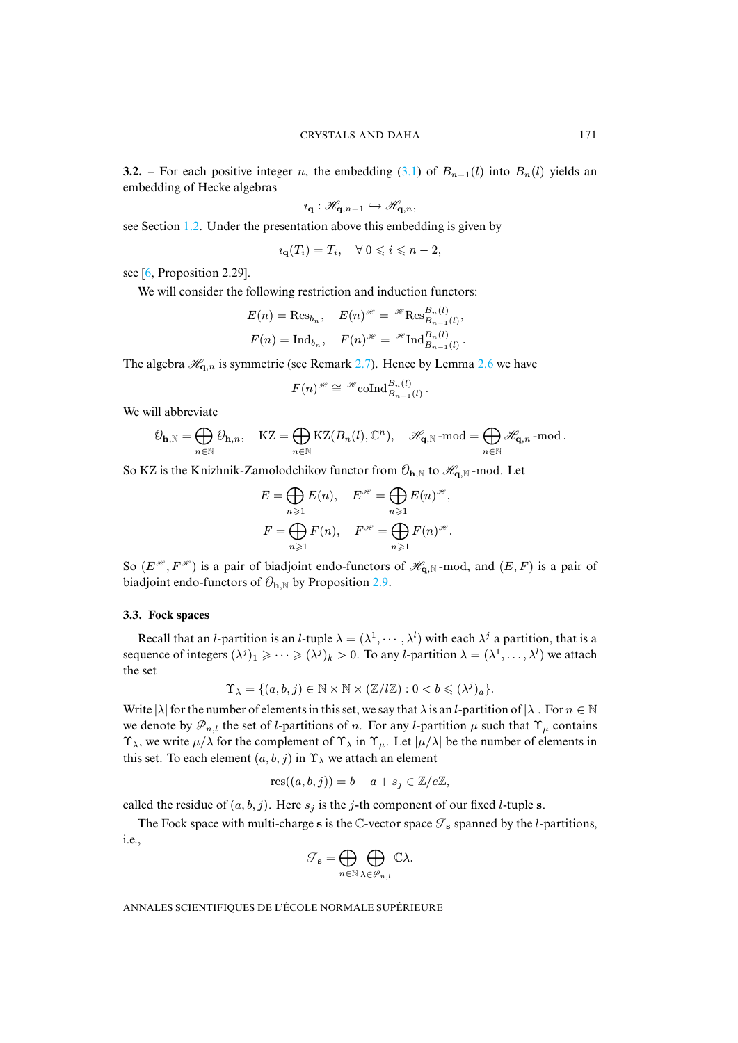**3.2.** – For each positive integer $n$, the embedding (3.1) of $B_{n-1}(l)$ into $B_n(l)$ yields an embedding of Hecke algebras

$$\imath_{\mathbf{q}} : \mathscr{H}_{\mathbf{q},n-1} \hookrightarrow \mathscr{H}_{\mathbf{q},n},$$

see Section 1.2. Under the presentation above this embedding is given by

$$\imath_{\mathbf{q}}(T_i) = T_i, \quad \forall\, 0 \leqslant i \leqslant n-2,$$

see [6, Proposition 2.29].

We will consider the following restriction and induction functors:

$$E(n) = \mathrm{Res}_{b_n}, \quad E(n)^{\mathscr{H}} = {}^{\mathscr{H}}\mathrm{Res}_{B_{n-1}(l)}^{B_n(l)},$$
$$F(n) = \mathrm{Ind}_{b_n}, \quad F(n)^{\mathscr{H}} = {}^{\mathscr{H}}\mathrm{Ind}_{B_{n-1}(l)}^{B_n(l)}.$$

The algebra $\mathscr{H}_{\mathbf{q},n}$ is symmetric (see Remark 2.7). Hence by Lemma 2.6 we have

$$F(n)^{\mathscr{H}} \cong {}^{\mathscr{H}}\mathrm{coInd}_{B_{n-1}(l)}^{B_n(l)}.$$

We will abbreviate

$$\mathcal{O}_{\mathbf{h},\mathbb{N}} = \bigoplus_{n\in\mathbb{N}} \mathcal{O}_{\mathbf{h},n}, \quad \mathrm{KZ} = \bigoplus_{n\in\mathbb{N}} \mathrm{KZ}(B_n(l), \mathbb{C}^n), \quad \mathscr{H}_{\mathbf{q},\mathbb{N}}\text{-mod} = \bigoplus_{n\in\mathbb{N}} \mathscr{H}_{\mathbf{q},n}\text{-mod}.$$

So KZ is the Knizhnik-Zamolodchikov functor from $\mathcal{O}_{\mathbf{h},\mathbb{N}}$ to $\mathscr{H}_{\mathbf{q},\mathbb{N}}$-mod. Let

$$E = \bigoplus_{n\geqslant 1} E(n), \quad E^{\mathscr{H}} = \bigoplus_{n\geqslant 1} E(n)^{\mathscr{H}},$$
$$F = \bigoplus_{n\geqslant 1} F(n), \quad F^{\mathscr{H}} = \bigoplus_{n\geqslant 1} F(n)^{\mathscr{H}}.$$

So $(E^{\mathscr{H}}, F^{\mathscr{H}})$ is a pair of biadjoint endo-functors of $\mathscr{H}_{\mathbf{q},\mathbb{N}}$-mod, and $(E, F)$ is a pair of biadjoint endo-functors of $\mathcal{O}_{\mathbf{h},\mathbb{N}}$ by Proposition 2.9.

### 3.3. Fock spaces

Recall that an $l$-partition is an $l$-tuple $\lambda = (\lambda^1, \cdots, \lambda^l)$ with each $\lambda^j$ a partition, that is a sequence of integers $(\lambda^j)_1 \geqslant \cdots \geqslant (\lambda^j)_k > 0$. To any $l$-partition $\lambda = (\lambda^1, \ldots, \lambda^l)$ we attach the set

$$\Upsilon_\lambda = \{(a, b, j) \in \mathbb{N} \times \mathbb{N} \times (\mathbb{Z}/l\mathbb{Z}) : 0 < b \leqslant (\lambda^j)_a\}.$$

Write $|\lambda|$ for the number of elements in this set, we say that $\lambda$ is an $l$-partition of $|\lambda|$. For $n \in \mathbb{N}$ we denote by $\mathscr{P}_{n,l}$ the set of $l$-partitions of $n$. For any $l$-partition $\mu$ such that $\Upsilon_\mu$ contains $\Upsilon_\lambda$, we write $\mu/\lambda$ for the complement of $\Upsilon_\lambda$ in $\Upsilon_\mu$. Let $|\mu/\lambda|$ be the number of elements in this set. To each element $(a, b, j)$ in $\Upsilon_\lambda$ we attach an element

$$\mathrm{res}((a, b, j)) = b - a + s_j \in \mathbb{Z}/e\mathbb{Z},$$

called the residue of $(a, b, j)$. Here $s_j$ is the $j$-th component of our fixed $l$-tuple $\mathbf{s}$.

The Fock space with multi-charge $\mathbf{s}$ is the $\mathbb{C}$-vector space $\mathscr{F}_{\mathbf{s}}$ spanned by the $l$-partitions, i.e.,

$$\mathscr{F}_{\mathbf{s}} = \bigoplus_{n\in\mathbb{N}} \bigoplus_{\lambda\in\mathscr{P}_{n,l}} \mathbb{C}\lambda.$$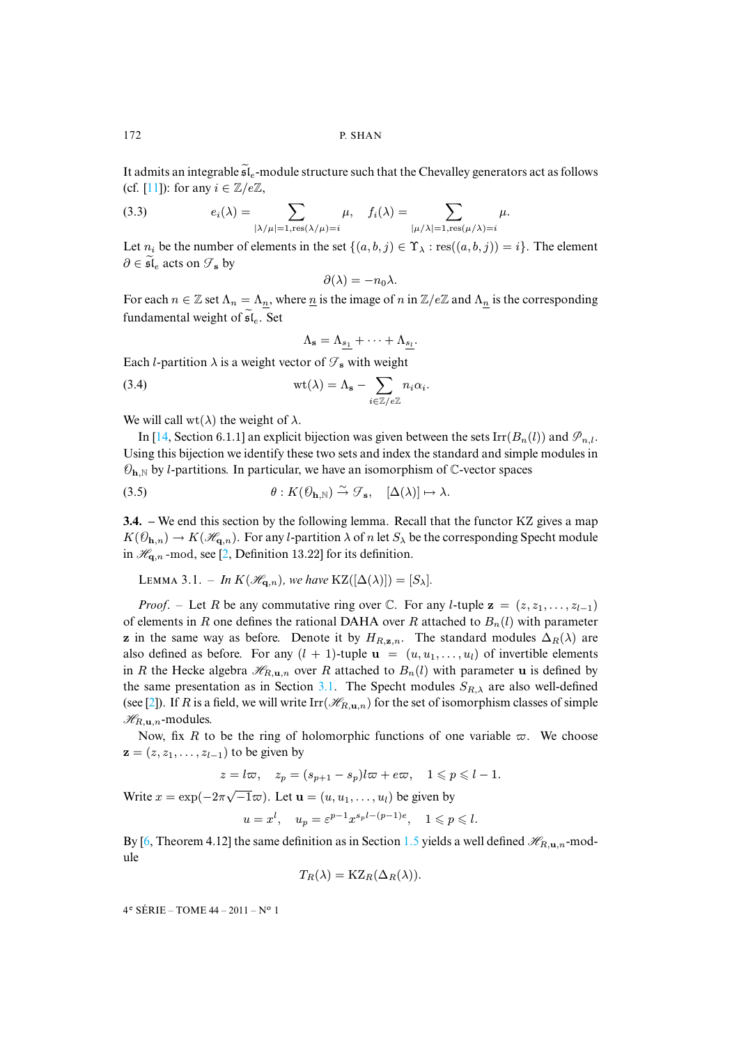It admits an integrable $\widetilde{\mathfrak{sl}}_e$-module structure such that the Chevalley generators act as follows (cf. [11]): for any $i \in \mathbb{Z}/e\mathbb{Z}$,

$$e_i(\lambda) = \sum_{|\lambda/\mu|=1, \mathrm{res}(\lambda/\mu)=i} \mu, \quad f_i(\lambda) = \sum_{|\mu/\lambda|=1, \mathrm{res}(\mu/\lambda)=i} \mu. \tag{3.3}$$

Let $n_i$ be the number of elements in the set $\{(a,b,j) \in \Upsilon_\lambda : \mathrm{res}((a,b,j)) = i\}$. The element $\partial \in \widetilde{\mathfrak{sl}}_e$ acts on $\mathscr{F}_{\mathbf{s}}$ by

$$\partial(\lambda) = -n_0\lambda.$$

For each $n \in \mathbb{Z}$ set $\Lambda_n = \Lambda_{\underline{n}}$, where $\underline{n}$ is the image of $n$ in $\mathbb{Z}/e\mathbb{Z}$ and $\Lambda_{\underline{n}}$ is the corresponding fundamental weight of $\widetilde{\mathfrak{sl}}_e$. Set

$$\Lambda_{\mathbf{s}} = \Lambda_{\underline{s_1}} + \cdots + \Lambda_{\underline{s_l}}.$$

Each $l$-partition $\lambda$ is a weight vector of $\mathscr{F}_{\mathbf{s}}$ with weight

$$\mathrm{wt}(\lambda) = \Lambda_{\mathbf{s}} - \sum_{i \in \mathbb{Z}/e\mathbb{Z}} n_i \alpha_i. \tag{3.4}$$

We will call $\mathrm{wt}(\lambda)$ the weight of $\lambda$.

In [14, Section 6.1.1] an explicit bijection was given between the sets $\mathrm{Irr}(B_n(l))$ and $\mathscr{P}_{n,l}$. Using this bijection we identify these two sets and index the standard and simple modules in $\mathcal{O}_{\mathbf{h},\mathbb{N}}$ by $l$-partitions. In particular, we have an isomorphism of $\mathbb{C}$-vector spaces

$$\theta : K(\mathcal{O}_{\mathbf{h},\mathbb{N}}) \xrightarrow{\sim} \mathscr{F}_{\mathbf{s}}, \quad [\Delta(\lambda)] \mapsto \lambda. \tag{3.5}$$

**3.4.** – We end this section by the following lemma. Recall that the functor KZ gives a map $K(\mathcal{O}_{\mathbf{h},n}) \to K(\mathscr{H}_{\mathbf{q},n})$. For any $l$-partition $\lambda$ of $n$ let $S_\lambda$ be the corresponding Specht module in $\mathscr{H}_{\mathbf{q},n}$-mod, see [2, Definition 13.22] for its definition.

Lemma 3.1. – *In $K(\mathscr{H}_{\mathbf{q},n})$, we have* $\mathrm{KZ}([\Delta(\lambda)]) = [S_\lambda]$.

*Proof*. – Let $R$ be any commutative ring over $\mathbb{C}$. For any $l$-tuple $\mathbf{z} = (z, z_1, \ldots, z_{l-1})$ of elements in $R$ one defines the rational DAHA over $R$ attached to $B_n(l)$ with parameter $\mathbf{z}$ in the same way as before. Denote it by $H_{R,\mathbf{z},n}$. The standard modules $\Delta_R(\lambda)$ are also defined as before. For any $(l+1)$-tuple $\mathbf{u} = (u, u_1, \ldots, u_l)$ of invertible elements in $R$ the Hecke algebra $\mathscr{H}_{R,\mathbf{u},n}$ over $R$ attached to $B_n(l)$ with parameter $\mathbf{u}$ is defined by the same presentation as in Section 3.1. The Specht modules $S_{R,\lambda}$ are also well-defined (see [2]). If $R$ is a field, we will write $\mathrm{Irr}(\mathscr{H}_{R,\mathbf{u},n})$ for the set of isomorphism classes of simple $\mathscr{H}_{R,\mathbf{u},n}$-modules.

Now, fix $R$ to be the ring of holomorphic functions of one variable $\varpi$. We choose $\mathbf{z} = (z, z_1, \ldots, z_{l-1})$ to be given by

$$z = l\varpi, \quad z_p = (s_{p+1} - s_p)l\varpi + e\varpi, \quad 1 \leqslant p \leqslant l-1.$$

Write $x = \exp(-2\pi\sqrt{-1}\varpi)$. Let $\mathbf{u} = (u, u_1, \ldots, u_l)$ be given by

$$u = x^l, \quad u_p = \varepsilon^{p-1} x^{s_p l - (p-1)e}, \quad 1 \leqslant p \leqslant l.$$

By [6, Theorem 4.12] the same definition as in Section 1.5 yields a well defined $\mathscr{H}_{R,\mathbf{u},n}$-module

$$T_R(\lambda) = \mathrm{KZ}_R(\Delta_R(\lambda)).$$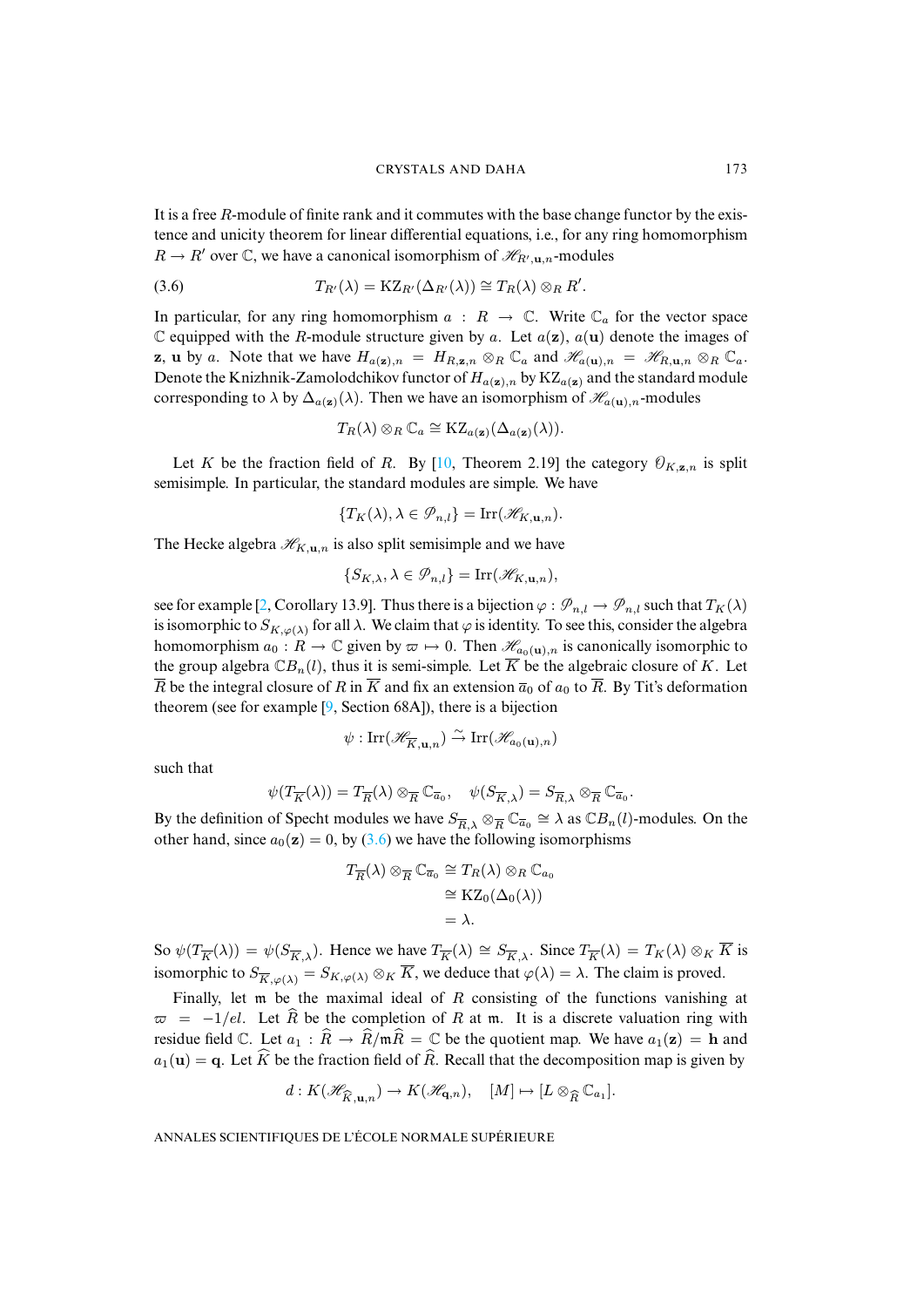It is a free $R$-module of finite rank and it commutes with the base change functor by the existence and unicity theorem for linear differential equations, i.e., for any ring homomorphism $R \to R'$ over $\mathbb{C}$, we have a canonical isomorphism of $\mathscr{H}_{R',\mathbf{u},n}$-modules

$$T_{R'}(\lambda) = \mathrm{KZ}_{R'}(\Delta_{R'}(\lambda)) \cong T_R(\lambda) \otimes_R R'. \tag{3.6}$$

In particular, for any ring homomorphism $a : R \to \mathbb{C}$. Write $\mathbb{C}_a$ for the vector space $\mathbb{C}$ equipped with the $R$-module structure given by $a$. Let $a(\mathbf{z})$, $a(\mathbf{u})$ denote the images of $\mathbf{z}$, $\mathbf{u}$ by $a$. Note that we have $H_{a(\mathbf{z}),n} = H_{R,\mathbf{z},n} \otimes_R \mathbb{C}_a$ and $\mathscr{H}_{a(\mathbf{u}),n} = \mathscr{H}_{R,\mathbf{u},n} \otimes_R \mathbb{C}_a$. Denote the Knizhnik-Zamolodchikov functor of $H_{a(\mathbf{z}),n}$ by $\mathrm{KZ}_{a(\mathbf{z})}$ and the standard module corresponding to $\lambda$ by $\Delta_{a(\mathbf{z})}(\lambda)$. Then we have an isomorphism of $\mathscr{H}_{a(\mathbf{u}),n}$-modules

$$T_R(\lambda) \otimes_R \mathbb{C}_a \cong \mathrm{KZ}_{a(\mathbf{z})}(\Delta_{a(\mathbf{z})}(\lambda)).$$

Let $K$ be the fraction field of $R$. By [10, Theorem 2.19] the category $\mathscr{O}_{K,\mathbf{z},n}$ is split semisimple. In particular, the standard modules are simple. We have

$$\{T_K(\lambda), \lambda \in \mathscr{P}_{n,l}\} = \mathrm{Irr}(\mathscr{H}_{K,\mathbf{u},n}).$$

The Hecke algebra $\mathscr{H}_{K,\mathbf{u},n}$ is also split semisimple and we have

$$\{S_{K,\lambda}, \lambda \in \mathscr{P}_{n,l}\} = \mathrm{Irr}(\mathscr{H}_{K,\mathbf{u},n}),$$

see for example [2, Corollary 13.9]. Thus there is a bijection $\varphi : \mathscr{P}_{n,l} \to \mathscr{P}_{n,l}$ such that $T_K(\lambda)$ is isomorphic to $S_{K,\varphi(\lambda)}$ for all $\lambda$. We claim that $\varphi$ is identity. To see this, consider the algebra homomorphism $a_0 : R \to \mathbb{C}$ given by $\varpi \mapsto 0$. Then $\mathscr{H}_{a_0(\mathbf{u}),n}$ is canonically isomorphic to the group algebra $\mathbb{C}B_n(l)$, thus it is semi-simple. Let $\overline{K}$ be the algebraic closure of $K$. Let $\overline{R}$ be the integral closure of $R$ in $\overline{K}$ and fix an extension $\overline{a}_0$ of $a_0$ to $\overline{R}$. By Tit's deformation theorem (see for example [9, Section 68A]), there is a bijection

$$\psi : \mathrm{Irr}(\mathscr{H}_{\overline{K},\mathbf{u},n}) \xrightarrow{\sim} \mathrm{Irr}(\mathscr{H}_{a_0(\mathbf{u}),n})$$

such that

$$\psi(T_{\overline{K}}(\lambda)) = T_{\overline{R}}(\lambda) \otimes_{\overline{R}} \mathbb{C}_{\overline{a}_0}, \quad \psi(S_{\overline{K},\lambda}) = S_{\overline{R},\lambda} \otimes_{\overline{R}} \mathbb{C}_{\overline{a}_0}.$$

By the definition of Specht modules we have $S_{\overline{R},\lambda} \otimes_{\overline{R}} \mathbb{C}_{\overline{a}_0} \cong \lambda$ as $\mathbb{C}B_n(l)$-modules. On the other hand, since $a_0(\mathbf{z}) = 0$, by (3.6) we have the following isomorphisms

$$\begin{aligned}
T_{\overline{R}}(\lambda) \otimes_{\overline{R}} \mathbb{C}_{\overline{a}_0} &\cong T_R(\lambda) \otimes_R \mathbb{C}_{a_0} \\
&\cong \mathrm{KZ}_0(\Delta_0(\lambda)) \\
&= \lambda.
\end{aligned}$$

So $\psi(T_{\overline{K}}(\lambda)) = \psi(S_{\overline{K},\lambda})$. Hence we have $T_{\overline{K}}(\lambda) \cong S_{\overline{K},\lambda}$. Since $T_{\overline{K}}(\lambda) = T_K(\lambda) \otimes_K \overline{K}$ is isomorphic to $S_{\overline{K},\varphi(\lambda)} = S_{K,\varphi(\lambda)} \otimes_K \overline{K}$, we deduce that $\varphi(\lambda) = \lambda$. The claim is proved.

Finally, let $\mathfrak{m}$ be the maximal ideal of $R$ consisting of the functions vanishing at $\varpi = -1/el$. Let $\widehat{R}$ be the completion of $R$ at $\mathfrak{m}$. It is a discrete valuation ring with residue field $\mathbb{C}$. Let $a_1 : \widehat{R} \to \widehat{R}/\mathfrak{m}\widehat{R} = \mathbb{C}$ be the quotient map. We have $a_1(\mathbf{z}) = \mathbf{h}$ and $a_1(\mathbf{u}) = \mathbf{q}$. Let $\widehat{K}$ be the fraction field of $\widehat{R}$. Recall that the decomposition map is given by

$$d : K(\mathscr{H}_{\widehat{K},\mathbf{u},n}) \to K(\mathscr{H}_{\mathbf{q},n}), \quad [M] \mapsto [L \otimes_{\widehat{R}} \mathbb{C}_{a_1}].$$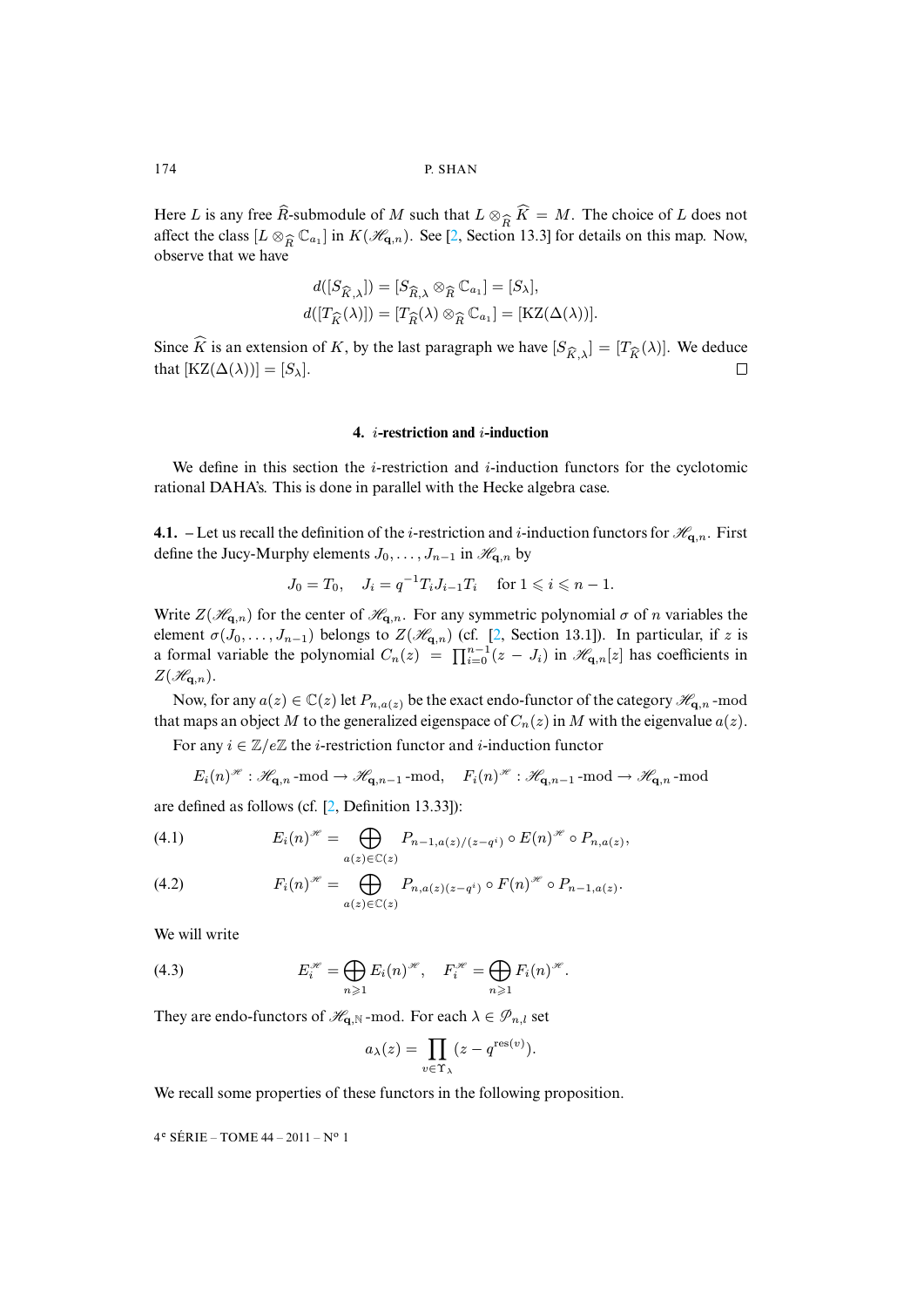Here $L$ is any free $\widehat{R}$-submodule of $M$ such that $L \otimes_{\widehat{R}} \widehat{K} = M$. The choice of $L$ does not affect the class $[L \otimes_{\widehat{R}} \mathbb{C}_{a_1}]$ in $K(\mathscr{H}_{\mathbf{q},n})$. See [2, Section 13.3] for details on this map. Now, observe that we have

$$d([S_{\widehat{K},\lambda}]) = [S_{\widehat{R},\lambda} \otimes_{\widehat{R}} \mathbb{C}_{a_1}] = [S_\lambda],$$
$$d([T_{\widehat{K}}(\lambda)]) = [T_{\widehat{R}}(\lambda) \otimes_{\widehat{R}} \mathbb{C}_{a_1}] = [\mathrm{KZ}(\Delta(\lambda))].$$

Since $\widehat{K}$ is an extension of $K$, by the last paragraph we have $[S_{\widehat{K},\lambda}] = [T_{\widehat{K}}(\lambda)]$. We deduce that $[\mathrm{KZ}(\Delta(\lambda))] = [S_\lambda]$. $\square$

## 4. $i$-restriction and $i$-induction

We define in this section the $i$-restriction and $i$-induction functors for the cyclotomic rational DAHA's. This is done in parallel with the Hecke algebra case.

**4.1.** – Let us recall the definition of the $i$-restriction and $i$-induction functors for $\mathscr{H}_{\mathbf{q},n}$. First define the Jucy-Murphy elements $J_0, \ldots, J_{n-1}$ in $\mathscr{H}_{\mathbf{q},n}$ by

$$J_0 = T_0, \quad J_i = q^{-1} T_i J_{i-1} T_i \quad \text{for } 1 \leqslant i \leqslant n-1.$$

Write $Z(\mathscr{H}_{\mathbf{q},n})$ for the center of $\mathscr{H}_{\mathbf{q},n}$. For any symmetric polynomial $\sigma$ of $n$ variables the element $\sigma(J_0, \ldots, J_{n-1})$ belongs to $Z(\mathscr{H}_{\mathbf{q},n})$ (cf. [2, Section 13.1]). In particular, if $z$ is a formal variable the polynomial $C_n(z) = \prod_{i=0}^{n-1}(z - J_i)$ in $\mathscr{H}_{\mathbf{q},n}[z]$ has coefficients in $Z(\mathscr{H}_{\mathbf{q},n})$.

Now, for any $a(z) \in \mathbb{C}(z)$ let $P_{n,a(z)}$ be the exact endo-functor of the category $\mathscr{H}_{\mathbf{q},n}$-mod that maps an object $M$ to the generalized eigenspace of $C_n(z)$ in $M$ with the eigenvalue $a(z)$.

For any $i \in \mathbb{Z}/e\mathbb{Z}$ the $i$-restriction functor and $i$-induction functor

$$E_i(n)^{\mathscr{H}} : \mathscr{H}_{\mathbf{q},n}\text{-mod} \to \mathscr{H}_{\mathbf{q},n-1}\text{-mod}, \quad F_i(n)^{\mathscr{H}} : \mathscr{H}_{\mathbf{q},n-1}\text{-mod} \to \mathscr{H}_{\mathbf{q},n}\text{-mod}$$

are defined as follows (cf. [2, Definition 13.33]):

$$E_i(n)^{\mathscr{H}} = \bigoplus_{a(z) \in \mathbb{C}(z)} P_{n-1, a(z)/(z-q^i)} \circ E(n)^{\mathscr{H}} \circ P_{n,a(z)}, \tag{4.1}$$

$$F_i(n)^{\mathscr{H}} = \bigoplus_{a(z) \in \mathbb{C}(z)} P_{n, a(z)(z-q^i)} \circ F(n)^{\mathscr{H}} \circ P_{n-1,a(z)}. \tag{4.2}$$

We will write

$$E_i^{\mathscr{H}} = \bigoplus_{n \geqslant 1} E_i(n)^{\mathscr{H}}, \quad F_i^{\mathscr{H}} = \bigoplus_{n \geqslant 1} F_i(n)^{\mathscr{H}}. \tag{4.3}$$

They are endo-functors of $\mathscr{H}_{\mathbf{q},\mathbb{N}}$-mod. For each $\lambda \in \mathscr{P}_{n,l}$ set

$$a_\lambda(z) = \prod_{v \in \Upsilon_\lambda} (z - q^{\mathrm{res}(v)}).$$

We recall some properties of these functors in the following proposition.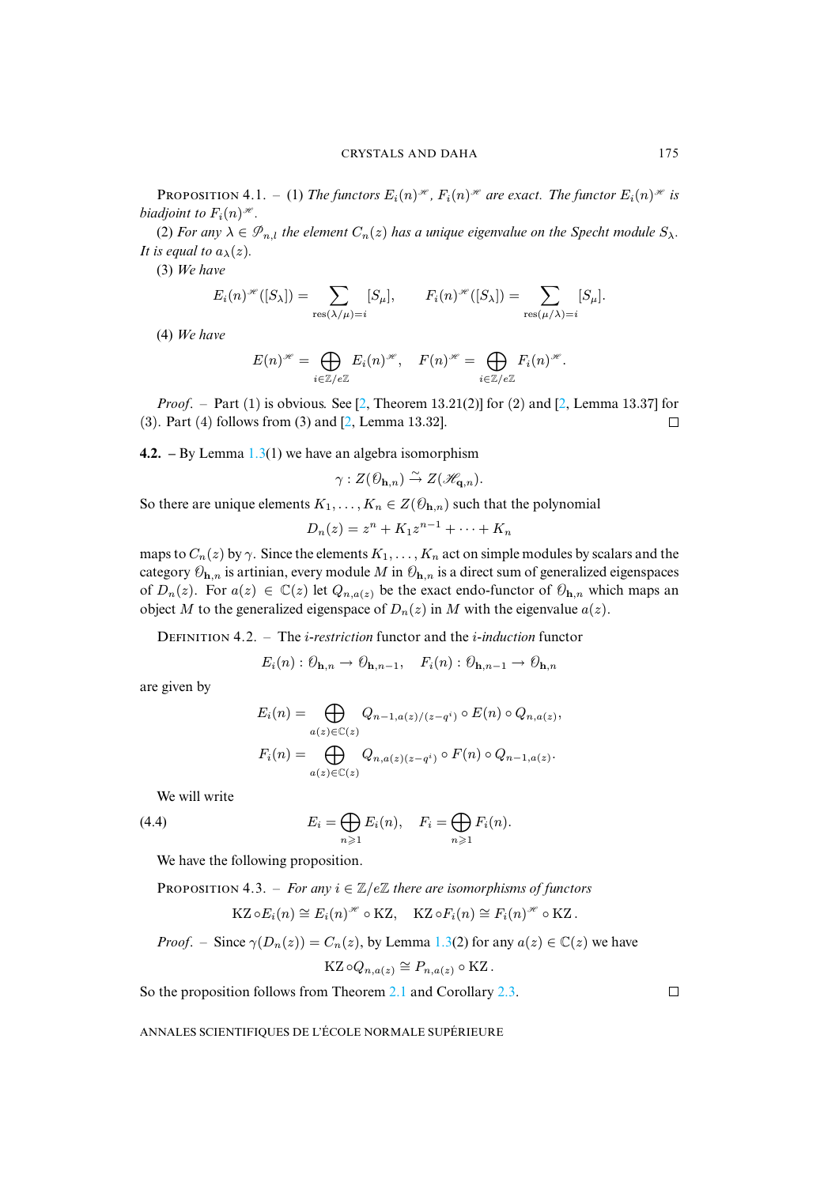Proposition 4.1. – (1) *The functors* $E_i(n)^{\mathscr{H}}$, $F_i(n)^{\mathscr{H}}$ *are exact. The functor* $E_i(n)^{\mathscr{H}}$ *is biadjoint to* $F_i(n)^{\mathscr{H}}$.

(2) *For any* $\lambda \in \mathscr{P}_{n,l}$ *the element* $C_n(z)$ *has a unique eigenvalue on the Specht module* $S_\lambda$. *It is equal to* $a_\lambda(z)$.

(3) *We have*

$$E_i(n)^{\mathscr{H}}([S_\lambda]) = \sum_{\mathrm{res}(\lambda/\mu)=i} [S_\mu], \qquad F_i(n)^{\mathscr{H}}([S_\lambda]) = \sum_{\mathrm{res}(\mu/\lambda)=i} [S_\mu].$$

(4) *We have*

$$E(n)^{\mathscr{H}} = \bigoplus_{i\in\mathbb{Z}/e\mathbb{Z}} E_i(n)^{\mathscr{H}}, \quad F(n)^{\mathscr{H}} = \bigoplus_{i\in\mathbb{Z}/e\mathbb{Z}} F_i(n)^{\mathscr{H}}.$$

*Proof.* – Part (1) is obvious. See [2, Theorem 13.21(2)] for (2) and [2, Lemma 13.37] for (3). Part (4) follows from (3) and [2, Lemma 13.32]. □

**4.2.** – By Lemma 1.3(1) we have an algebra isomorphism

$$\gamma : Z(\mathscr{O}_{\mathbf{h},n}) \xrightarrow{\sim} Z(\mathscr{H}_{\mathbf{q},n}).$$

So there are unique elements $K_1, \ldots, K_n \in Z(\mathscr{O}_{\mathbf{h},n})$ such that the polynomial

$$D_n(z) = z^n + K_1 z^{n-1} + \cdots + K_n$$

maps to $C_n(z)$ by $\gamma$. Since the elements $K_1, \ldots, K_n$ act on simple modules by scalars and the category $\mathscr{O}_{\mathbf{h},n}$ is artinian, every module $M$ in $\mathscr{O}_{\mathbf{h},n}$ is a direct sum of generalized eigenspaces of $D_n(z)$. For $a(z) \in \mathbb{C}(z)$ let $Q_{n,a(z)}$ be the exact endo-functor of $\mathscr{O}_{\mathbf{h},n}$ which maps an object $M$ to the generalized eigenspace of $D_n(z)$ in $M$ with the eigenvalue $a(z)$.

Definition 4.2. – The *i-restriction* functor and the *i-induction* functor

$$E_i(n) : \mathscr{O}_{\mathbf{h},n} \to \mathscr{O}_{\mathbf{h},n-1}, \quad F_i(n) : \mathscr{O}_{\mathbf{h},n-1} \to \mathscr{O}_{\mathbf{h},n}$$

are given by

$$E_i(n) = \bigoplus_{a(z)\in\mathbb{C}(z)} Q_{n-1,a(z)/(z-q^i)} \circ E(n) \circ Q_{n,a(z)},$$

$$F_i(n) = \bigoplus_{a(z)\in\mathbb{C}(z)} Q_{n,a(z)(z-q^i)} \circ F(n) \circ Q_{n-1,a(z)}.$$

We will write

$$E_i = \bigoplus_{n\geqslant 1} E_i(n), \quad F_i = \bigoplus_{n\geqslant 1} F_i(n). \tag{4.4}$$

We have the following proposition.

Proposition 4.3. – *For any* $i \in \mathbb{Z}/e\mathbb{Z}$ *there are isomorphisms of functors*

$$\mathrm{KZ} \circ E_i(n) \cong E_i(n)^{\mathscr{H}} \circ \mathrm{KZ}, \quad \mathrm{KZ} \circ F_i(n) \cong F_i(n)^{\mathscr{H}} \circ \mathrm{KZ}.$$

*Proof.* – Since $\gamma(D_n(z)) = C_n(z)$, by Lemma 1.3(2) for any $a(z) \in \mathbb{C}(z)$ we have

$$\mathrm{KZ} \circ Q_{n,a(z)} \cong P_{n,a(z)} \circ \mathrm{KZ}.$$

So the proposition follows from Theorem 2.1 and Corollary 2.3. □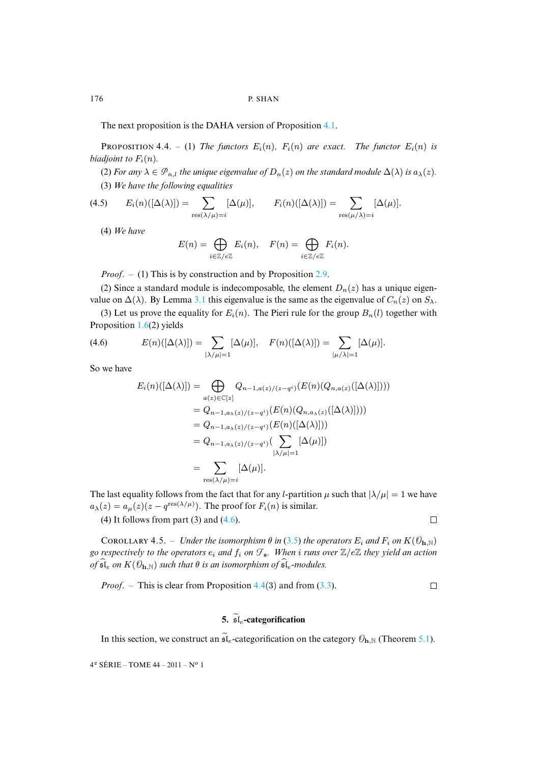The next proposition is the DAHA version of Proposition 4.1.

PROPOSITION 4.4. – (1) *The functors $E_i(n)$, $F_i(n)$ are exact. The functor $E_i(n)$ is biadjoint to $F_i(n)$.*

(2) *For any $\lambda \in \mathscr{P}_{n,l}$ the unique eigenvalue of $D_n(z)$ on the standard module $\Delta(\lambda)$ is $a_\lambda(z)$.*

(3) *We have the following equalities*

$$E_i(n)([\Delta(\lambda)]) = \sum_{\mathrm{res}(\lambda/\mu)=i} [\Delta(\mu)], \qquad F_i(n)([\Delta(\lambda)]) = \sum_{\mathrm{res}(\mu/\lambda)=i} [\Delta(\mu)]. \tag{4.5}$$

(4) *We have*

$$E(n) = \bigoplus_{i\in\mathbb{Z}/e\mathbb{Z}} E_i(n), \quad F(n) = \bigoplus_{i\in\mathbb{Z}/e\mathbb{Z}} F_i(n).$$

*Proof.* – (1) This is by construction and by Proposition 2.9.

(2) Since a standard module is indecomposable, the element $D_n(z)$ has a unique eigenvalue on $\Delta(\lambda)$. By Lemma 3.1 this eigenvalue is the same as the eigenvalue of $C_n(z)$ on $S_\lambda$.

(3) Let us prove the equality for $E_i(n)$. The Pieri rule for the group $B_n(l)$ together with Proposition 1.6(2) yields

$$E(n)([\Delta(\lambda)]) = \sum_{|\lambda/\mu|=1} [\Delta(\mu)], \quad F(n)([\Delta(\lambda)]) = \sum_{|\mu/\lambda|=1} [\Delta(\mu)]. \tag{4.6}$$

So we have

$$\begin{aligned}
E_i(n)([\Delta(\lambda)]) &= \bigoplus_{a(z)\in\mathbb{C}[z]} Q_{n-1,a(z)/(z-q^i)}(E(n)(Q_{n,a(z)}([\Delta(\lambda)]))) \\
&= Q_{n-1,a_\lambda(z)/(z-q^i)}(E(n)(Q_{n,a_\lambda(z)}([\Delta(\lambda)]))) \\
&= Q_{n-1,a_\lambda(z)/(z-q^i)}(E(n)([\Delta(\lambda)])) \\
&= Q_{n-1,a_\lambda(z)/(z-q^i)}\Big(\sum_{|\lambda/\mu|=1} [\Delta(\mu)]\Big) \\
&= \sum_{\mathrm{res}(\lambda/\mu)=i} [\Delta(\mu)].
\end{aligned}$$

The last equality follows from the fact that for any $l$-partition $\mu$ such that $|\lambda/\mu| = 1$ we have $a_\lambda(z) = a_\mu(z)(z - q^{\mathrm{res}(\lambda/\mu)})$. The proof for $F_i(n)$ is similar.

(4) It follows from part (3) and (4.6). □

COROLLARY 4.5. – *Under the isomorphism $\theta$ in (3.5) the operators $E_i$ and $F_i$ on $K(\mathscr{O}_{\mathbf{h},\mathbb{N}})$ go respectively to the operators $e_i$ and $f_i$ on $\mathscr{F}_{\mathbf{s}}$. When $i$ runs over $\mathbb{Z}/e\mathbb{Z}$ they yield an action of $\widehat{\mathfrak{sl}}_e$ on $K(\mathscr{O}_{\mathbf{h},\mathbb{N}})$ such that $\theta$ is an isomorphism of $\widehat{\mathfrak{sl}}_e$-modules.*

*Proof.* – This is clear from Proposition 4.4(3) and from (3.3). □

## 5. $\widetilde{\mathfrak{sl}}_e$-categorification

In this section, we construct an $\widetilde{\mathfrak{sl}}_e$-categorification on the category $\mathscr{O}_{\mathbf{h},\mathbb{N}}$ (Theorem 5.1).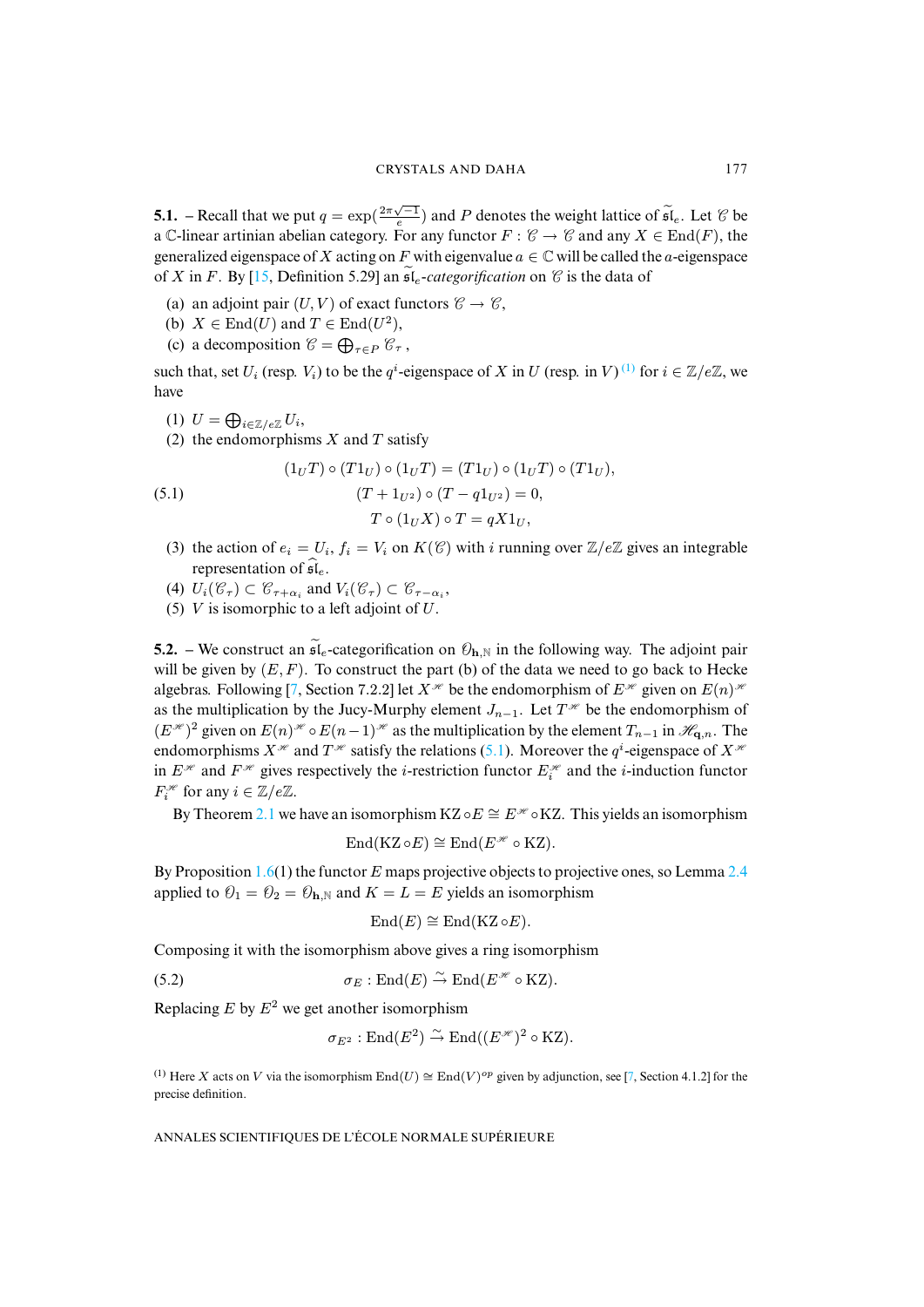**5.1.** – Recall that we put $q = \exp(\frac{2\pi\sqrt{-1}}{e})$ and $P$ denotes the weight lattice of $\widetilde{\mathfrak{sl}}_e$. Let $\mathscr{C}$ be a $\mathbb{C}$-linear artinian abelian category. For any functor $F : \mathscr{C} \to \mathscr{C}$ and any $X \in \mathrm{End}(F)$, the generalized eigenspace of $X$ acting on $F$ with eigenvalue $a \in \mathbb{C}$ will be called the $a$-eigenspace of $X$ in $F$. By [15, Definition 5.29] an $\widetilde{\mathfrak{sl}}_e$-*categorification* on $\mathscr{C}$ is the data of

(a) an adjoint pair $(U, V)$ of exact functors $\mathscr{C} \to \mathscr{C}$,
(b) $X \in \mathrm{End}(U)$ and $T \in \mathrm{End}(U^2)$,
(c) a decomposition $\mathscr{C} = \bigoplus_{\tau \in P} \mathscr{C}_\tau$ ,

such that, set $U_i$ (resp. $V_i$) to be the $q^i$-eigenspace of $X$ in $U$ (resp. in $V$) [(1)] for $i \in \mathbb{Z}/e\mathbb{Z}$, we have

(1) $U = \bigoplus_{i \in \mathbb{Z}/e\mathbb{Z}} U_i$,
(2) the endomorphisms $X$ and $T$ satisfy

$$
\begin{aligned}
&(1_U T) \circ (T 1_U) \circ (1_U T) = (T 1_U) \circ (1_U T) \circ (T 1_U),\\
&(T + 1_{U^2}) \circ (T - q 1_{U^2}) = 0, \qquad\qquad\qquad (5.1)\\
&T \circ (1_U X) \circ T = qX 1_U,
\end{aligned}
$$

(3) the action of $e_i = U_i$, $f_i = V_i$ on $K(\mathscr{C})$ with $i$ running over $\mathbb{Z}/e\mathbb{Z}$ gives an integrable representation of $\widehat{\mathfrak{sl}}_e$.
(4) $U_i(\mathscr{C}_\tau) \subset \mathscr{C}_{\tau + \alpha_i}$ and $V_i(\mathscr{C}_\tau) \subset \mathscr{C}_{\tau - \alpha_i}$,
(5) $V$ is isomorphic to a left adjoint of $U$.

**5.2.** – We construct an $\widetilde{\mathfrak{sl}}_e$-categorification on $\mathscr{O}_{\mathbf{h},\mathbb{N}}$ in the following way. The adjoint pair will be given by $(E, F)$. To construct the part (b) of the data we need to go back to Hecke algebras. Following [7, Section 7.2.2] let $X^{\mathscr{H}}$ be the endomorphism of $E^{\mathscr{H}}$ given on $E(n)^{\mathscr{H}}$ as the multiplication by the Jucy-Murphy element $J_{n-1}$. Let $T^{\mathscr{H}}$ be the endomorphism of $(E^{\mathscr{H}})^2$ given on $E(n)^{\mathscr{H}} \circ E(n-1)^{\mathscr{H}}$ as the multiplication by the element $T_{n-1}$ in $\mathscr{H}_{\mathbf{q},n}$. The endomorphisms $X^{\mathscr{H}}$ and $T^{\mathscr{H}}$ satisfy the relations (5.1). Moreover the $q^i$-eigenspace of $X^{\mathscr{H}}$ in $E^{\mathscr{H}}$ and $F^{\mathscr{H}}$ gives respectively the $i$-restriction functor $E_i^{\mathscr{H}}$ and the $i$-induction functor $F_i^{\mathscr{H}}$ for any $i \in \mathbb{Z}/e\mathbb{Z}$.

By Theorem 2.1 we have an isomorphism $\mathrm{KZ} \circ E \cong E^{\mathscr{H}} \circ \mathrm{KZ}$. This yields an isomorphism

$$\mathrm{End}(\mathrm{KZ} \circ E) \cong \mathrm{End}(E^{\mathscr{H}} \circ \mathrm{KZ}).$$

By Proposition 1.6(1) the functor $E$ maps projective objects to projective ones, so Lemma 2.4 applied to $\mathscr{O}_1 = \mathscr{O}_2 = \mathscr{O}_{\mathbf{h},\mathbb{N}}$ and $K = L = E$ yields an isomorphism

$$\mathrm{End}(E) \cong \mathrm{End}(\mathrm{KZ} \circ E).$$

Composing it with the isomorphism above gives a ring isomorphism

$$\sigma_E : \mathrm{End}(E) \xrightarrow{\sim} \mathrm{End}(E^{\mathscr{H}} \circ \mathrm{KZ}). \qquad (5.2)$$

Replacing $E$ by $E^2$ we get another isomorphism

$$\sigma_{E^2} : \mathrm{End}(E^2) \xrightarrow{\sim} \mathrm{End}((E^{\mathscr{H}})^2 \circ \mathrm{KZ}).$$

[(1)] Here $X$ acts on $V$ via the isomorphism $\mathrm{End}(U) \cong \mathrm{End}(V)^{op}$ given by adjunction, see [7, Section 4.1.2] for the precise definition.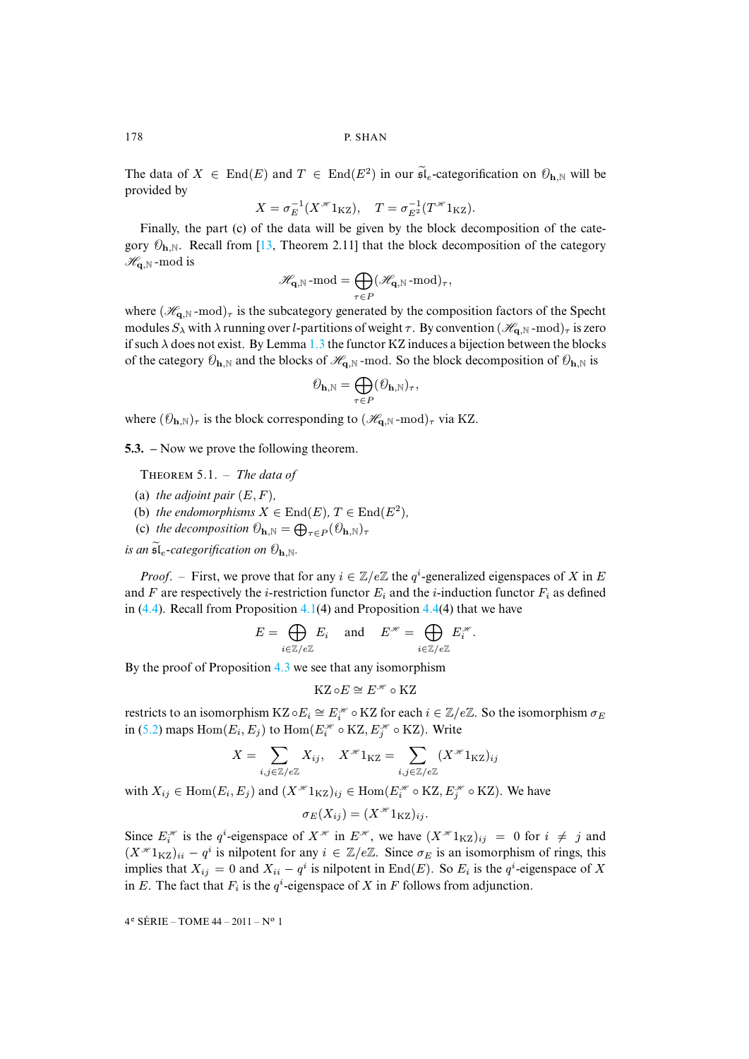The data of $X \in \mathrm{End}(E)$ and $T \in \mathrm{End}(E^2)$ in our $\widetilde{\mathfrak{sl}}_e$-categorification on $\mathcal{O}_{\mathbf{h},\mathbb{N}}$ will be provided by

$$X = \sigma_E^{-1}(X^{\mathscr{H}} 1_{\mathrm{KZ}}), \quad T = \sigma_{E^2}^{-1}(T^{\mathscr{H}} 1_{\mathrm{KZ}}).$$

Finally, the part (c) of the data will be given by the block decomposition of the category $\mathcal{O}_{\mathbf{h},\mathbb{N}}$. Recall from [13, Theorem 2.11] that the block decomposition of the category $\mathscr{H}_{\mathbf{q},\mathbb{N}}$-mod is

$$\mathscr{H}_{\mathbf{q},\mathbb{N}}\text{-mod} = \bigoplus_{\tau \in P} (\mathscr{H}_{\mathbf{q},\mathbb{N}}\text{-mod})_\tau,$$

where $(\mathscr{H}_{\mathbf{q},\mathbb{N}}\text{-mod})_\tau$ is the subcategory generated by the composition factors of the Specht modules $S_\lambda$ with $\lambda$ running over $l$-partitions of weight $\tau$. By convention $(\mathscr{H}_{\mathbf{q},\mathbb{N}}\text{-mod})_\tau$ is zero if such $\lambda$ does not exist. By Lemma 1.3 the functor KZ induces a bijection between the blocks of the category $\mathcal{O}_{\mathbf{h},\mathbb{N}}$ and the blocks of $\mathscr{H}_{\mathbf{q},\mathbb{N}}$-mod. So the block decomposition of $\mathcal{O}_{\mathbf{h},\mathbb{N}}$ is

$$\mathcal{O}_{\mathbf{h},\mathbb{N}} = \bigoplus_{\tau \in P} (\mathcal{O}_{\mathbf{h},\mathbb{N}})_\tau,$$

where $(\mathcal{O}_{\mathbf{h},\mathbb{N}})_\tau$ is the block corresponding to $(\mathscr{H}_{\mathbf{q},\mathbb{N}}\text{-mod})_\tau$ via KZ.

**5.3.** – Now we prove the following theorem.

THEOREM 5.1. – *The data of*

(a) *the adjoint pair* $(E, F)$,

(b) *the endomorphisms* $X \in \mathrm{End}(E)$, $T \in \mathrm{End}(E^2)$,

(c) *the decomposition* $\mathcal{O}_{\mathbf{h},\mathbb{N}} = \bigoplus_{\tau \in P} (\mathcal{O}_{\mathbf{h},\mathbb{N}})_\tau$

*is an* $\widetilde{\mathfrak{sl}}_e$*-categorification on* $\mathcal{O}_{\mathbf{h},\mathbb{N}}$.

*Proof*. – First, we prove that for any $i \in \mathbb{Z}/e\mathbb{Z}$ the $q^i$-generalized eigenspaces of $X$ in $E$ and $F$ are respectively the $i$-restriction functor $E_i$ and the $i$-induction functor $F_i$ as defined in (4.4). Recall from Proposition 4.1(4) and Proposition 4.4(4) that we have

$$E = \bigoplus_{i \in \mathbb{Z}/e\mathbb{Z}} E_i \quad \text{and} \quad E^{\mathscr{H}} = \bigoplus_{i \in \mathbb{Z}/e\mathbb{Z}} E_i^{\mathscr{H}}.$$

By the proof of Proposition 4.3 we see that any isomorphism

$$\mathrm{KZ} \circ E \cong E^{\mathscr{H}} \circ \mathrm{KZ}$$

restricts to an isomorphism $\mathrm{KZ} \circ E_i \cong E_i^{\mathscr{H}} \circ \mathrm{KZ}$ for each $i \in \mathbb{Z}/e\mathbb{Z}$. So the isomorphism $\sigma_E$ in (5.2) maps $\mathrm{Hom}(E_i, E_j)$ to $\mathrm{Hom}(E_i^{\mathscr{H}} \circ \mathrm{KZ}, E_j^{\mathscr{H}} \circ \mathrm{KZ})$. Write

$$X = \sum_{i,j \in \mathbb{Z}/e\mathbb{Z}} X_{ij}, \quad X^{\mathscr{H}} 1_{\mathrm{KZ}} = \sum_{i,j \in \mathbb{Z}/e\mathbb{Z}} (X^{\mathscr{H}} 1_{\mathrm{KZ}})_{ij}$$

with $X_{ij} \in \mathrm{Hom}(E_i, E_j)$ and $(X^{\mathscr{H}} 1_{\mathrm{KZ}})_{ij} \in \mathrm{Hom}(E_i^{\mathscr{H}} \circ \mathrm{KZ}, E_j^{\mathscr{H}} \circ \mathrm{KZ})$. We have

$$\sigma_E(X_{ij}) = (X^{\mathscr{H}} 1_{\mathrm{KZ}})_{ij}.$$

Since $E_i^{\mathscr{H}}$ is the $q^i$-eigenspace of $X^{\mathscr{H}}$ in $E^{\mathscr{H}}$, we have $(X^{\mathscr{H}} 1_{\mathrm{KZ}})_{ij} = 0$ for $i \neq j$ and $(X^{\mathscr{H}} 1_{\mathrm{KZ}})_{ii} - q^i$ is nilpotent for any $i \in \mathbb{Z}/e\mathbb{Z}$. Since $\sigma_E$ is an isomorphism of rings, this implies that $X_{ij} = 0$ and $X_{ii} - q^i$ is nilpotent in $\mathrm{End}(E)$. So $E_i$ is the $q^i$-eigenspace of $X$ in $E$. The fact that $F_i$ is the $q^i$-eigenspace of $X$ in $F$ follows from adjunction.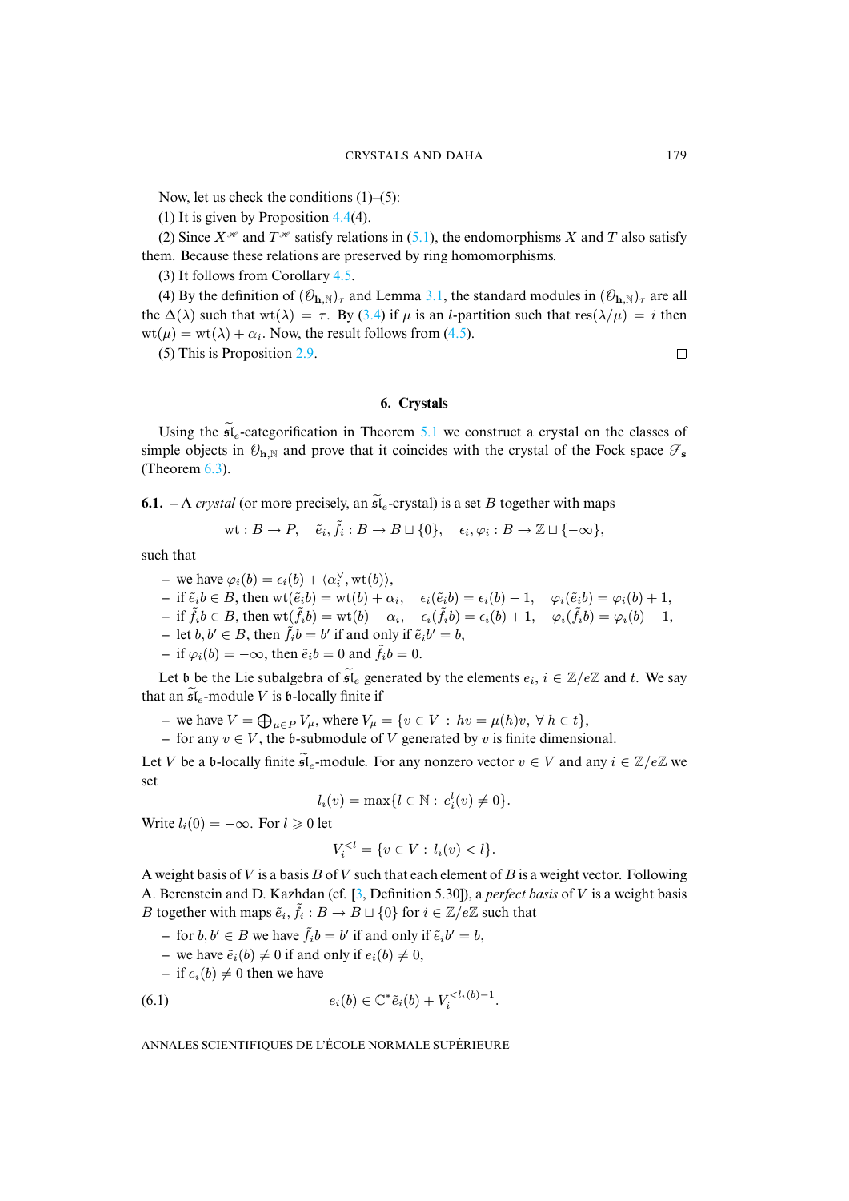Now, let us check the conditions (1)–(5):

(1) It is given by Proposition 4.4(4).

(2) Since $X^{\mathscr{H}}$ and $T^{\mathscr{H}}$ satisfy relations in (5.1), the endomorphisms $X$ and $T$ also satisfy them. Because these relations are preserved by ring homomorphisms.

(3) It follows from Corollary 4.5.

(4) By the definition of $(\mathcal{O}_{\mathbf{h},\mathbb{N}})_\tau$ and Lemma 3.1, the standard modules in $(\mathcal{O}_{\mathbf{h},\mathbb{N}})_\tau$ are all the $\Delta(\lambda)$ such that $\mathrm{wt}(\lambda) = \tau$. By (3.4) if $\mu$ is an $l$-partition such that $\mathrm{res}(\lambda/\mu) = i$ then $\mathrm{wt}(\mu) = \mathrm{wt}(\lambda) + \alpha_i$. Now, the result follows from (4.5).

(5) This is Proposition 2.9. □

## 6. Crystals

Using the $\widetilde{\mathfrak{sl}}_e$-categorification in Theorem 5.1 we construct a crystal on the classes of simple objects in $\mathcal{O}_{\mathbf{h},\mathbb{N}}$ and prove that it coincides with the crystal of the Fock space $\mathscr{F}_{\mathbf{s}}$ (Theorem 6.3).

**6.1.** – A *crystal* (or more precisely, an $\widetilde{\mathfrak{sl}}_e$-crystal) is a set $B$ together with maps

$$\mathrm{wt} : B \to P, \quad \tilde{e}_i, \tilde{f}_i : B \to B \sqcup \{0\}, \quad \epsilon_i, \varphi_i : B \to \mathbb{Z} \sqcup \{-\infty\},$$

such that

- we have $\varphi_i(b) = \epsilon_i(b) + \langle \alpha_i^\vee, \mathrm{wt}(b) \rangle$,
- if $\tilde{e}_i b \in B$, then $\mathrm{wt}(\tilde{e}_i b) = \mathrm{wt}(b) + \alpha_i$, $\quad \epsilon_i(\tilde{e}_i b) = \epsilon_i(b) - 1$, $\quad \varphi_i(\tilde{e}_i b) = \varphi_i(b) + 1$,
- if $\tilde{f}_i b \in B$, then $\mathrm{wt}(\tilde{f}_i b) = \mathrm{wt}(b) - \alpha_i$, $\quad \epsilon_i(\tilde{f}_i b) = \epsilon_i(b) + 1$, $\quad \varphi_i(\tilde{f}_i b) = \varphi_i(b) - 1$,
- let $b, b' \in B$, then $\tilde{f}_i b = b'$ if and only if $\tilde{e}_i b' = b$,
- if $\varphi_i(b) = -\infty$, then $\tilde{e}_i b = 0$ and $\tilde{f}_i b = 0$.

Let $\mathfrak{b}$ be the Lie subalgebra of $\widetilde{\mathfrak{sl}}_e$ generated by the elements $e_i$, $i \in \mathbb{Z}/e\mathbb{Z}$ and $t$. We say that an $\widetilde{\mathfrak{sl}}_e$-module $V$ is $\mathfrak{b}$-locally finite if

- we have $V = \bigoplus_{\mu \in P} V_\mu$, where $V_\mu = \{v \in V \,:\, hv = \mu(h)v, \ \forall\, h \in t\}$,
- for any $v \in V$, the $\mathfrak{b}$-submodule of $V$ generated by $v$ is finite dimensional.

Let $V$ be a $\mathfrak{b}$-locally finite $\widetilde{\mathfrak{sl}}_e$-module. For any nonzero vector $v \in V$ and any $i \in \mathbb{Z}/e\mathbb{Z}$ we set

$$l_i(v) = \max\{l \in \mathbb{N} :\ e_i^l(v) \neq 0\}.$$

Write $l_i(0) = -\infty$. For $l \geqslant 0$ let

$$V_i^{<l} = \{v \in V \,:\, l_i(v) < l\}.$$

A weight basis of $V$ is a basis $B$ of $V$ such that each element of $B$ is a weight vector. Following A. Berenstein and D. Kazhdan (cf. [3, Definition 5.30]), a *perfect basis* of $V$ is a weight basis $B$ together with maps $\tilde{e}_i, \tilde{f}_i : B \to B \sqcup \{0\}$ for $i \in \mathbb{Z}/e\mathbb{Z}$ such that

- for $b, b' \in B$ we have $\tilde{f}_i b = b'$ if and only if $\tilde{e}_i b' = b$,
- we have $\tilde{e}_i(b) \neq 0$ if and only if $e_i(b) \neq 0$,
- if $e_i(b) \neq 0$ then we have

$$e_i(b) \in \mathbb{C}^* \tilde{e}_i(b) + V_i^{<l_i(b)-1}. \tag{6.1}$$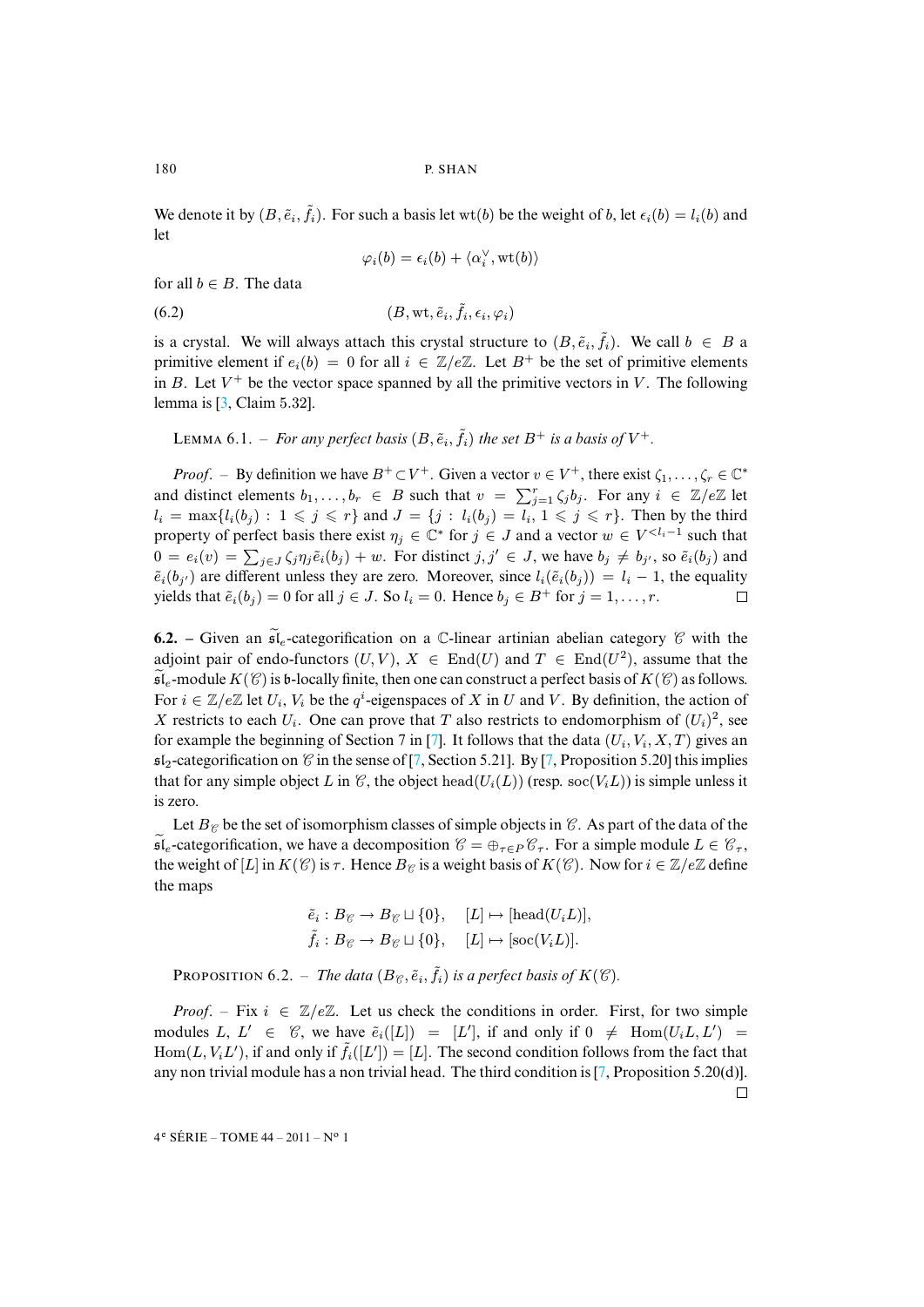We denote it by $(B, \tilde{e}_i, \tilde{f}_i)$. For such a basis let $\mathrm{wt}(b)$ be the weight of $b$, let $\epsilon_i(b) = l_i(b)$ and let

$$\varphi_i(b) = \epsilon_i(b) + \langle \alpha_i^\vee, \mathrm{wt}(b)\rangle$$

for all $b \in B$. The data

$$(B, \mathrm{wt}, \tilde{e}_i, \tilde{f}_i, \epsilon_i, \varphi_i) \tag{6.2}$$

is a crystal. We will always attach this crystal structure to $(B, \tilde{e}_i, \tilde{f}_i)$. We call $b \in B$ a primitive element if $e_i(b) = 0$ for all $i \in \mathbb{Z}/e\mathbb{Z}$. Let $B^+$ be the set of primitive elements in $B$. Let $V^+$ be the vector space spanned by all the primitive vectors in $V$. The following lemma is [3, Claim 5.32].

Lemma 6.1. – *For any perfect basis $(B, \tilde{e}_i, \tilde{f}_i)$ the set $B^+$ is a basis of $V^+$.*

*Proof*. – By definition we have $B^+ \subset V^+$. Given a vector $v \in V^+$, there exist $\zeta_1, \ldots, \zeta_r \in \mathbb{C}^*$ and distinct elements $b_1, \ldots, b_r \in B$ such that $v = \sum_{j=1}^r \zeta_j b_j$. For any $i \in \mathbb{Z}/e\mathbb{Z}$ let $l_i = \max\{l_i(b_j) : 1 \leqslant j \leqslant r\}$ and $J = \{j : l_i(b_j) = l_i, 1 \leqslant j \leqslant r\}$. Then by the third property of perfect basis there exist $\eta_j \in \mathbb{C}^*$ for $j \in J$ and a vector $w \in V^{<l_i - 1}$ such that $0 = e_i(v) = \sum_{j\in J} \zeta_j \eta_j \tilde{e}_i(b_j) + w$. For distinct $j, j' \in J$, we have $b_j \neq b_{j'}$, so $\tilde{e}_i(b_j)$ and $\tilde{e}_i(b_{j'})$ are different unless they are zero. Moreover, since $l_i(\tilde{e}_i(b_j)) = l_i - 1$, the equality yields that $\tilde{e}_i(b_j) = 0$ for all $j \in J$. So $l_i = 0$. Hence $b_j \in B^+$ for $j = 1, \ldots, r$. □

**6.2.** – Given an $\widetilde{\mathfrak{sl}}_e$-categorification on a $\mathbb{C}$-linear artinian abelian category $\mathscr{C}$ with the adjoint pair of endo-functors $(U, V)$, $X \in \mathrm{End}(U)$ and $T \in \mathrm{End}(U^2)$, assume that the $\widetilde{\mathfrak{sl}}_e$-module $K(\mathscr{C})$ is $\mathfrak{b}$-locally finite, then one can construct a perfect basis of $K(\mathscr{C})$ as follows. For $i \in \mathbb{Z}/e\mathbb{Z}$ let $U_i$, $V_i$ be the $q^i$-eigenspaces of $X$ in $U$ and $V$. By definition, the action of $X$ restricts to each $U_i$. One can prove that $T$ also restricts to endomorphism of $(U_i)^2$, see for example the beginning of Section 7 in [7]. It follows that the data $(U_i, V_i, X, T)$ gives an $\mathfrak{sl}_2$-categorification on $\mathscr{C}$ in the sense of [7, Section 5.21]. By [7, Proposition 5.20] this implies that for any simple object $L$ in $\mathscr{C}$, the object $\mathrm{head}(U_i(L))$ (resp. $\mathrm{soc}(V_i L)$) is simple unless it is zero.

Let $B_{\mathscr{C}}$ be the set of isomorphism classes of simple objects in $\mathscr{C}$. As part of the data of the $\widetilde{\mathfrak{sl}}_e$-categorification, we have a decomposition $\mathscr{C} = \oplus_{\tau\in P} \mathscr{C}_\tau$. For a simple module $L \in \mathscr{C}_\tau$, the weight of $[L]$ in $K(\mathscr{C})$ is $\tau$. Hence $B_{\mathscr{C}}$ is a weight basis of $K(\mathscr{C})$. Now for $i \in \mathbb{Z}/e\mathbb{Z}$ define the maps

$$\tilde{e}_i : B_{\mathscr{C}} \to B_{\mathscr{C}} \sqcup \{0\}, \quad [L] \mapsto [\mathrm{head}(U_i L)],$$
$$\tilde{f}_i : B_{\mathscr{C}} \to B_{\mathscr{C}} \sqcup \{0\}, \quad [L] \mapsto [\mathrm{soc}(V_i L)].$$

Proposition 6.2. – *The data $(B_{\mathscr{C}}, \tilde{e}_i, \tilde{f}_i)$ is a perfect basis of $K(\mathscr{C})$.*

*Proof*. – Fix $i \in \mathbb{Z}/e\mathbb{Z}$. Let us check the conditions in order. First, for two simple modules $L, L' \in \mathscr{C}$, we have $\tilde{e}_i([L]) = [L']$, if and only if $0 \neq \mathrm{Hom}(U_i L, L') = \mathrm{Hom}(L, V_i L')$, if and only if $\tilde{f}_i([L']) = [L]$. The second condition follows from the fact that any non trivial module has a non trivial head. The third condition is [7, Proposition 5.20(d)]. □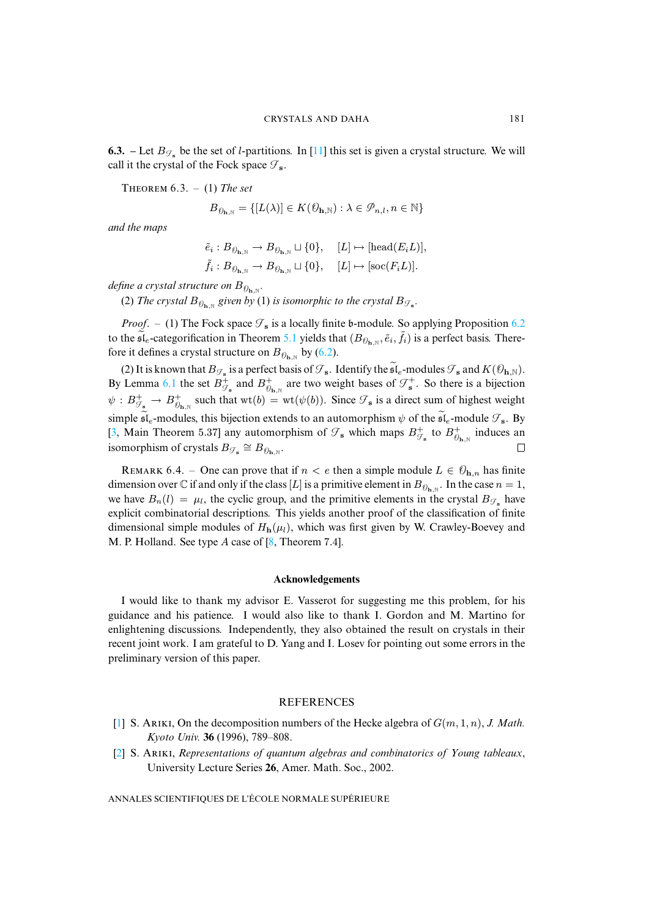**6.3.** – Let $B_{\mathcal{F}_\mathbf{s}}$ be the set of $l$-partitions. In [11] this set is given a crystal structure. We will call it the crystal of the Fock space $\mathcal{F}_\mathbf{s}$.

THEOREM 6.3. – (1) *The set*

$$B_{\mathcal{O}_{\mathbf{h},\mathbb{N}}} = \{[L(\lambda)] \in K(\mathcal{O}_{\mathbf{h},\mathbb{N}}) : \lambda \in \mathcal{P}_{n,l}, n \in \mathbb{N}\}$$

*and the maps*

$$\tilde{e}_i : B_{\mathcal{O}_{\mathbf{h},\mathbb{N}}} \to B_{\mathcal{O}_{\mathbf{h},\mathbb{N}}} \sqcup \{0\}, \quad [L] \mapsto [\mathrm{head}(E_i L)],$$
$$\tilde{f}_i : B_{\mathcal{O}_{\mathbf{h},\mathbb{N}}} \to B_{\mathcal{O}_{\mathbf{h},\mathbb{N}}} \sqcup \{0\}, \quad [L] \mapsto [\mathrm{soc}(F_i L)].$$

*define a crystal structure on* $B_{\mathcal{O}_{\mathbf{h},\mathbb{N}}}$.

(2) *The crystal* $B_{\mathcal{O}_{\mathbf{h},\mathbb{N}}}$ *given by* (1) *is isomorphic to the crystal* $B_{\mathcal{F}_\mathbf{s}}$.

*Proof*. – (1) The Fock space $\mathcal{F}_\mathbf{s}$ is a locally finite $\mathfrak{b}$-module. So applying Proposition 6.2 to the $\widetilde{\mathfrak{sl}}_e$-categorification in Theorem 5.1 yields that $(B_{\mathcal{O}_{\mathbf{h},\mathbb{N}}}, \tilde{e}_i, \tilde{f}_i)$ is a perfect basis. Therefore it defines a crystal structure on $B_{\mathcal{O}_{\mathbf{h},\mathbb{N}}}$ by (6.2).

(2) It is known that $B_{\mathcal{F}_\mathbf{s}}$ is a perfect basis of $\mathcal{F}_\mathbf{s}$. Identify the $\widetilde{\mathfrak{sl}}_e$-modules $\mathcal{F}_\mathbf{s}$ and $K(\mathcal{O}_{\mathbf{h},\mathbb{N}})$. By Lemma 6.1 the set $B^+_{\mathcal{F}_\mathbf{s}}$ and $B^+_{\mathcal{O}_{\mathbf{h},\mathbb{N}}}$ are two weight bases of $\mathcal{F}^+_\mathbf{s}$. So there is a bijection $\psi : B^+_{\mathcal{F}_\mathbf{s}} \to B^+_{\mathcal{O}_{\mathbf{h},\mathbb{N}}}$ such that $\mathrm{wt}(b) = \mathrm{wt}(\psi(b))$. Since $\mathcal{F}_\mathbf{s}$ is a direct sum of highest weight simple $\widetilde{\mathfrak{sl}}_e$-modules, this bijection extends to an automorphism $\psi$ of the $\widetilde{\mathfrak{sl}}_e$-module $\mathcal{F}_\mathbf{s}$. By [3, Main Theorem 5.37] any automorphism of $\mathcal{F}_\mathbf{s}$ which maps $B^+_{\mathcal{F}_\mathbf{s}}$ to $B^+_{\mathcal{O}_{\mathbf{h},\mathbb{N}}}$ induces an isomorphism of crystals $B_{\mathcal{F}_\mathbf{s}} \cong B_{\mathcal{O}_{\mathbf{h},\mathbb{N}}}$. □

REMARK 6.4. – One can prove that if $n < e$ then a simple module $L \in \mathcal{O}_{\mathbf{h},n}$ has finite dimension over $\mathbb{C}$ if and only if the class $[L]$ is a primitive element in $B_{\mathcal{O}_{\mathbf{h},\mathbb{N}}}$. In the case $n = 1$, we have $B_n(l) = \mu_l$, the cyclic group, and the primitive elements in the crystal $B_{\mathcal{F}_\mathbf{s}}$ have explicit combinatorial descriptions. This yields another proof of the classification of finite dimensional simple modules of $H_\mathbf{h}(\mu_l)$, which was first given by W. Crawley-Boevey and M. P. Holland. See type $A$ case of [8, Theorem 7.4].

### Acknowledgements

I would like to thank my advisor E. Vasserot for suggesting me this problem, for his guidance and his patience. I would also like to thank I. Gordon and M. Martino for enlightening discussions. Independently, they also obtained the result on crystals in their recent joint work. I am grateful to D. Yang and I. Losev for pointing out some errors in the preliminary version of this paper.

## REFERENCES

[1] S. ARIKI, On the decomposition numbers of the Hecke algebra of $G(m, 1, n)$, *J. Math. Kyoto Univ.* **36** (1996), 789–808.

[2] S. ARIKI, *Representations of quantum algebras and combinatorics of Young tableaux*, University Lecture Series **26**, Amer. Math. Soc., 2002.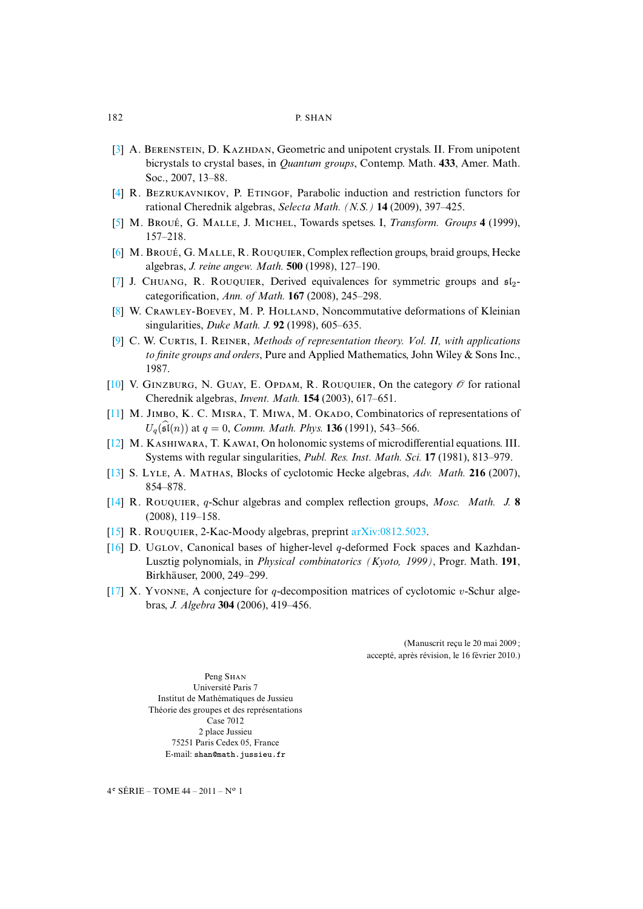- [3] A. Berenstein, D. Kazhdan, Geometric and unipotent crystals. II. From unipotent bicrystals to crystal bases, in *Quantum groups*, Contemp. Math. **433**, Amer. Math. Soc., 2007, 13–88.
- [4] R. Bezrukavnikov, P. Etingof, Parabolic induction and restriction functors for rational Cherednik algebras, *Selecta Math. (N.S.)* **14** (2009), 397–425.
- [5] M. Broué, G. Malle, J. Michel, Towards spetses. I, *Transform. Groups* **4** (1999), 157–218.
- [6] M. Broué, G. Malle, R. Rouquier, Complex reflection groups, braid groups, Hecke algebras, *J. reine angew. Math.* **500** (1998), 127–190.
- [7] J. Chuang, R. Rouquier, Derived equivalences for symmetric groups and $\mathfrak{sl}_2$-categorification, *Ann. of Math.* **167** (2008), 245–298.
- [8] W. Crawley-Boevey, M. P. Holland, Noncommutative deformations of Kleinian singularities, *Duke Math. J.* **92** (1998), 605–635.
- [9] C. W. Curtis, I. Reiner, *Methods of representation theory. Vol. II, with applications to finite groups and orders*, Pure and Applied Mathematics, John Wiley & Sons Inc., 1987.
- [10] V. Ginzburg, N. Guay, E. Opdam, R. Rouquier, On the category $\mathcal{O}$ for rational Cherednik algebras, *Invent. Math.* **154** (2003), 617–651.
- [11] M. Jimbo, K. C. Misra, T. Miwa, M. Okado, Combinatorics of representations of $U_q(\widehat{\mathfrak{sl}}(n))$ at $q = 0$, *Comm. Math. Phys.* **136** (1991), 543–566.
- [12] M. Kashiwara, T. Kawai, On holonomic systems of microdifferential equations. III. Systems with regular singularities, *Publ. Res. Inst. Math. Sci.* **17** (1981), 813–979.
- [13] S. Lyle, A. Mathas, Blocks of cyclotomic Hecke algebras, *Adv. Math.* **216** (2007), 854–878.
- [14] R. Rouquier, $q$-Schur algebras and complex reflection groups, *Mosc. Math. J.* **8** (2008), 119–158.
- [15] R. Rouquier, 2-Kac-Moody algebras, preprint arXiv:0812.5023.
- [16] D. Uglov, Canonical bases of higher-level $q$-deformed Fock spaces and Kazhdan-Lusztig polynomials, in *Physical combinatorics (Kyoto, 1999)*, Progr. Math. **191**, Birkhäuser, 2000, 249–299.
- [17] X. Yvonne, A conjecture for $q$-decomposition matrices of cyclotomic $v$-Schur algebras, *J. Algebra* **304** (2006), 419–456.

(Manuscrit reçu le 20 mai 2009 ;
accepté, après révision, le 16 février 2010.)

Peng Shan
Université Paris 7
Institut de Mathématiques de Jussieu
Théorie des groupes et des représentations
Case 7012
2 place Jussieu
75251 Paris Cedex 05, France
E-mail: shan@math.jussieu.fr